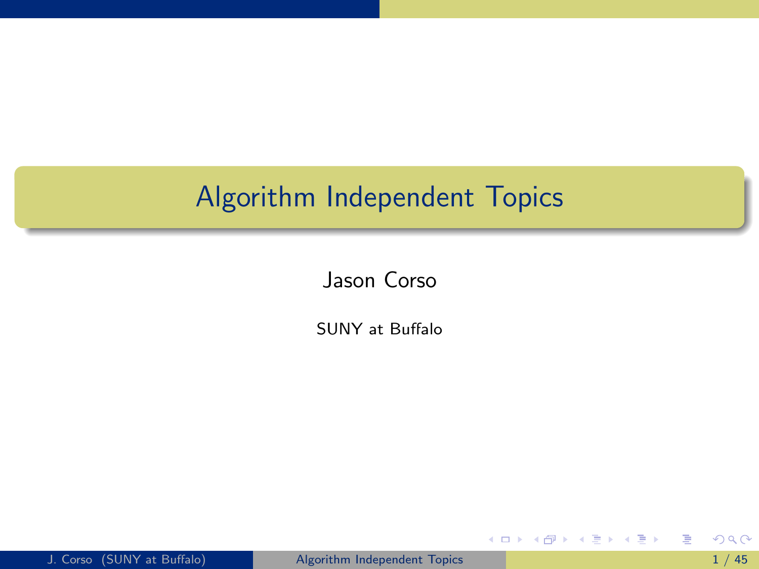# Algorithm Independent Topics

Jason Corso

SUNY at Buffalo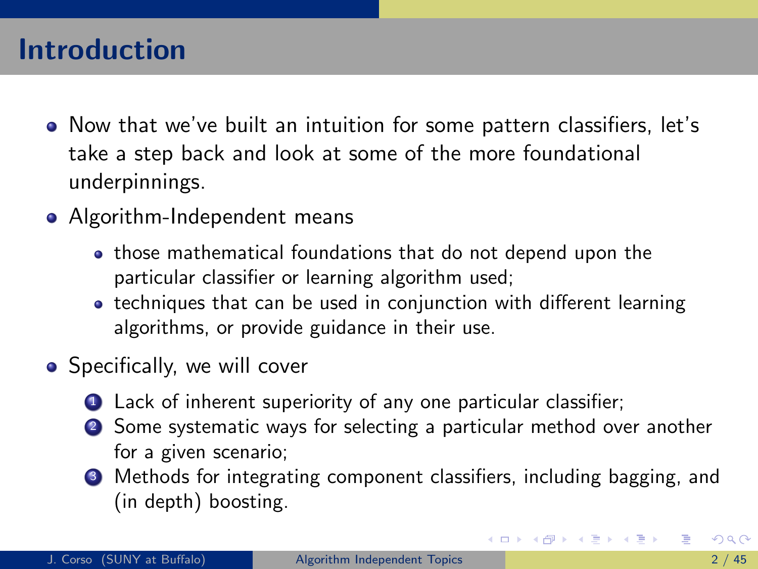# Introduction

- Now that we've built an intuition for some pattern classifiers, let's take a step back and look at some of the more foundational underpinnings.
- Algorithm-Independent means
  - those mathematical foundations that do not depend upon the particular classifier or learning algorithm used;
  - techniques that can be used in conjunction with different learning algorithms, or provide guidance in their use.
- Specifically, we will cover
  1. Lack of inherent superiority of any one particular classifier;
  2. Some systematic ways for selecting a particular method over another for a given scenario;
  3. Methods for integrating component classifiers, including bagging, and (in depth) boosting.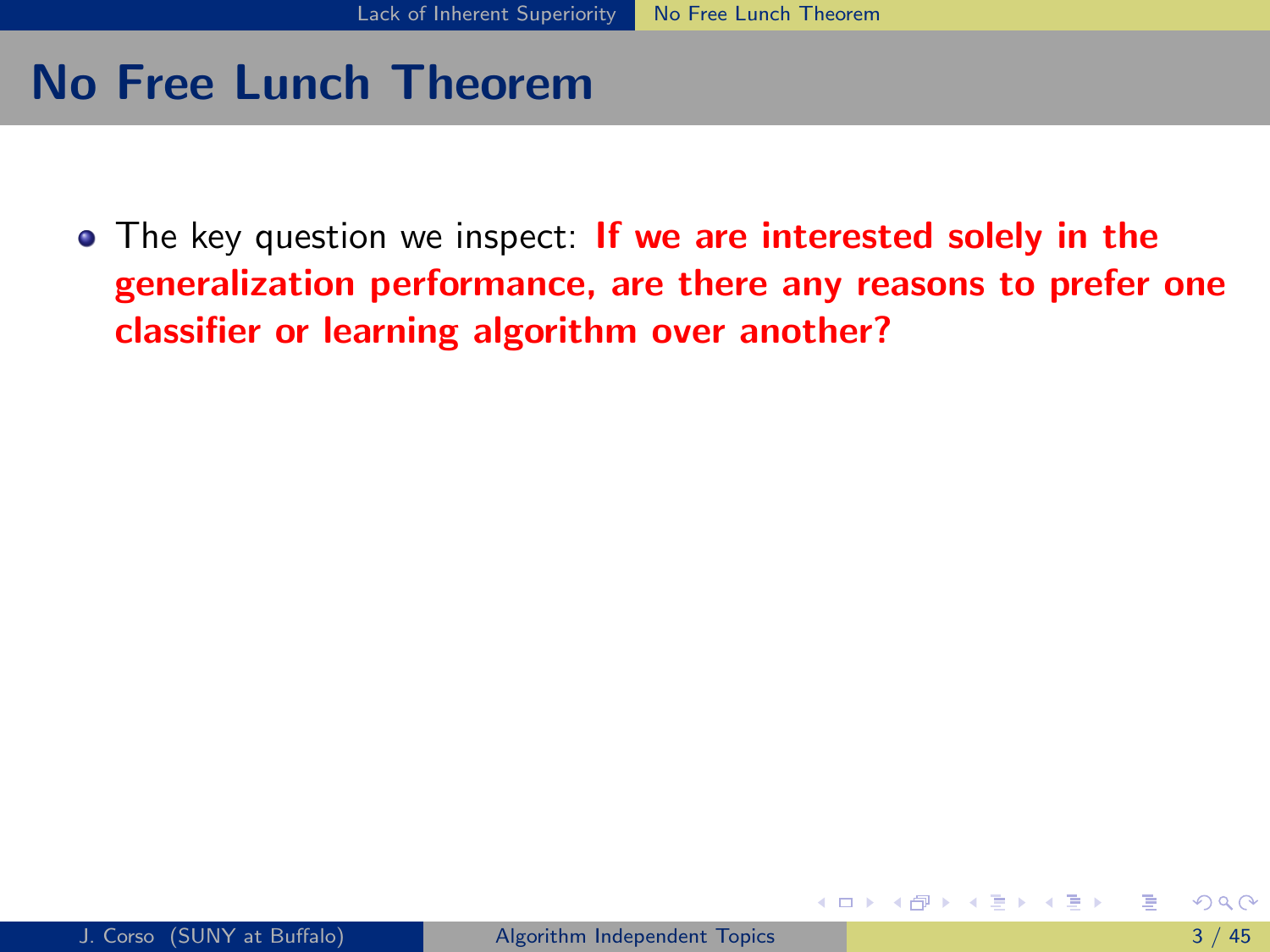# No Free Lunch Theorem

- The key question we inspect: **If we are interested solely in the generalization performance, are there any reasons to prefer one classifier or learning algorithm over another?**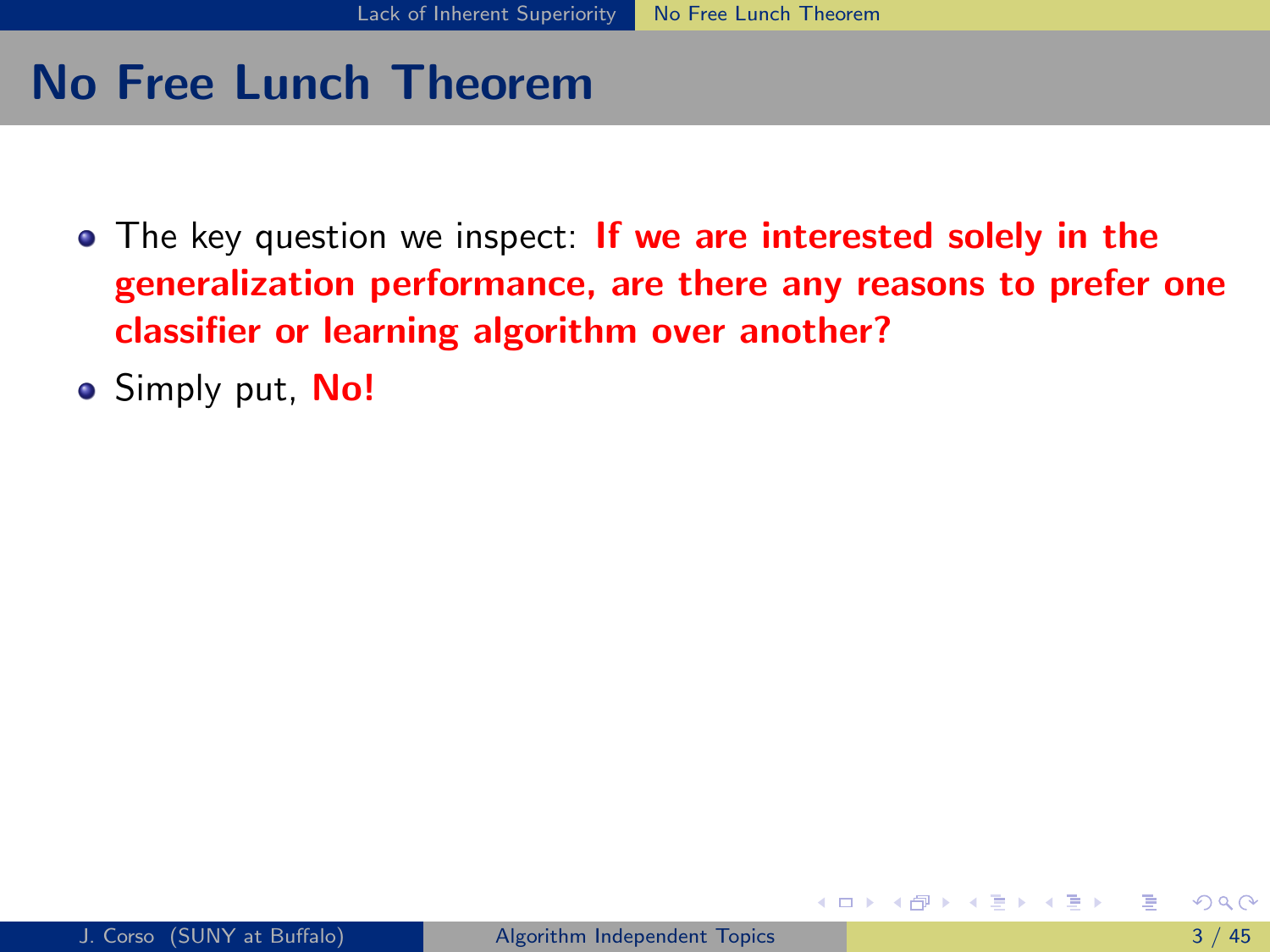# No Free Lunch Theorem

- The key question we inspect: **If we are interested solely in the generalization performance, are there any reasons to prefer one classifier or learning algorithm over another?**
- Simply put, **No!**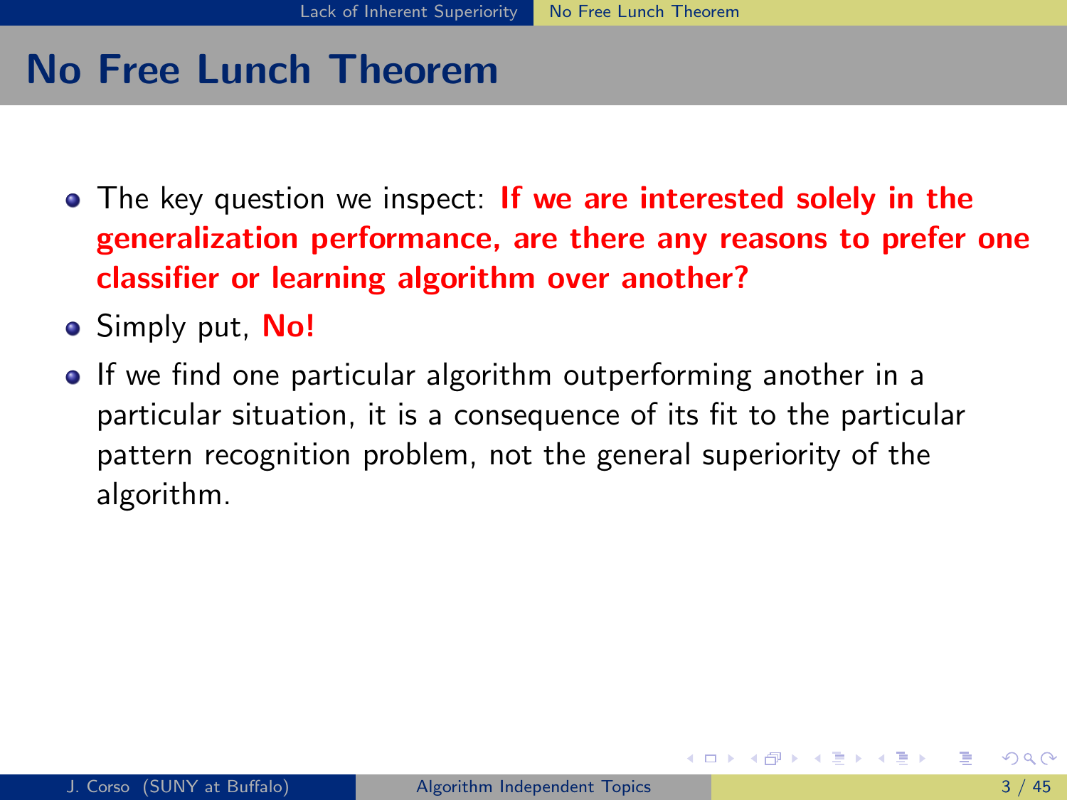# No Free Lunch Theorem

- The key question we inspect: **If we are interested solely in the generalization performance, are there any reasons to prefer one classifier or learning algorithm over another?**
- Simply put, **No!**
- If we find one particular algorithm outperforming another in a particular situation, it is a consequence of its fit to the particular pattern recognition problem, not the general superiority of the algorithm.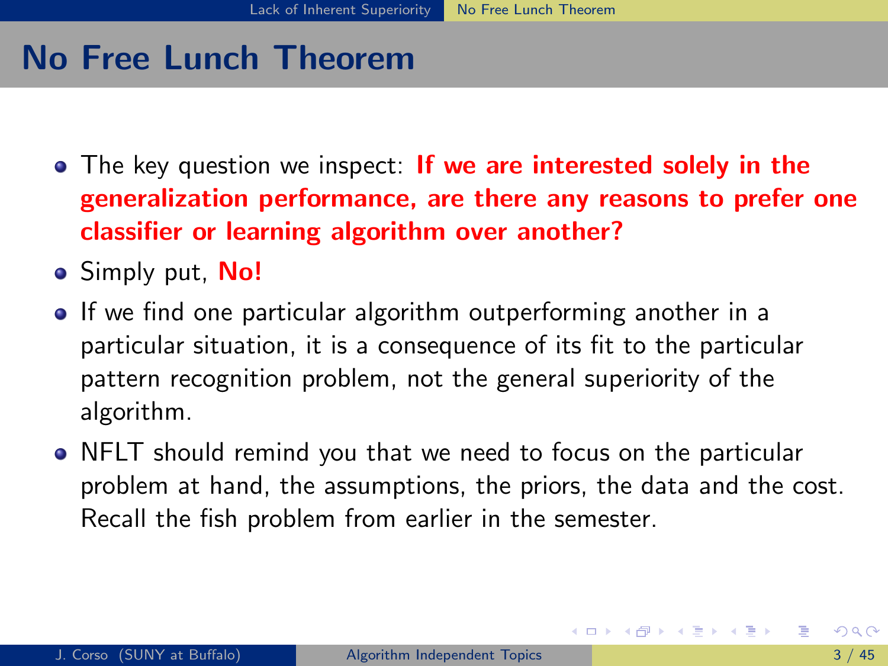# No Free Lunch Theorem

- The key question we inspect: **If we are interested solely in the generalization performance, are there any reasons to prefer one classifier or learning algorithm over another?**
- Simply put, **No!**
- If we find one particular algorithm outperforming another in a particular situation, it is a consequence of its fit to the particular pattern recognition problem, not the general superiority of the algorithm.
- NFLT should remind you that we need to focus on the particular problem at hand, the assumptions, the priors, the data and the cost. Recall the fish problem from earlier in the semester.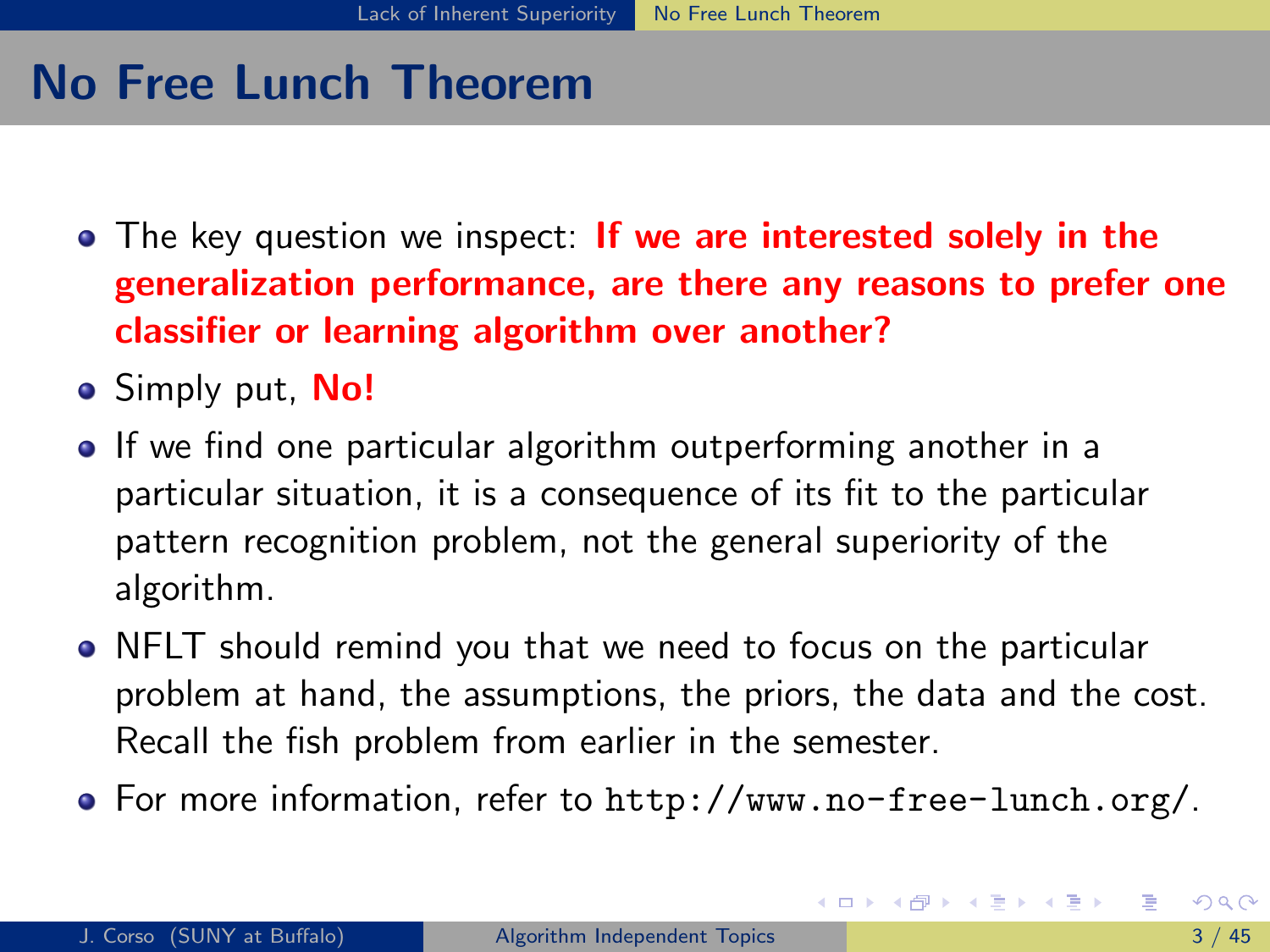# No Free Lunch Theorem

- The key question we inspect: **If we are interested solely in the generalization performance, are there any reasons to prefer one classifier or learning algorithm over another?**
- Simply put, **No!**
- If we find one particular algorithm outperforming another in a particular situation, it is a consequence of its fit to the particular pattern recognition problem, not the general superiority of the algorithm.
- NFLT should remind you that we need to focus on the particular problem at hand, the assumptions, the priors, the data and the cost. Recall the fish problem from earlier in the semester.
- For more information, refer to `http://www.no-free-lunch.org/`.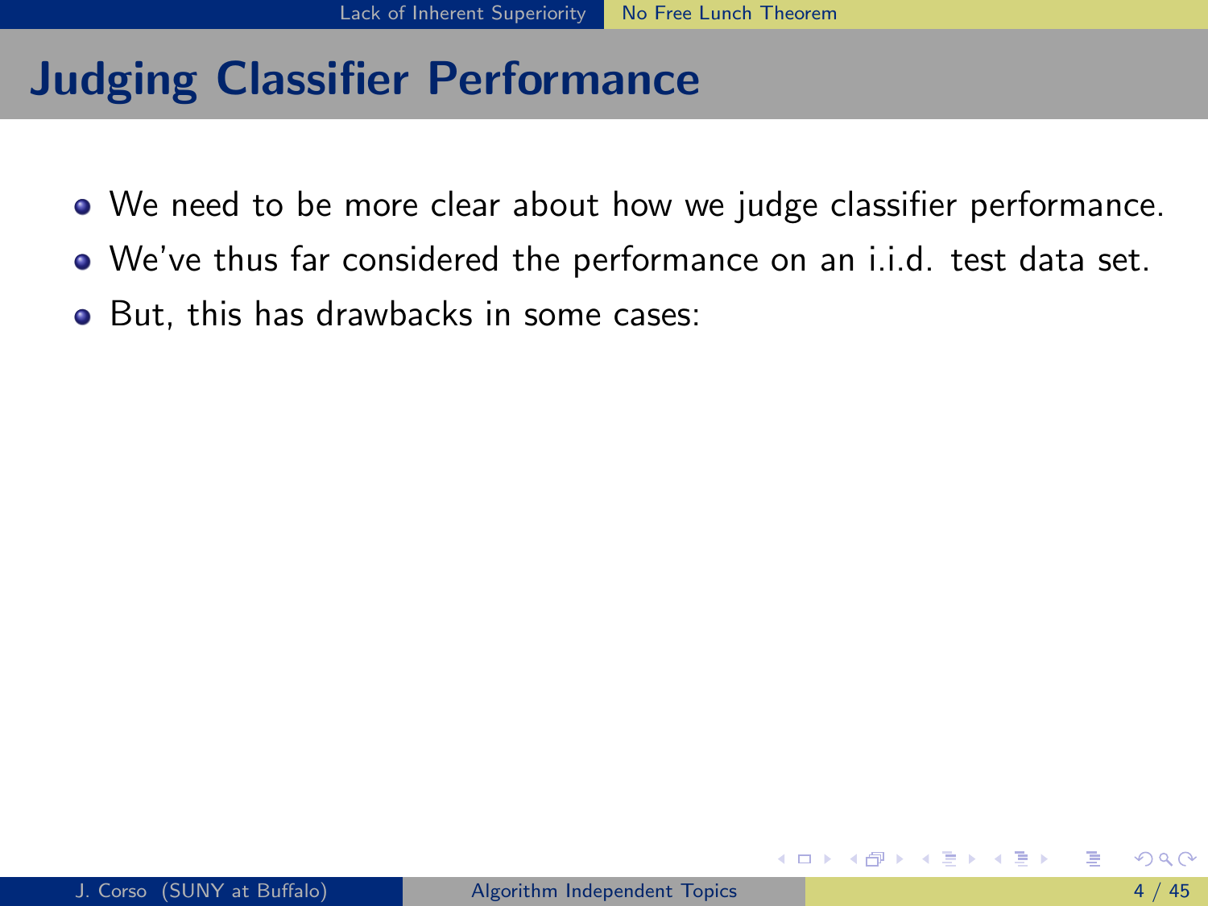# Judging Classifier Performance

- We need to be more clear about how we judge classifier performance.
- We've thus far considered the performance on an i.i.d. test data set.
- But, this has drawbacks in some cases: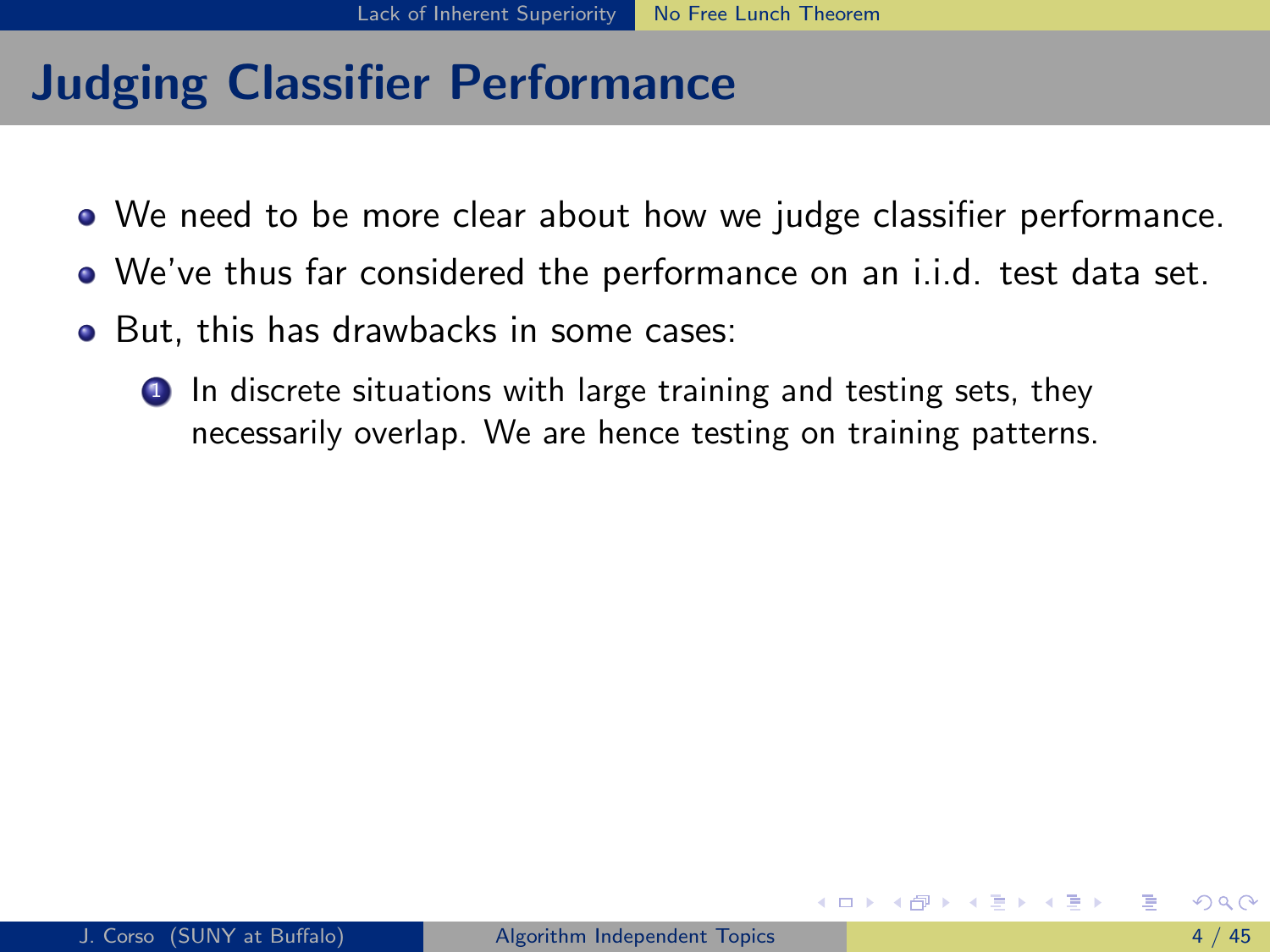# Judging Classifier Performance

- We need to be more clear about how we judge classifier performance.
- We've thus far considered the performance on an i.i.d. test data set.
- But, this has drawbacks in some cases:
  1. In discrete situations with large training and testing sets, they necessarily overlap. We are hence testing on training patterns.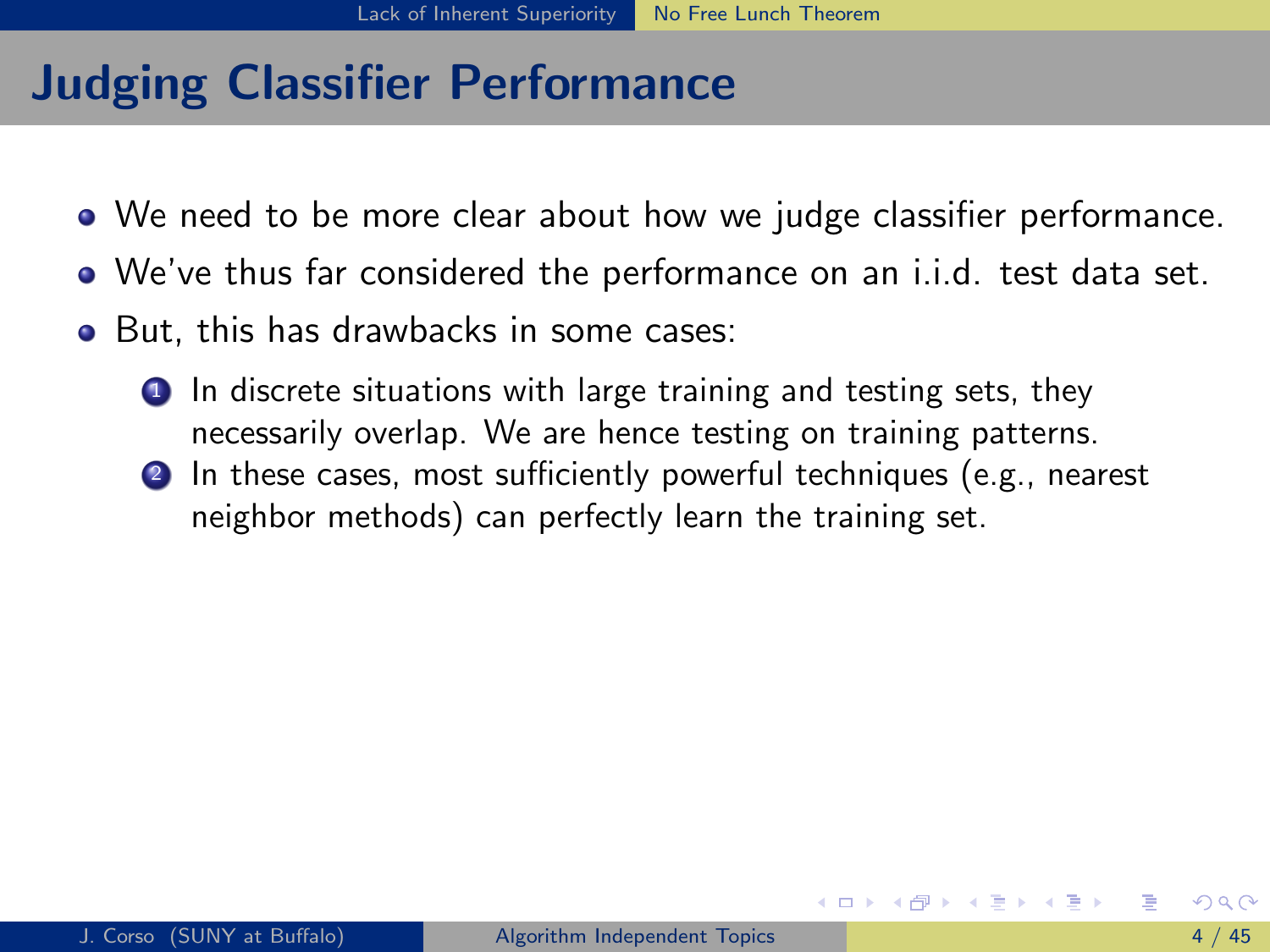# Judging Classifier Performance

- We need to be more clear about how we judge classifier performance.
- We've thus far considered the performance on an i.i.d. test data set.
- But, this has drawbacks in some cases:
  1. In discrete situations with large training and testing sets, they necessarily overlap. We are hence testing on training patterns.
  2. In these cases, most sufficiently powerful techniques (e.g., nearest neighbor methods) can perfectly learn the training set.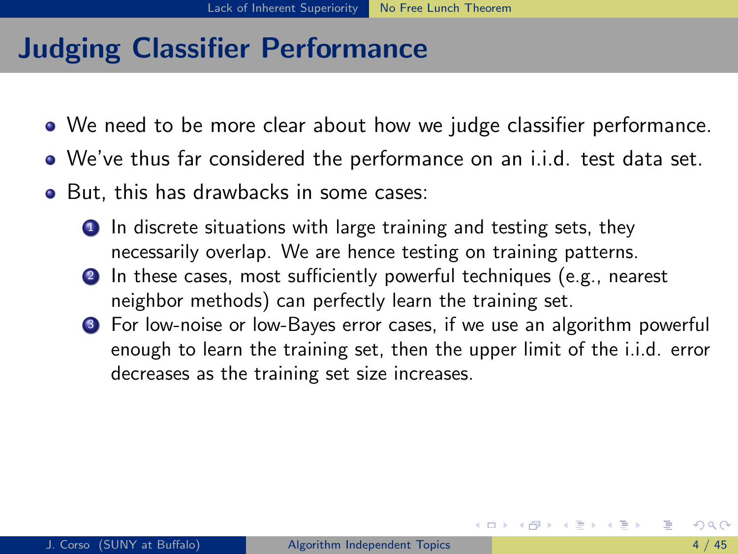# Judging Classifier Performance

- We need to be more clear about how we judge classifier performance.
- We've thus far considered the performance on an i.i.d. test data set.
- But, this has drawbacks in some cases:
  1. In discrete situations with large training and testing sets, they necessarily overlap. We are hence testing on training patterns.
  2. In these cases, most sufficiently powerful techniques (e.g., nearest neighbor methods) can perfectly learn the training set.
  3. For low-noise or low-Bayes error cases, if we use an algorithm powerful enough to learn the training set, then the upper limit of the i.i.d. error decreases as the training set size increases.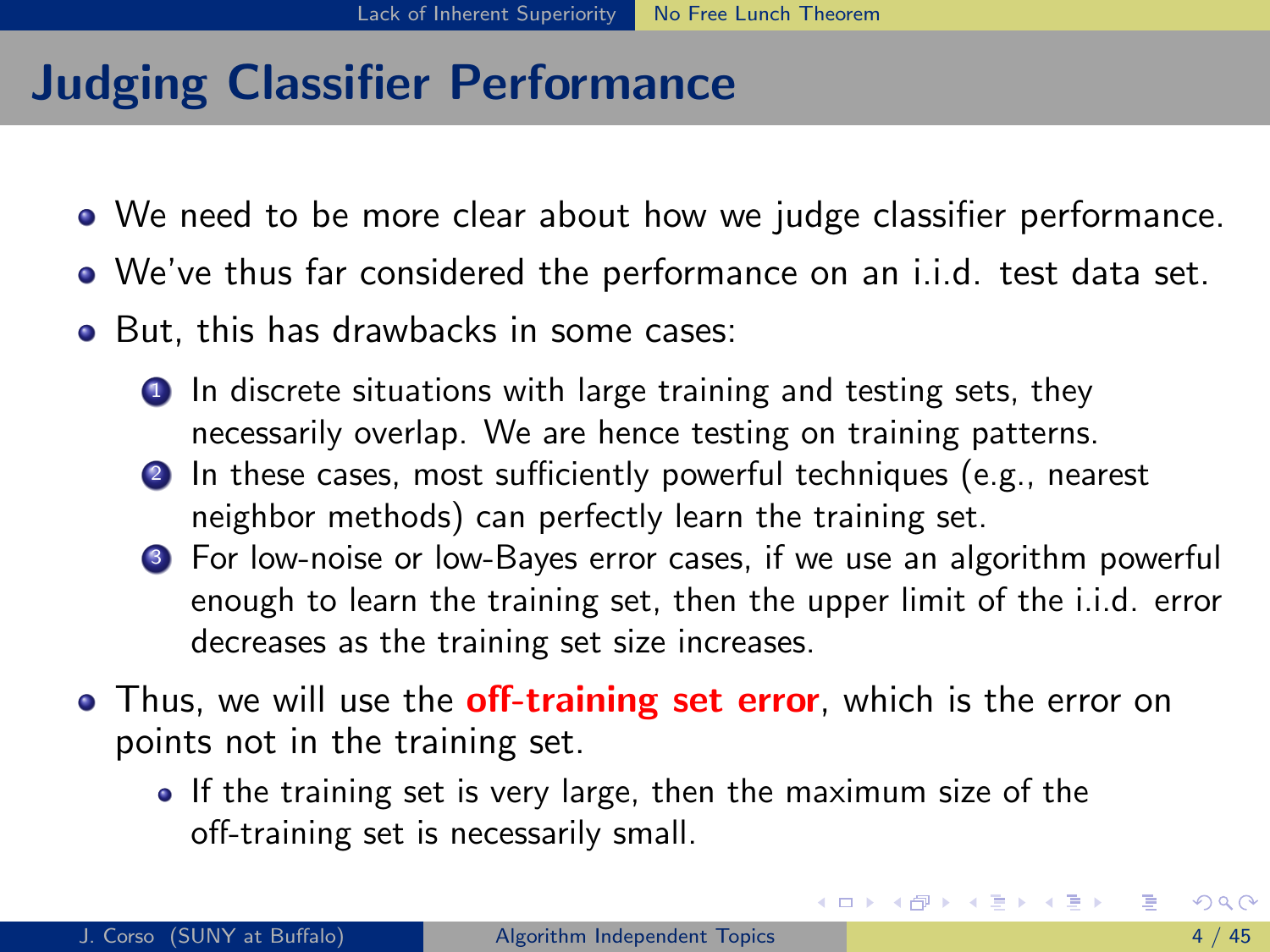# Judging Classifier Performance

- We need to be more clear about how we judge classifier performance.
- We've thus far considered the performance on an i.i.d. test data set.
- But, this has drawbacks in some cases:
  1. In discrete situations with large training and testing sets, they necessarily overlap. We are hence testing on training patterns.
  2. In these cases, most sufficiently powerful techniques (e.g., nearest neighbor methods) can perfectly learn the training set.
  3. For low-noise or low-Bayes error cases, if we use an algorithm powerful enough to learn the training set, then the upper limit of the i.i.d. error decreases as the training set size increases.
- Thus, we will use the **off-training set error**, which is the error on points not in the training set.
  - If the training set is very large, then the maximum size of the off-training set is necessarily small.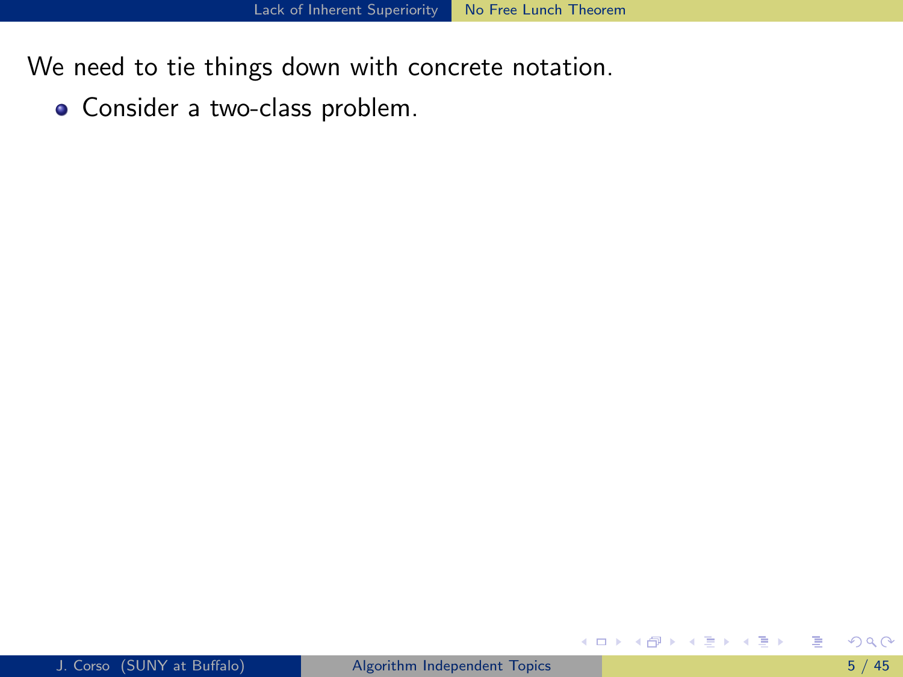We need to tie things down with concrete notation.

- Consider a two-class problem.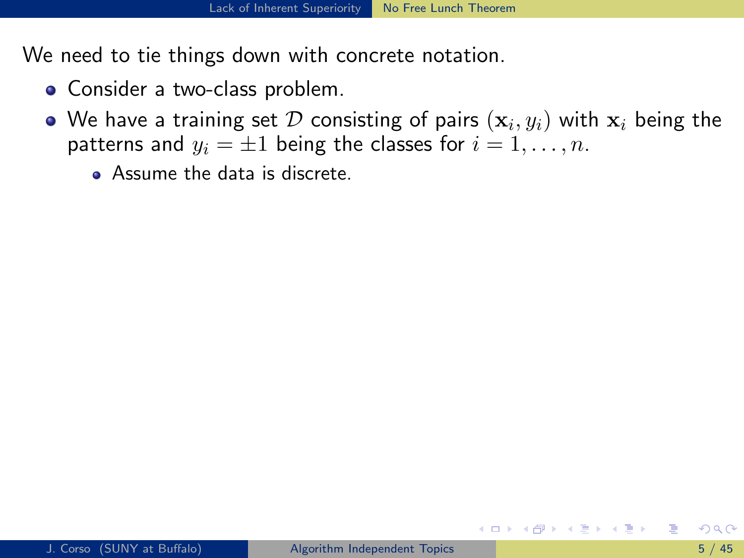We need to tie things down with concrete notation.

- Consider a two-class problem.
- We have a training set $\mathcal{D}$ consisting of pairs $(\mathbf{x}_i, y_i)$ with $\mathbf{x}_i$ being the patterns and $y_i = \pm 1$ being the classes for $i = 1, \ldots, n$.
  - Assume the data is discrete.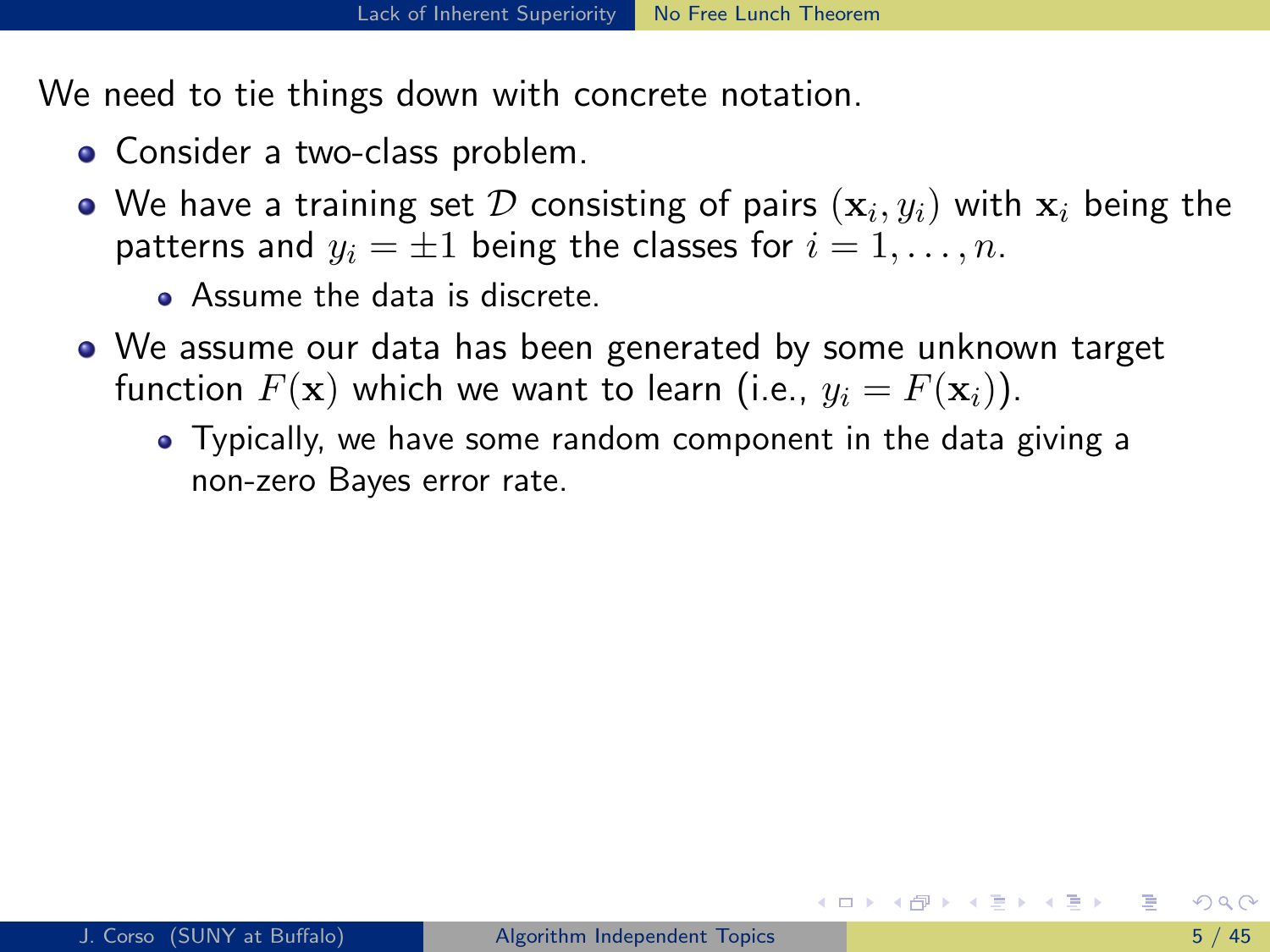We need to tie things down with concrete notation.

- Consider a two-class problem.
- We have a training set $\mathcal{D}$ consisting of pairs $(\mathbf{x}_i, y_i)$ with $\mathbf{x}_i$ being the patterns and $y_i = \pm 1$ being the classes for $i = 1, \ldots, n$.
  - Assume the data is discrete.
- We assume our data has been generated by some unknown target function $F(\mathbf{x})$ which we want to learn (i.e., $y_i = F(\mathbf{x}_i)$).
  - Typically, we have some random component in the data giving a non-zero Bayes error rate.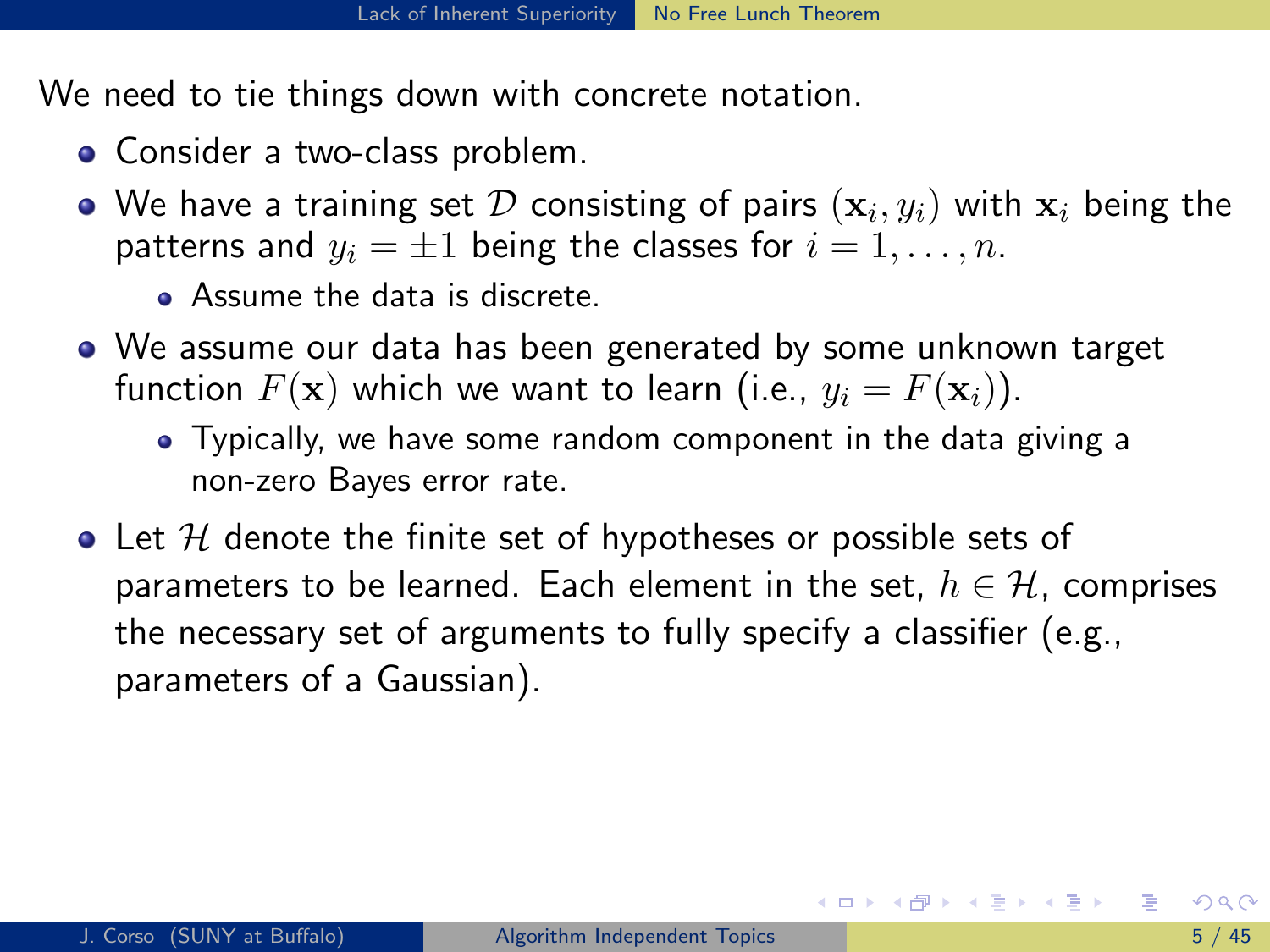We need to tie things down with concrete notation.

- Consider a two-class problem.
- We have a training set $\mathcal{D}$ consisting of pairs $(\mathbf{x}_i, y_i)$ with $\mathbf{x}_i$ being the patterns and $y_i = \pm 1$ being the classes for $i = 1, \ldots, n$.
  - Assume the data is discrete.
- We assume our data has been generated by some unknown target function $F(\mathbf{x})$ which we want to learn (i.e., $y_i = F(\mathbf{x}_i)$).
  - Typically, we have some random component in the data giving a non-zero Bayes error rate.
- Let $\mathcal{H}$ denote the finite set of hypotheses or possible sets of parameters to be learned. Each element in the set, $h \in \mathcal{H}$, comprises the necessary set of arguments to fully specify a classifier (e.g., parameters of a Gaussian).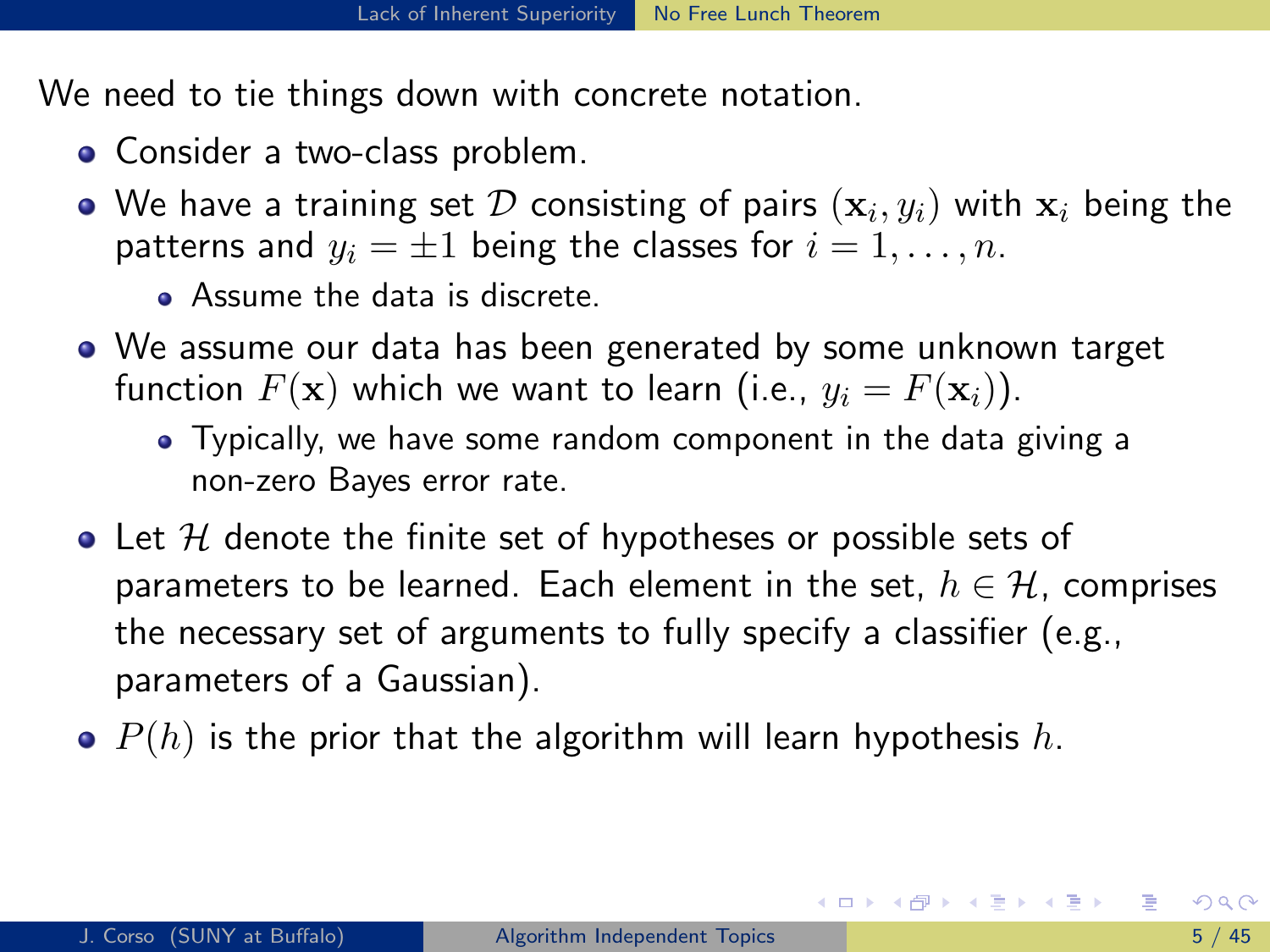We need to tie things down with concrete notation.

- Consider a two-class problem.
- We have a training set $\mathcal{D}$ consisting of pairs $(\mathbf{x}_i, y_i)$ with $\mathbf{x}_i$ being the patterns and $y_i = \pm 1$ being the classes for $i = 1, \ldots, n$.
  - Assume the data is discrete.
- We assume our data has been generated by some unknown target function $F(\mathbf{x})$ which we want to learn (i.e., $y_i = F(\mathbf{x}_i)$).
  - Typically, we have some random component in the data giving a non-zero Bayes error rate.
- Let $\mathcal{H}$ denote the finite set of hypotheses or possible sets of parameters to be learned. Each element in the set, $h \in \mathcal{H}$, comprises the necessary set of arguments to fully specify a classifier (e.g., parameters of a Gaussian).
- $P(h)$ is the prior that the algorithm will learn hypothesis $h$.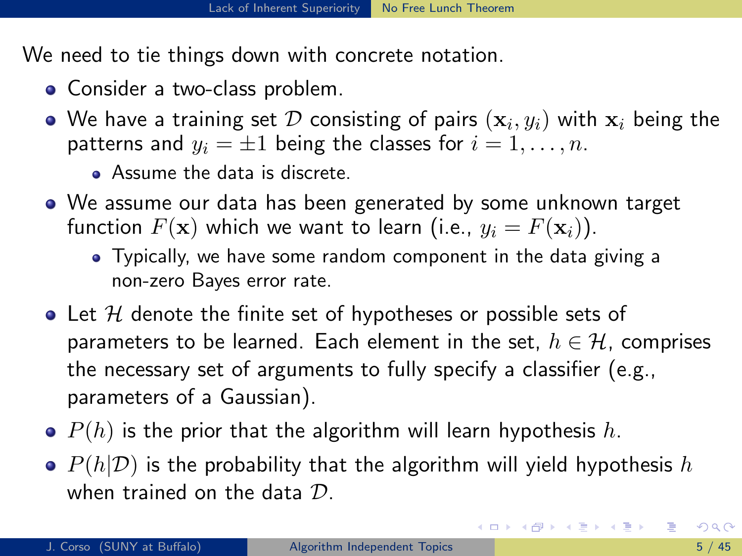We need to tie things down with concrete notation.

- Consider a two-class problem.
- We have a training set $\mathcal{D}$ consisting of pairs $(\mathbf{x}_i, y_i)$ with $\mathbf{x}_i$ being the patterns and $y_i = \pm 1$ being the classes for $i = 1, \ldots, n$.
  - Assume the data is discrete.
- We assume our data has been generated by some unknown target function $F(\mathbf{x})$ which we want to learn (i.e., $y_i = F(\mathbf{x}_i)$).
  - Typically, we have some random component in the data giving a non-zero Bayes error rate.
- Let $\mathcal{H}$ denote the finite set of hypotheses or possible sets of parameters to be learned. Each element in the set, $h \in \mathcal{H}$, comprises the necessary set of arguments to fully specify a classifier (e.g., parameters of a Gaussian).
- $P(h)$ is the prior that the algorithm will learn hypothesis $h$.
- $P(h|\mathcal{D})$ is the probability that the algorithm will yield hypothesis $h$ when trained on the data $\mathcal{D}$.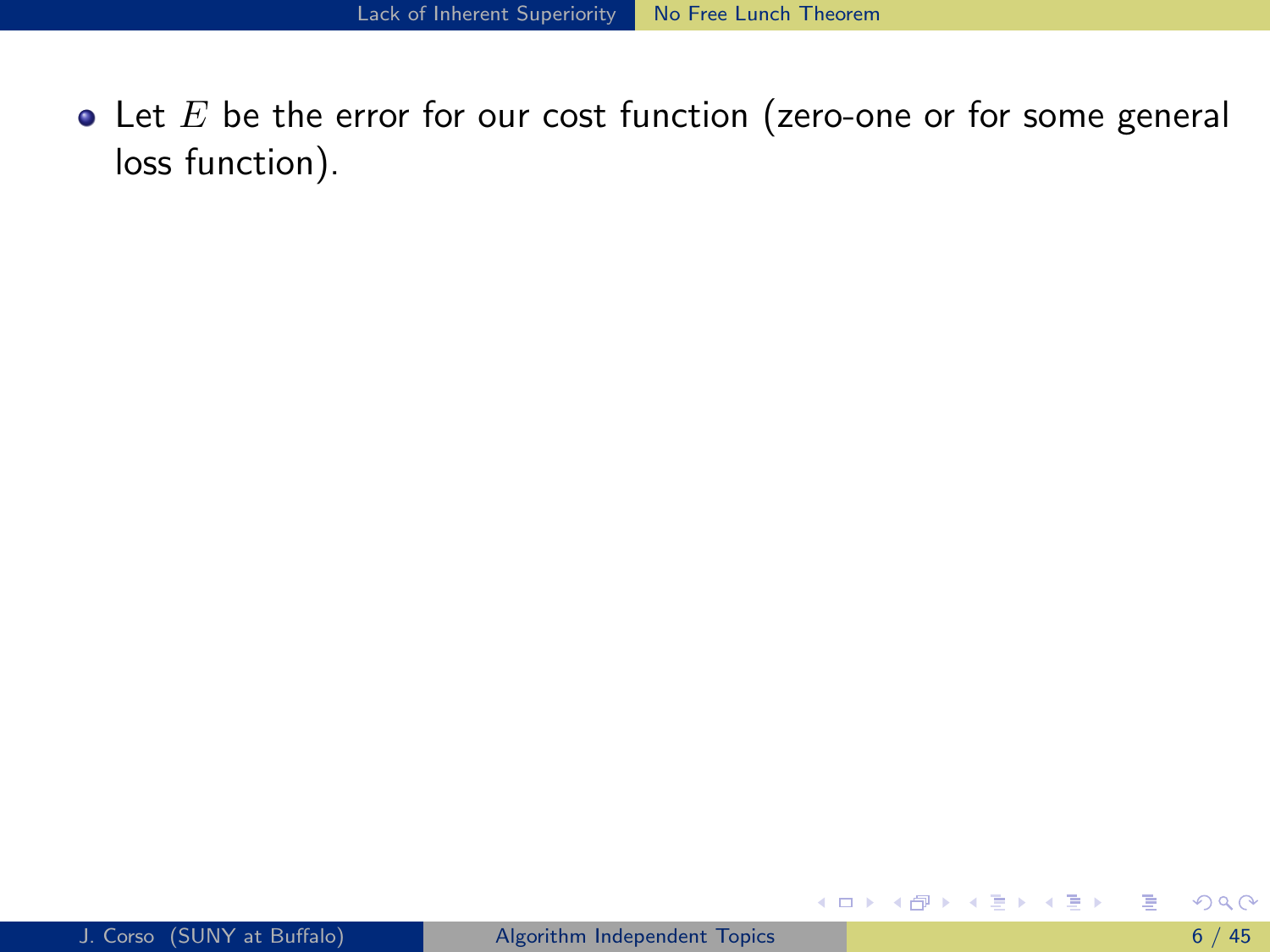- Let $E$ be the error for our cost function (zero-one or for some general loss function).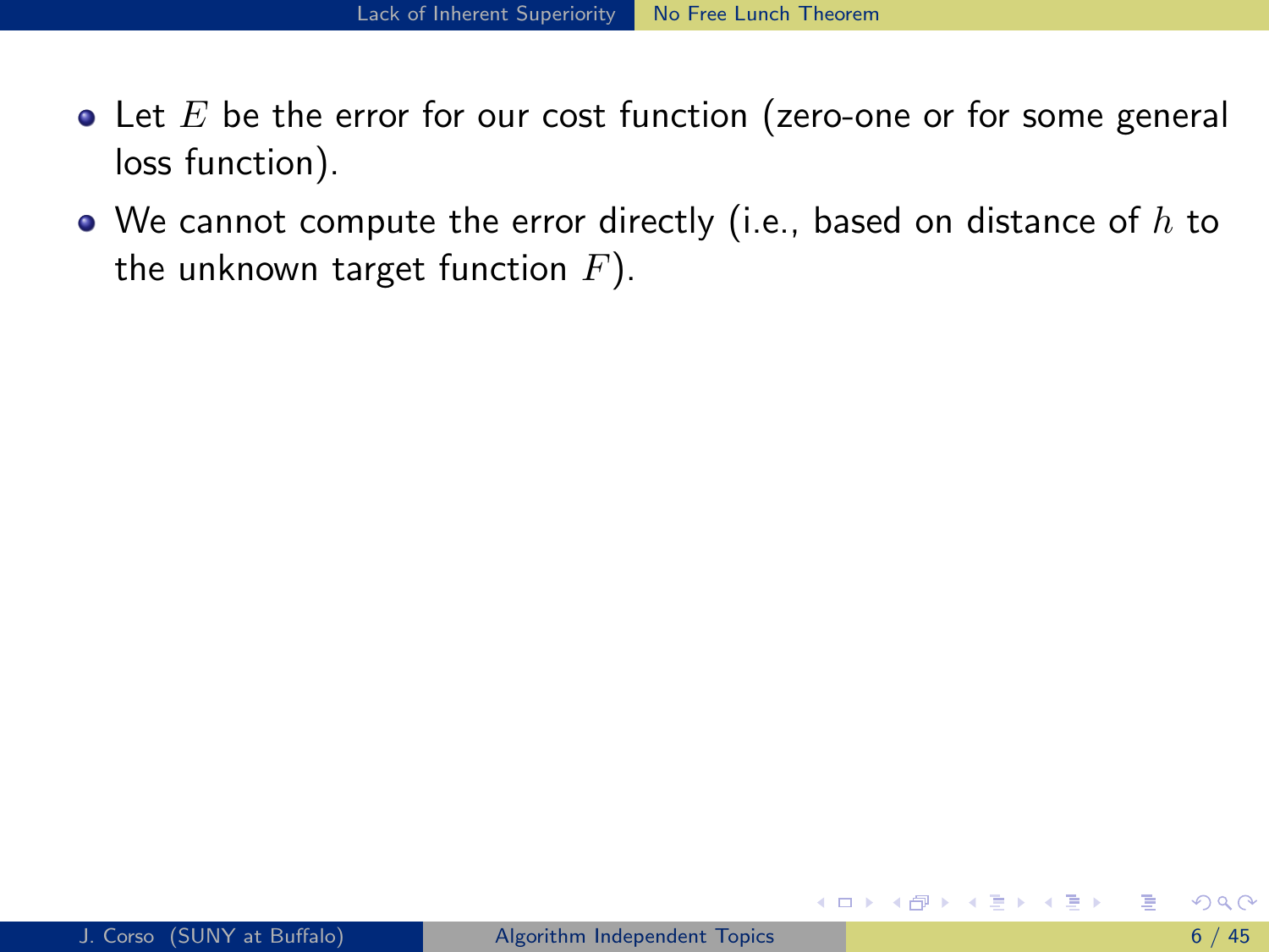- Let $E$ be the error for our cost function (zero-one or for some general loss function).
- We cannot compute the error directly (i.e., based on distance of $h$ to the unknown target function $F$).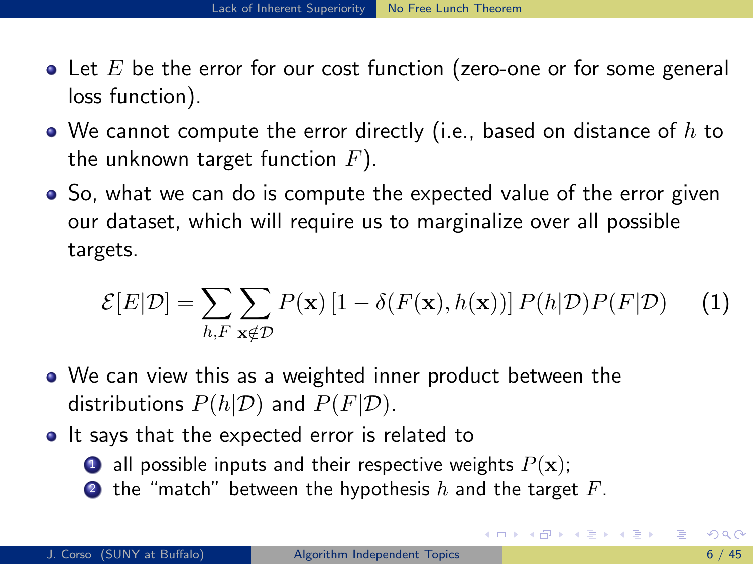- Let $E$ be the error for our cost function (zero-one or for some general loss function).
- We cannot compute the error directly (i.e., based on distance of $h$ to the unknown target function $F$).
- So, what we can do is compute the expected value of the error given our dataset, which will require us to marginalize over all possible targets.

$$\mathcal{E}[E|\mathcal{D}] = \sum_{h,F} \sum_{\mathbf{x} \notin \mathcal{D}} P(\mathbf{x}) \left[1 - \delta(F(\mathbf{x}), h(\mathbf{x}))\right] P(h|\mathcal{D}) P(F|\mathcal{D}) \tag{1}$$

- We can view this as a weighted inner product between the distributions $P(h|\mathcal{D})$ and $P(F|\mathcal{D})$.
- It says that the expected error is related to
  1. all possible inputs and their respective weights $P(\mathbf{x})$;
  2. the "match" between the hypothesis $h$ and the target $F$.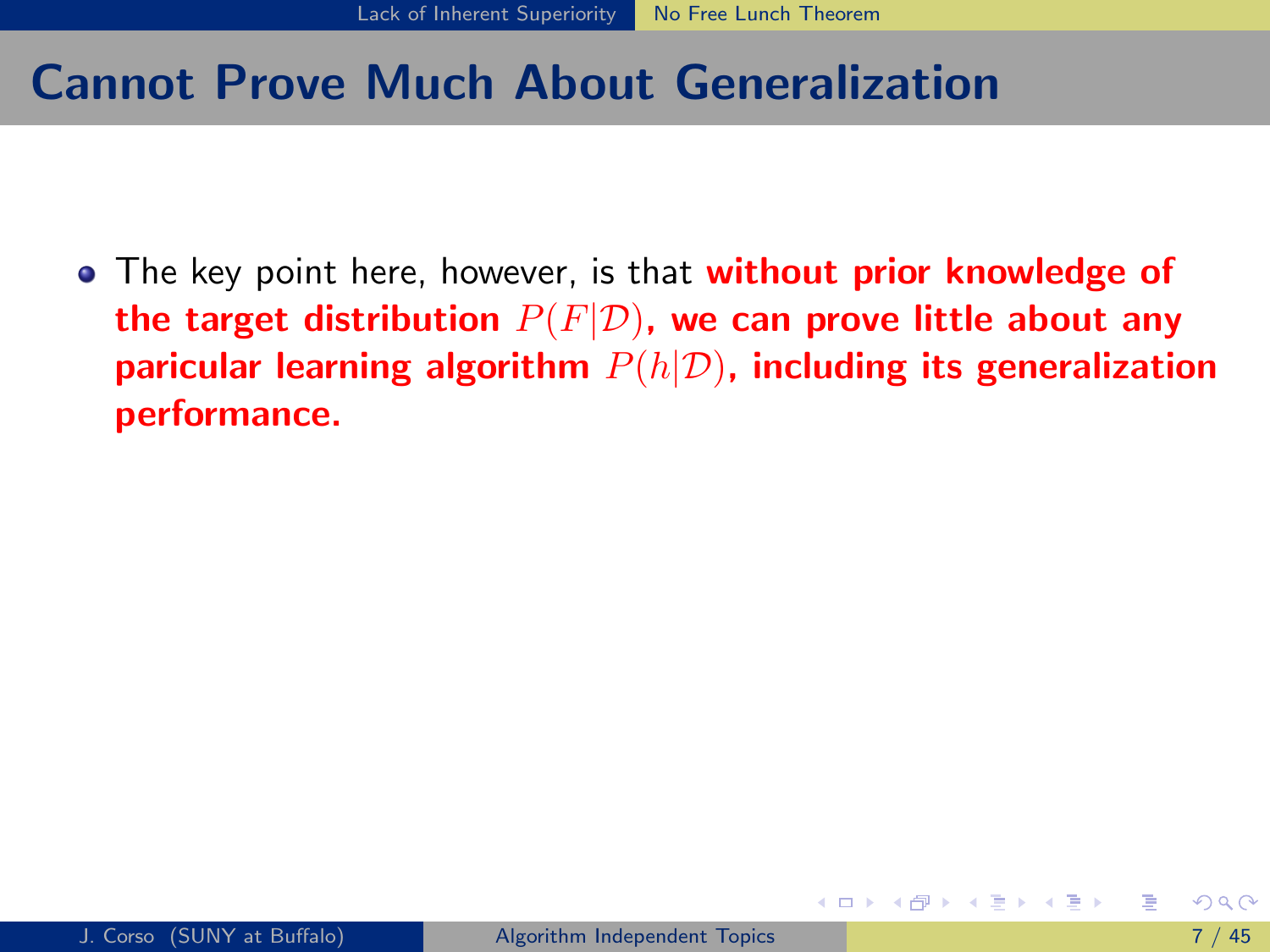## Cannot Prove Much About Generalization

- The key point here, however, is that **without prior knowledge of the target distribution $P(F|\mathcal{D})$, we can prove little about any paricular learning algorithm $P(h|\mathcal{D})$, including its generalization performance.**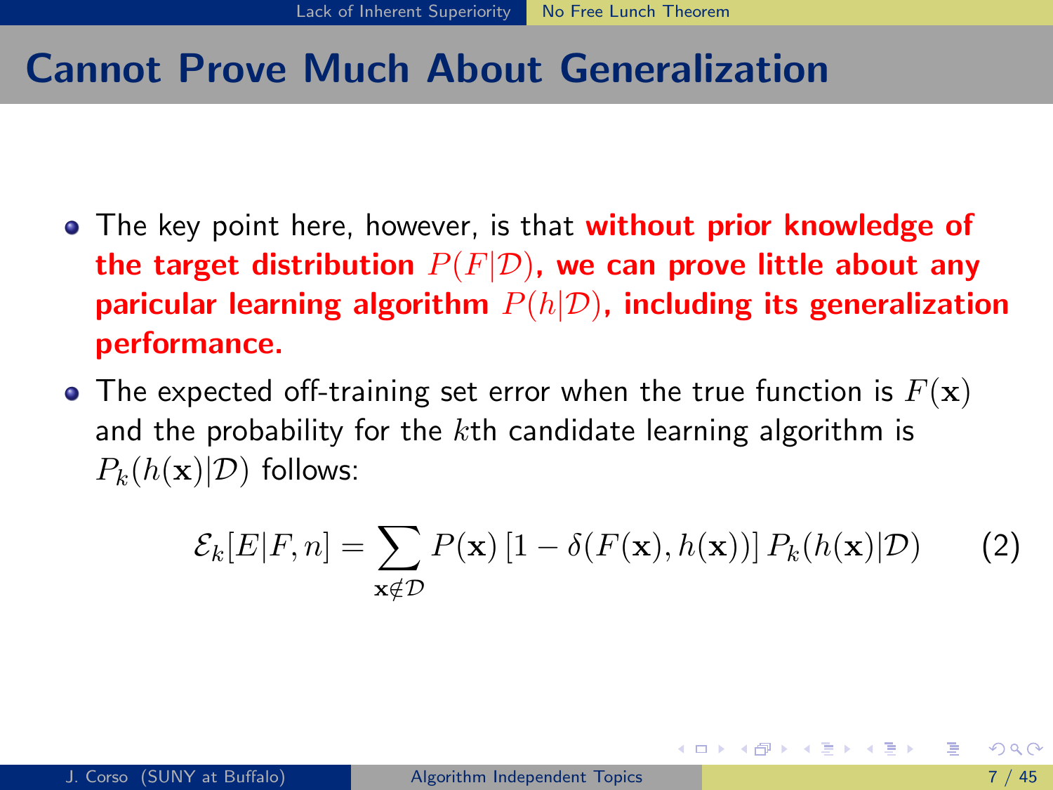# Cannot Prove Much About Generalization

- The key point here, however, is that **without prior knowledge of the target distribution $P(F|\mathcal{D})$, we can prove little about any paricular learning algorithm $P(h|\mathcal{D})$, including its generalization performance.**
- The expected off-training set error when the true function is $F(\mathbf{x})$ and the probability for the $k$th candidate learning algorithm is $P_k(h(\mathbf{x})|\mathcal{D})$ follows:

$$\mathcal{E}_k[E|F,n] = \sum_{\mathbf{x} \notin \mathcal{D}} P(\mathbf{x}) \left[1 - \delta(F(\mathbf{x}), h(\mathbf{x}))\right] P_k(h(\mathbf{x})|\mathcal{D}) \qquad (2)$$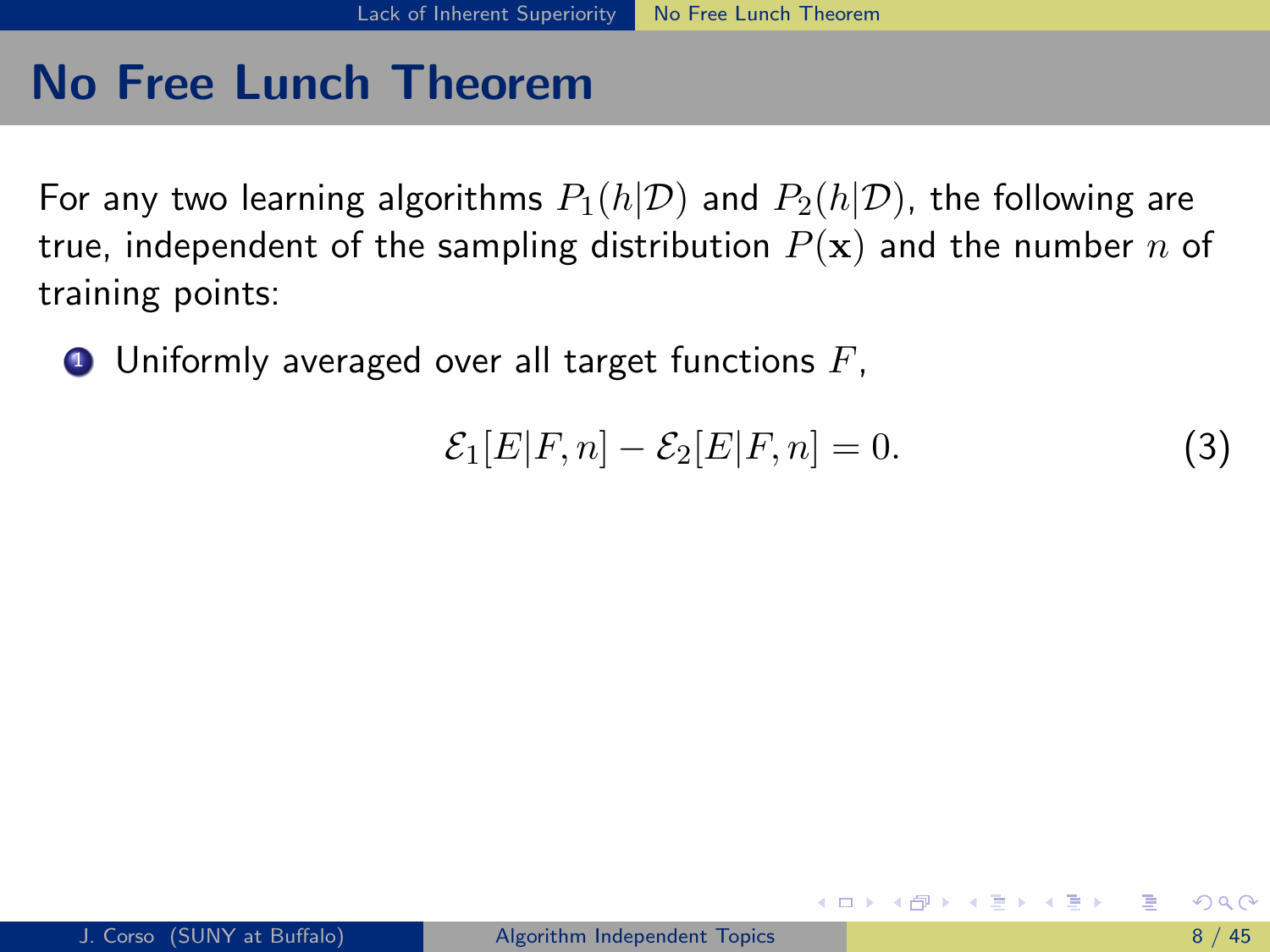# No Free Lunch Theorem

For any two learning algorithms $P_1(h|\mathcal{D})$ and $P_2(h|\mathcal{D})$, the following are true, independent of the sampling distribution $P(\mathbf{x})$ and the number $n$ of training points:

1. Uniformly averaged over all target functions $F$,

$$\mathcal{E}_1[E|F,n] - \mathcal{E}_2[E|F,n] = 0. \tag{3}$$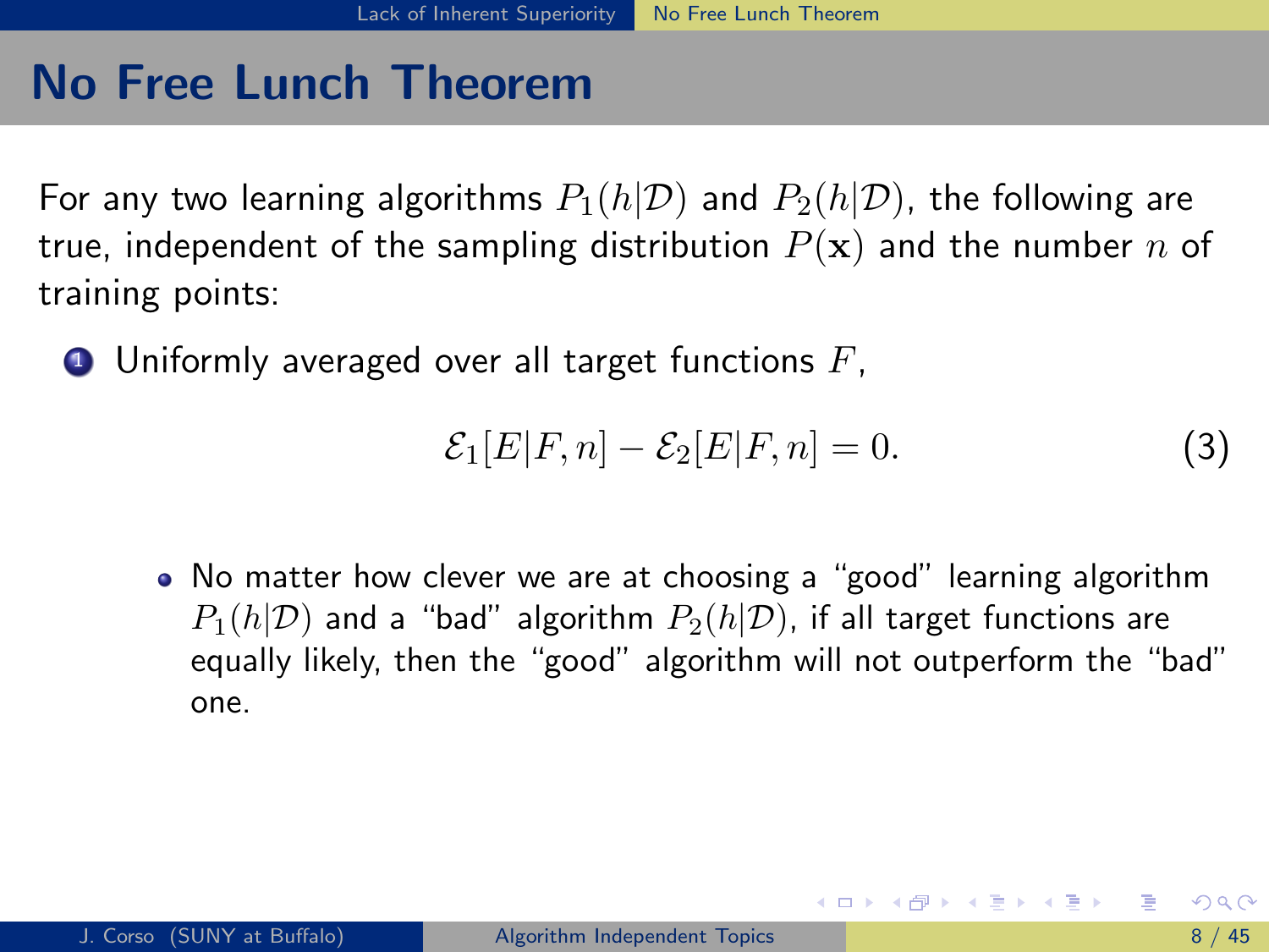# No Free Lunch Theorem

For any two learning algorithms $P_1(h|\mathcal{D})$ and $P_2(h|\mathcal{D})$, the following are true, independent of the sampling distribution $P(\mathbf{x})$ and the number $n$ of training points:

1. Uniformly averaged over all target functions $F$,

$$\mathcal{E}_1[E|F,n] - \mathcal{E}_2[E|F,n] = 0. \tag{3}$$

   - No matter how clever we are at choosing a "good" learning algorithm $P_1(h|\mathcal{D})$ and a "bad" algorithm $P_2(h|\mathcal{D})$, if all target functions are equally likely, then the "good" algorithm will not outperform the "bad" one.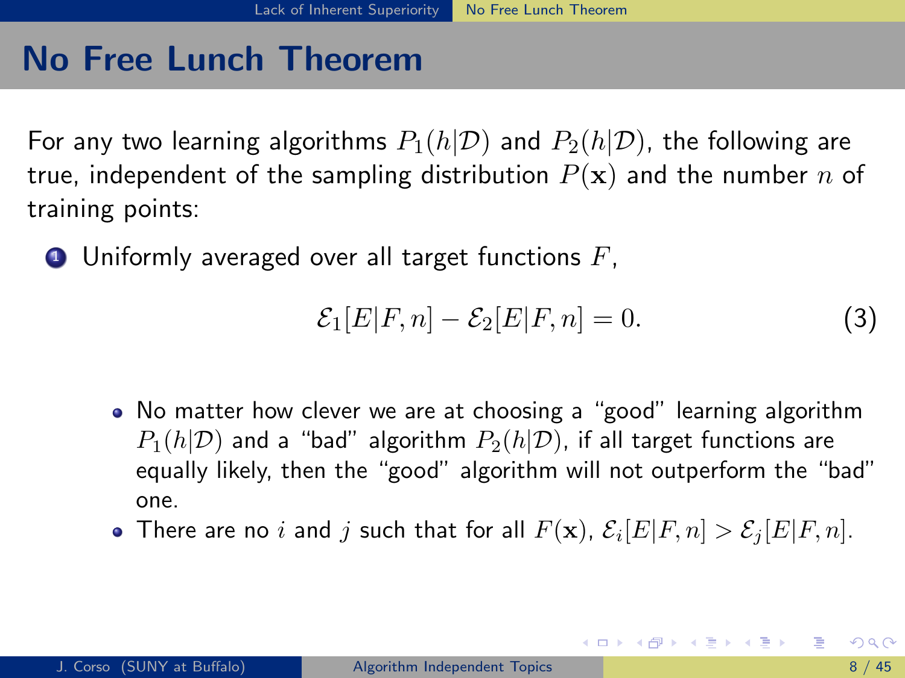# No Free Lunch Theorem

For any two learning algorithms $P_1(h|\mathcal{D})$ and $P_2(h|\mathcal{D})$, the following are true, independent of the sampling distribution $P(\mathbf{x})$ and the number $n$ of training points:

1. Uniformly averaged over all target functions $F$,

$$\mathcal{E}_1[E|F,n] - \mathcal{E}_2[E|F,n] = 0. \tag{3}$$

   - No matter how clever we are at choosing a "good" learning algorithm $P_1(h|\mathcal{D})$ and a "bad" algorithm $P_2(h|\mathcal{D})$, if all target functions are equally likely, then the "good" algorithm will not outperform the "bad" one.
   - There are no $i$ and $j$ such that for all $F(\mathbf{x})$, $\mathcal{E}_i[E|F,n] > \mathcal{E}_j[E|F,n]$.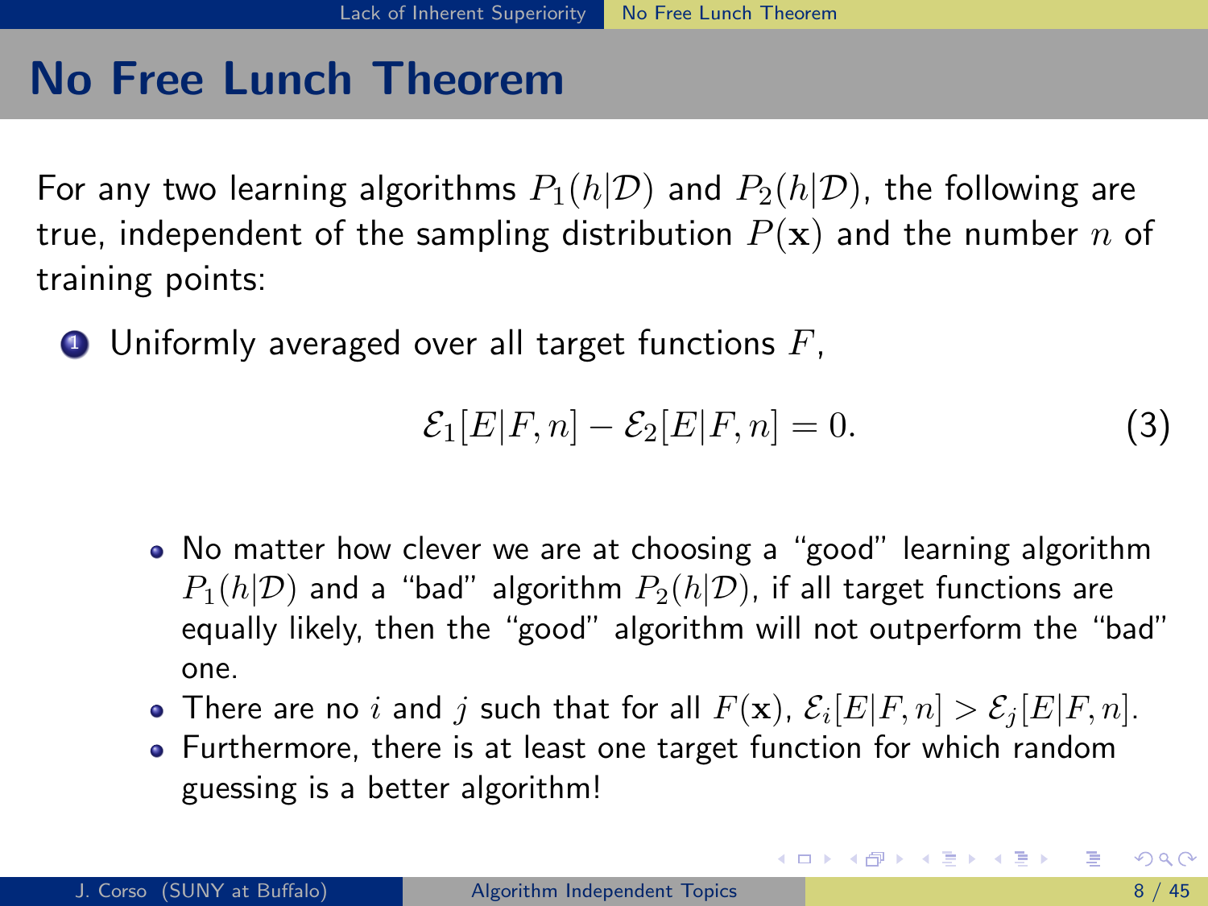# No Free Lunch Theorem

For any two learning algorithms $P_1(h|\mathcal{D})$ and $P_2(h|\mathcal{D})$, the following are true, independent of the sampling distribution $P(\mathbf{x})$ and the number $n$ of training points:

1. Uniformly averaged over all target functions $F$,

$$\mathcal{E}_1[E|F,n] - \mathcal{E}_2[E|F,n] = 0. \tag{3}$$

   - No matter how clever we are at choosing a "good" learning algorithm $P_1(h|\mathcal{D})$ and a "bad" algorithm $P_2(h|\mathcal{D})$, if all target functions are equally likely, then the "good" algorithm will not outperform the "bad" one.
   - There are no $i$ and $j$ such that for all $F(\mathbf{x})$, $\mathcal{E}_i[E|F,n] > \mathcal{E}_j[E|F,n]$.
   - Furthermore, there is at least one target function for which random guessing is a better algorithm!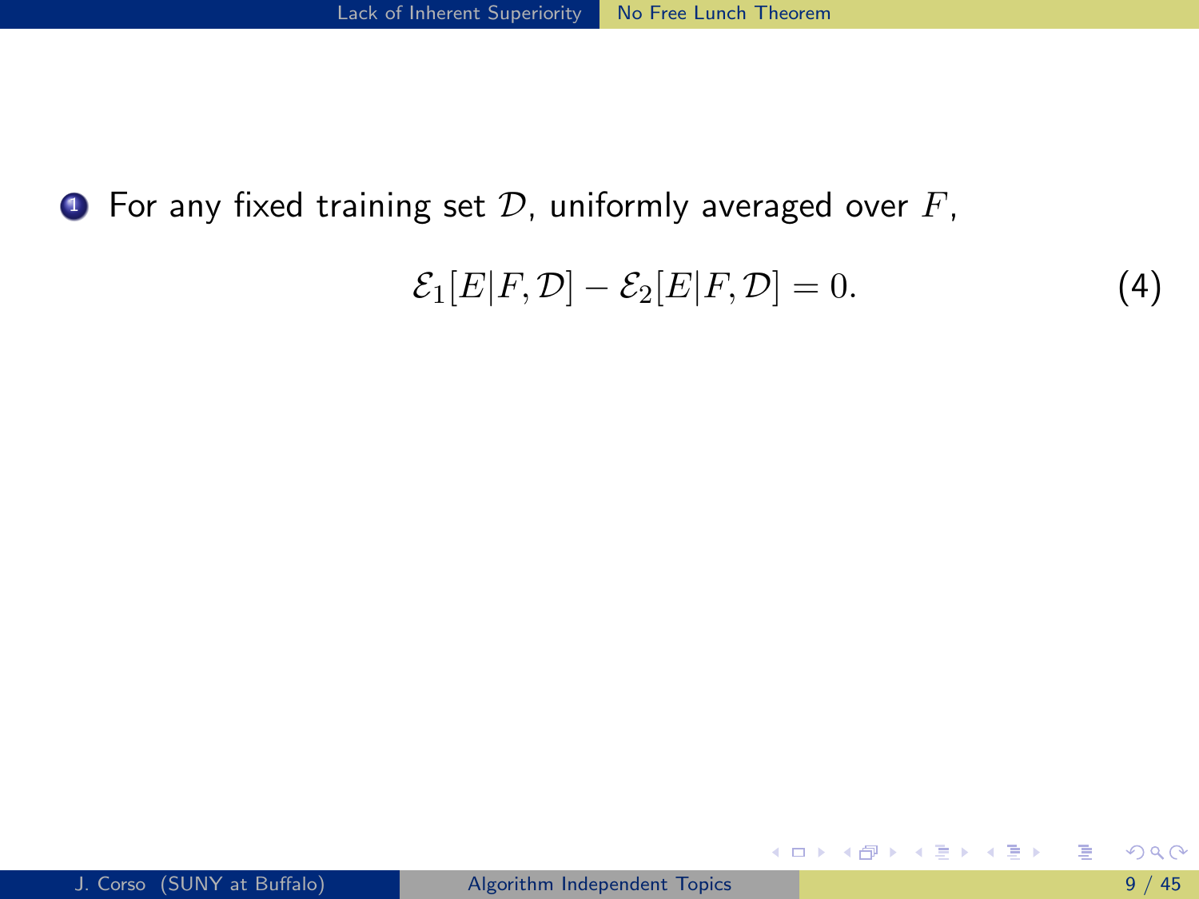1. For any fixed training set $\mathcal{D}$, uniformly averaged over $F$,

$$\mathcal{E}_1[E|F, \mathcal{D}] - \mathcal{E}_2[E|F, \mathcal{D}] = 0. \tag{4}$$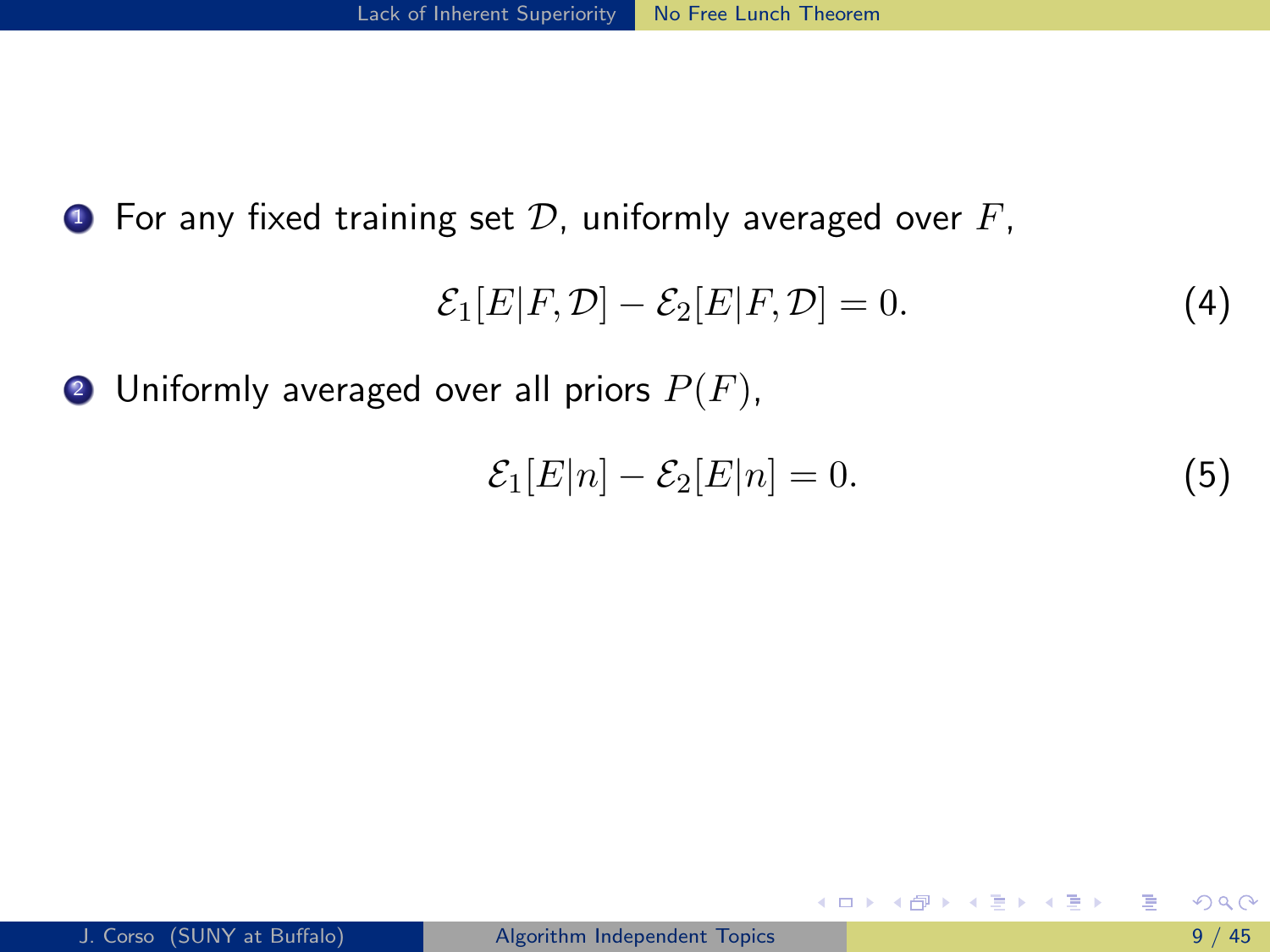1. For any fixed training set $\mathcal{D}$, uniformly averaged over $F$,

$$\mathcal{E}_1[E|F,\mathcal{D}] - \mathcal{E}_2[E|F,\mathcal{D}] = 0. \tag{4}$$

2. Uniformly averaged over all priors $P(F)$,

$$\mathcal{E}_1[E|n] - \mathcal{E}_2[E|n] = 0. \tag{5}$$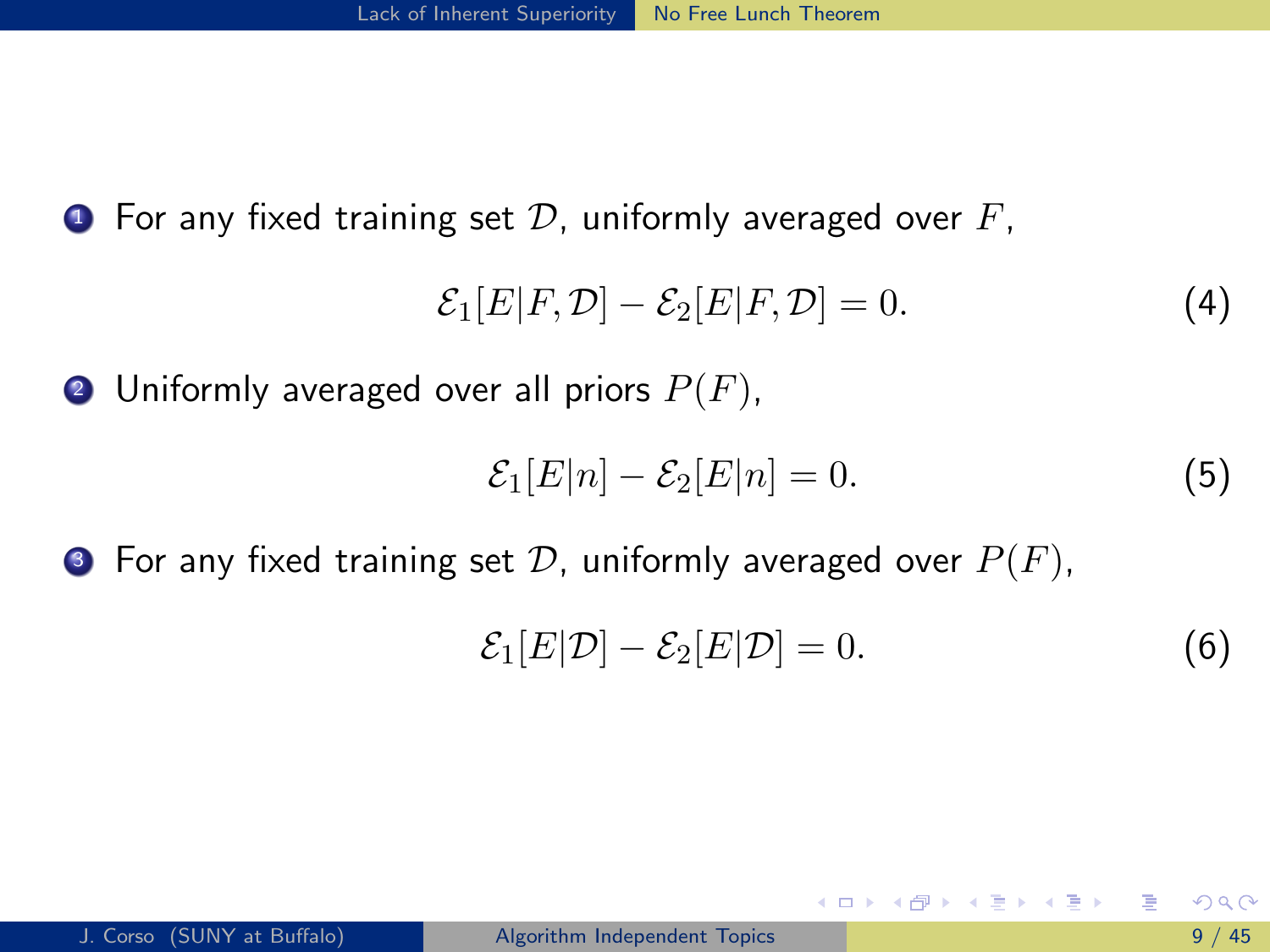1. For any fixed training set $\mathcal{D}$, uniformly averaged over $F$,

$$\mathcal{E}_1[E|F,\mathcal{D}] - \mathcal{E}_2[E|F,\mathcal{D}] = 0. \tag{4}$$

2. Uniformly averaged over all priors $P(F)$,

$$\mathcal{E}_1[E|n] - \mathcal{E}_2[E|n] = 0. \tag{5}$$

3. For any fixed training set $\mathcal{D}$, uniformly averaged over $P(F)$,

$$\mathcal{E}_1[E|\mathcal{D}] - \mathcal{E}_2[E|\mathcal{D}] = 0. \tag{6}$$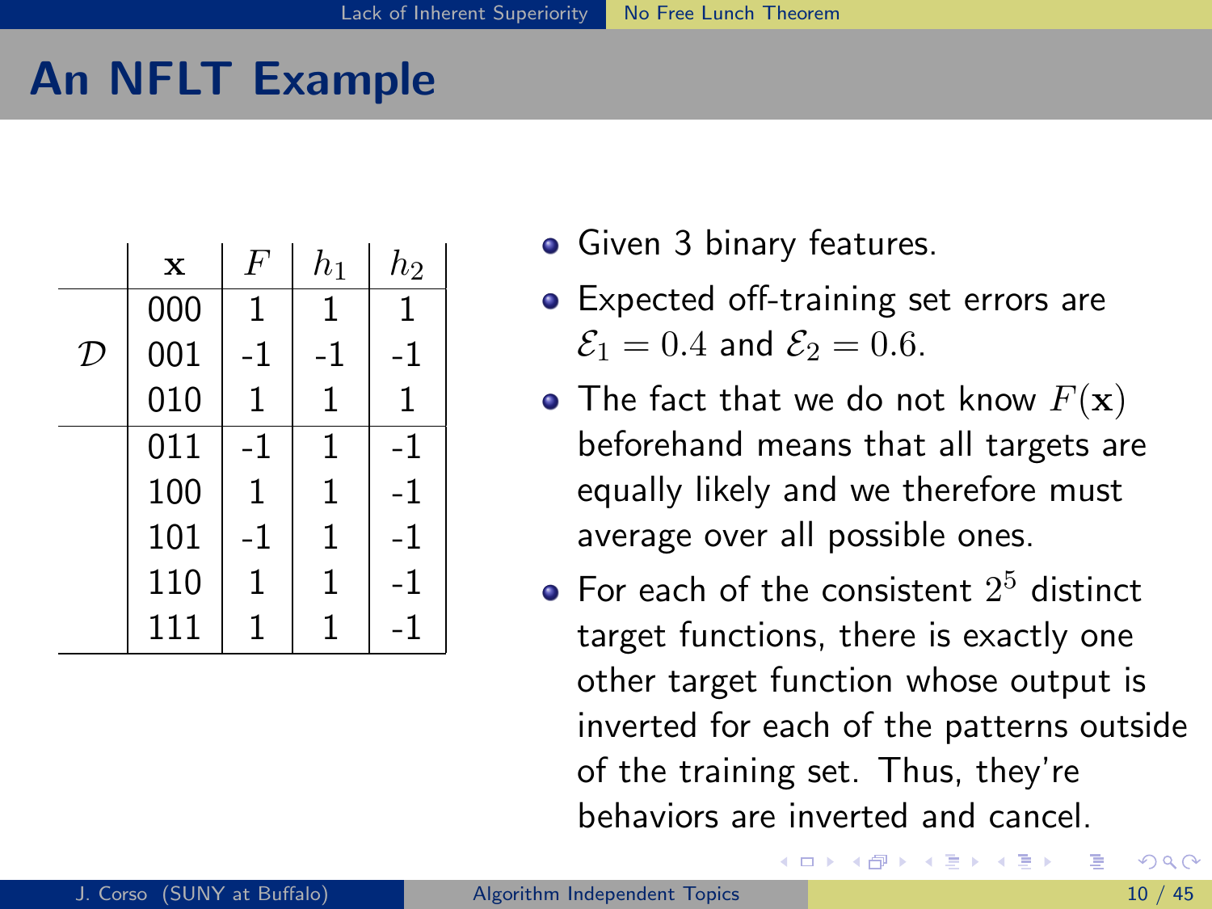# An NFLT Example

| | $\mathbf{x}$ | $F$ | $h_1$ | $h_2$ |
|---|---|---|---|---|
| $\mathcal{D}$ | 000 | 1 | 1 | 1 |
| | 001 | -1 | -1 | -1 |
| | 010 | 1 | 1 | 1 |
| | 011 | -1 | 1 | -1 |
| | 100 | 1 | 1 | -1 |
| | 101 | -1 | 1 | -1 |
| | 110 | 1 | 1 | -1 |
| | 111 | 1 | 1 | -1 |

- Given 3 binary features.
- Expected off-training set errors are $\mathcal{E}_1 = 0.4$ and $\mathcal{E}_2 = 0.6$.
- The fact that we do not know $F(\mathbf{x})$ beforehand means that all targets are equally likely and we therefore must average over all possible ones.
- For each of the consistent $2^5$ distinct target functions, there is exactly one other target function whose output is inverted for each of the patterns outside of the training set. Thus, they're behaviors are inverted and cancel.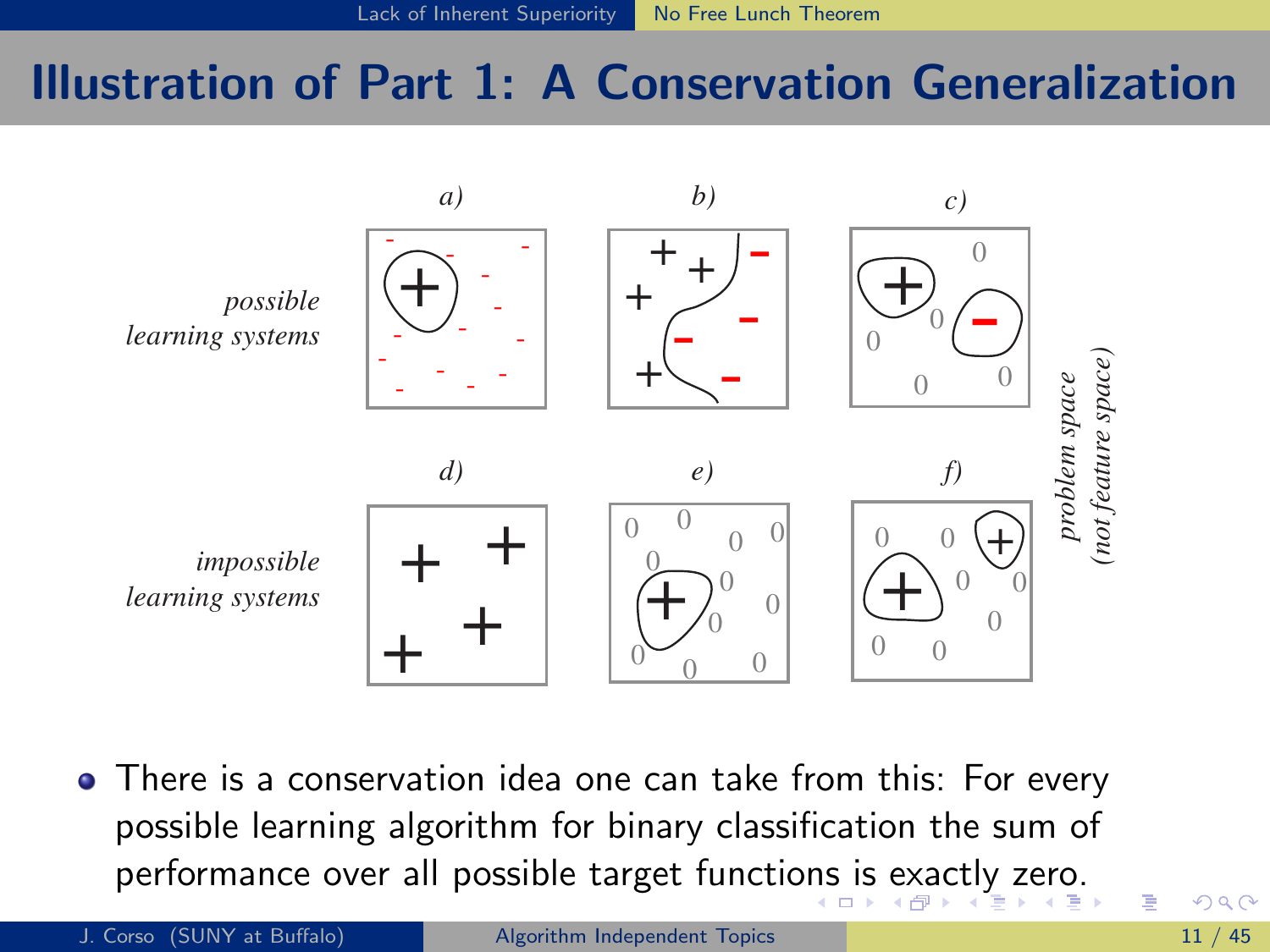# Illustration of Part 1: A Conservation Generalization

*possible learning systems*

*a)* *b)* *c)*

*impossible learning systems*

*d)* *e)* *f)*

*problem space (not feature space)*

- There is a conservation idea one can take from this: For every possible learning algorithm for binary classification the sum of performance over all possible target functions is exactly zero.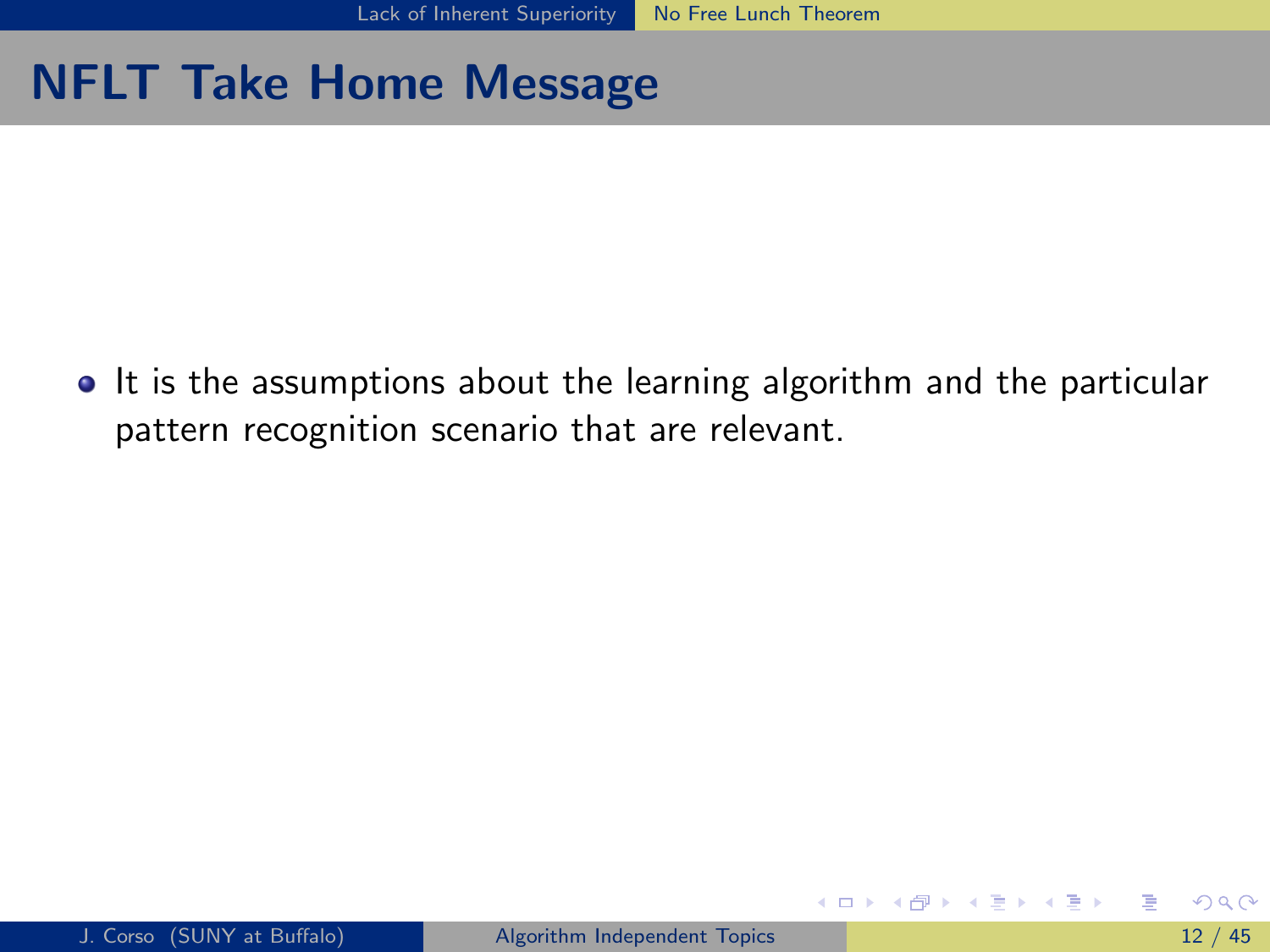# NFLT Take Home Message

- It is the assumptions about the learning algorithm and the particular pattern recognition scenario that are relevant.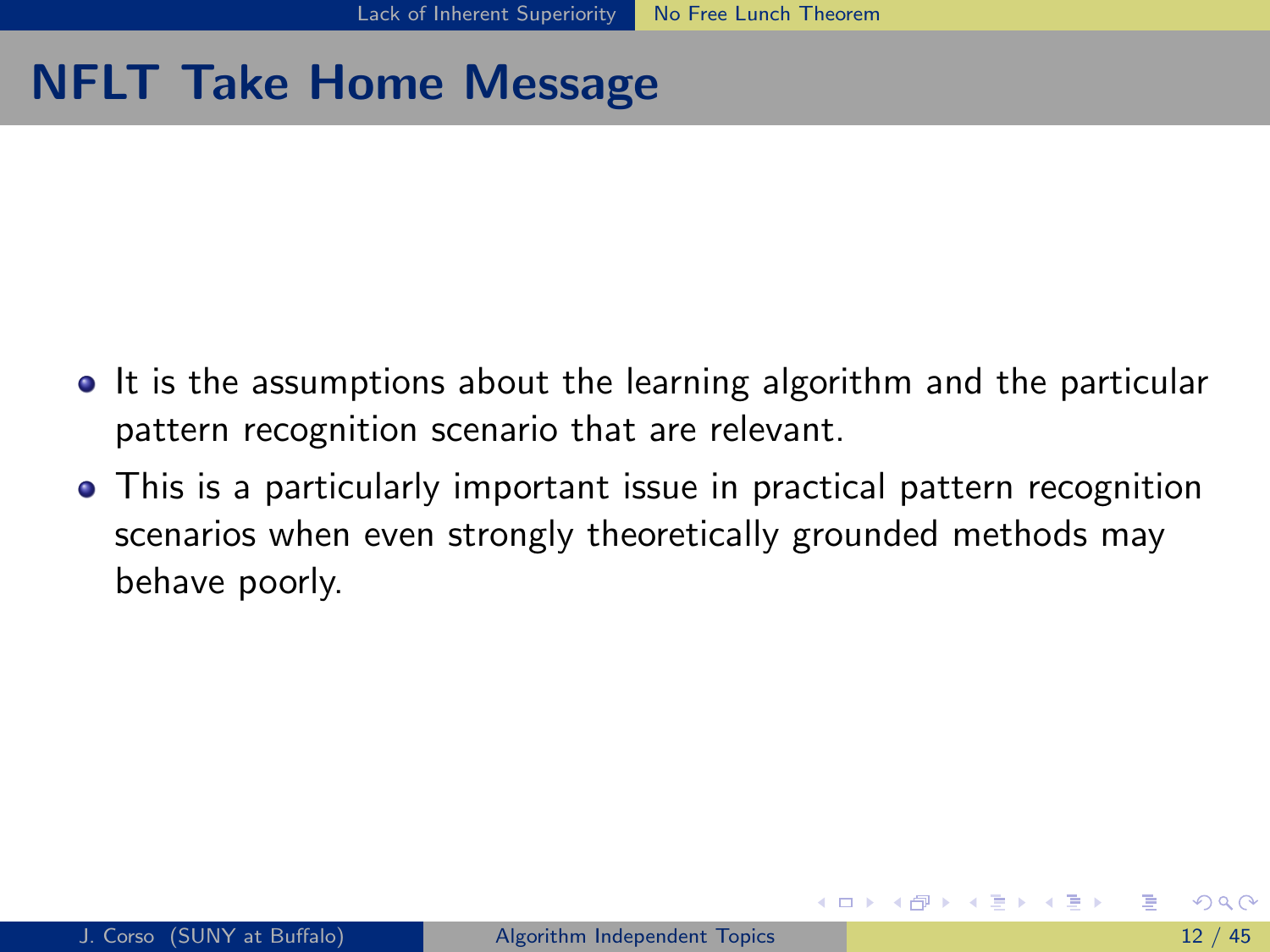## NFLT Take Home Message

- It is the assumptions about the learning algorithm and the particular pattern recognition scenario that are relevant.
- This is a particularly important issue in practical pattern recognition scenarios when even strongly theoretically grounded methods may behave poorly.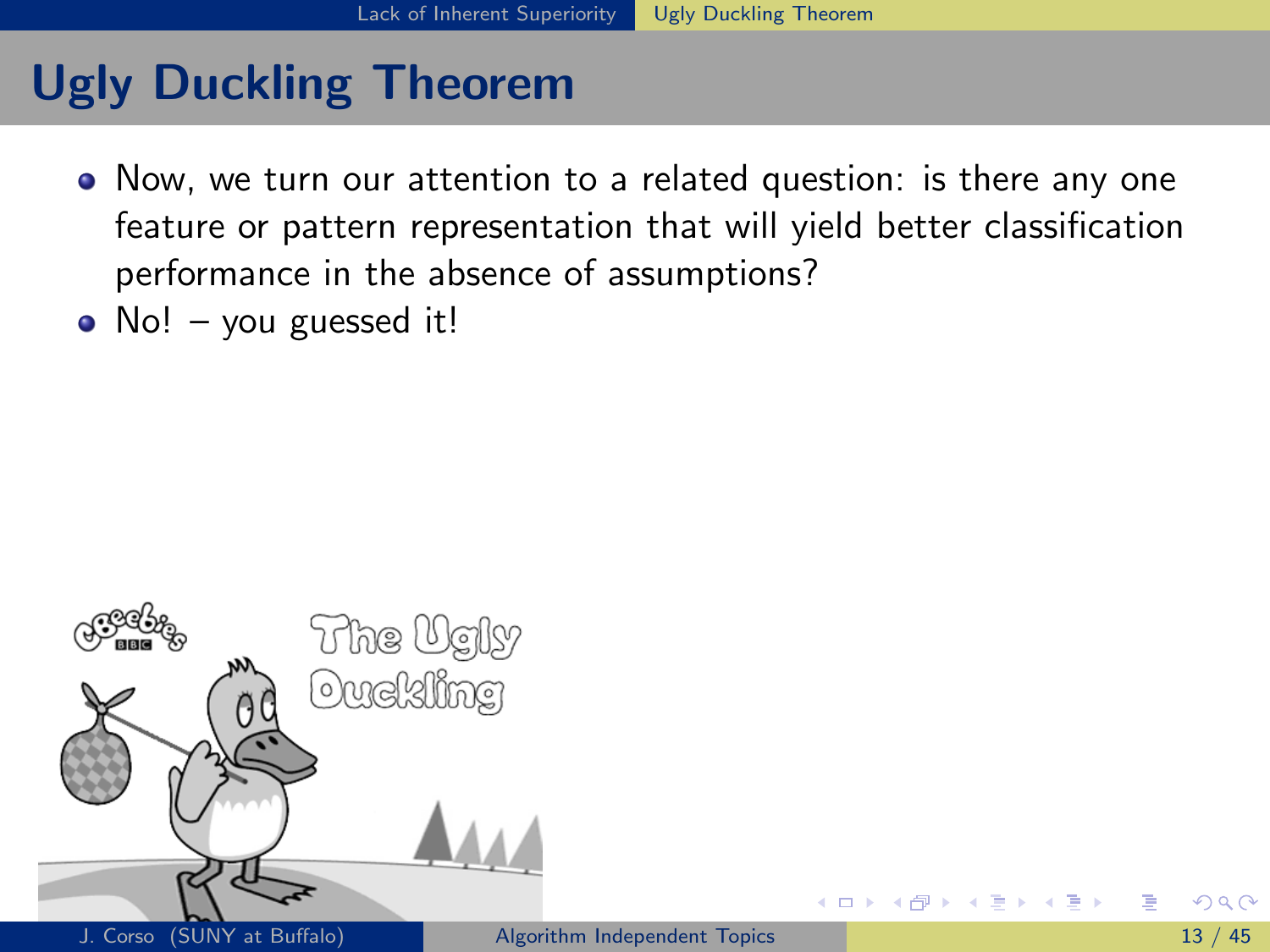# Ugly Duckling Theorem

- Now, we turn our attention to a related question: is there any one feature or pattern representation that will yield better classification performance in the absence of assumptions?
- No! – you guessed it!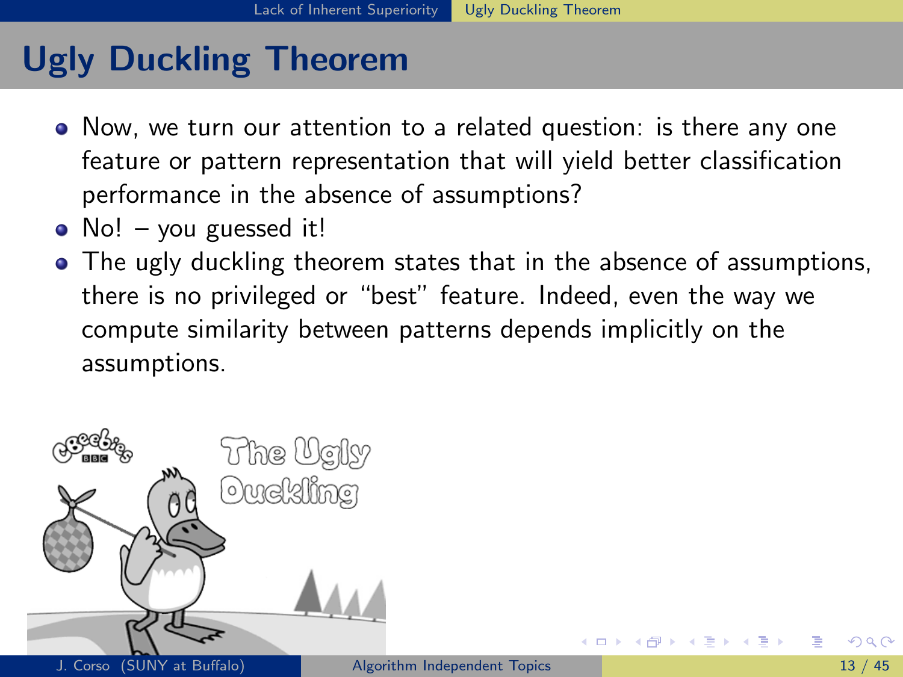# Ugly Duckling Theorem

- Now, we turn our attention to a related question: is there any one feature or pattern representation that will yield better classification performance in the absence of assumptions?
- No! – you guessed it!
- The ugly duckling theorem states that in the absence of assumptions, there is no privileged or "best" feature. Indeed, even the way we compute similarity between patterns depends implicitly on the assumptions.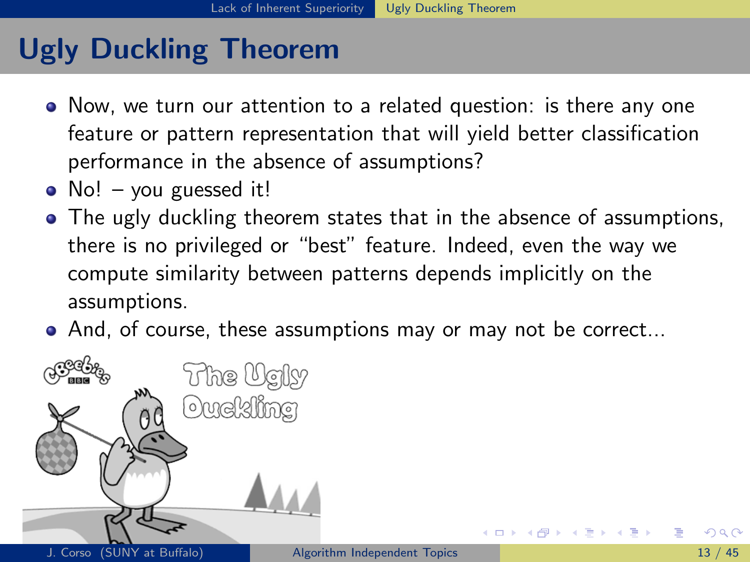# Ugly Duckling Theorem

- Now, we turn our attention to a related question: is there any one feature or pattern representation that will yield better classification performance in the absence of assumptions?
- No! – you guessed it!
- The ugly duckling theorem states that in the absence of assumptions, there is no privileged or "best" feature. Indeed, even the way we compute similarity between patterns depends implicitly on the assumptions.
- And, of course, these assumptions may or may not be correct...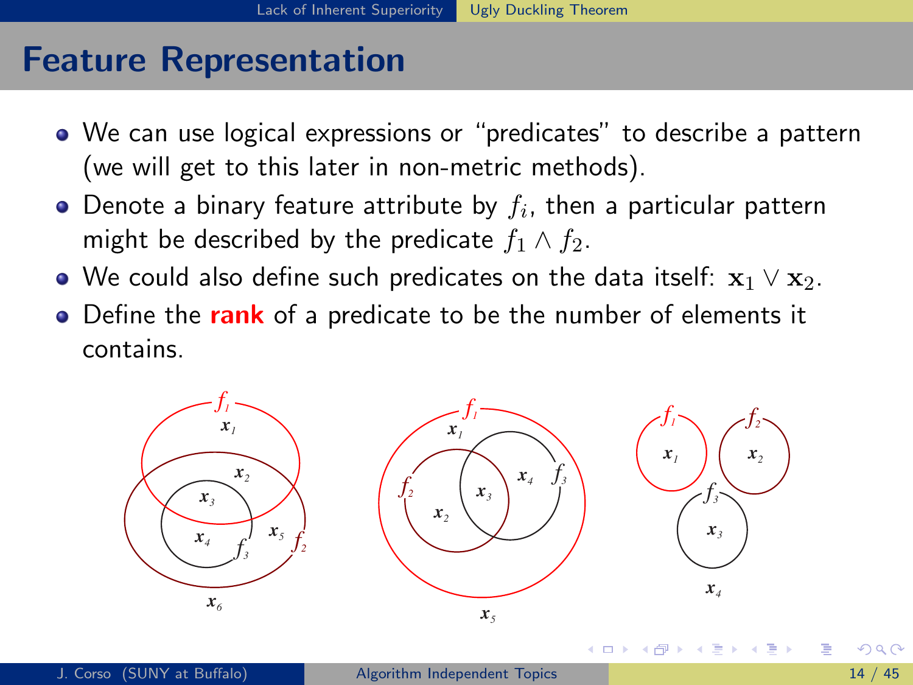# Feature Representation

- We can use logical expressions or "predicates" to describe a pattern (we will get to this later in non-metric methods).
- Denote a binary feature attribute by $f_i$, then a particular pattern might be described by the predicate $f_1 \wedge f_2$.
- We could also define such predicates on the data itself: $\mathbf{x}_1 \vee \mathbf{x}_2$.
- Define the **rank** of a predicate to be the number of elements it contains.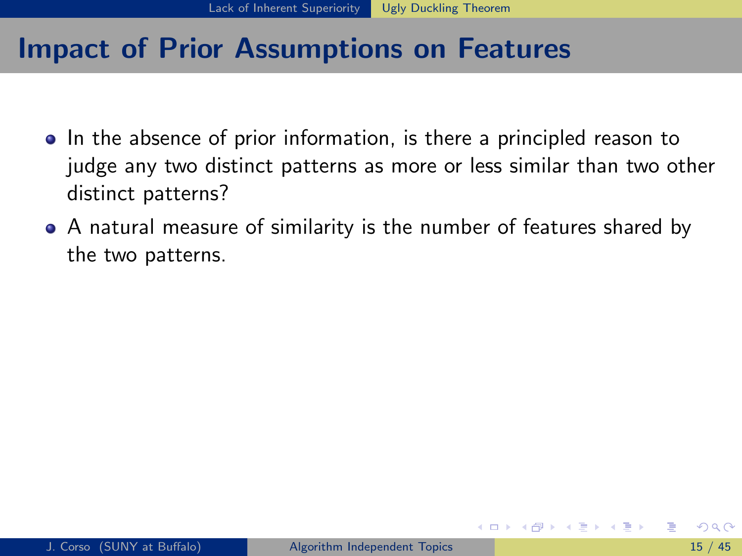# Impact of Prior Assumptions on Features

- In the absence of prior information, is there a principled reason to judge any two distinct patterns as more or less similar than two other distinct patterns?
- A natural measure of similarity is the number of features shared by the two patterns.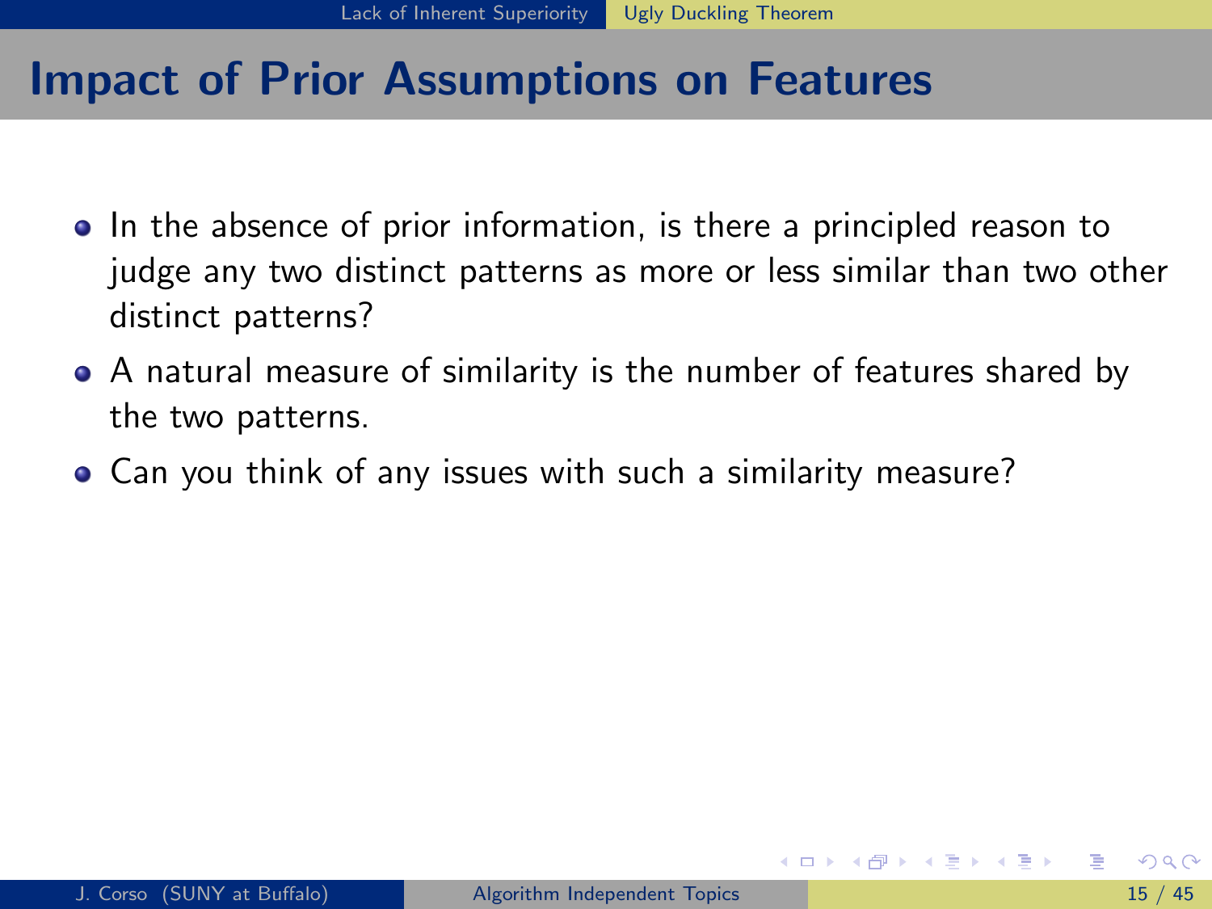## Impact of Prior Assumptions on Features

- In the absence of prior information, is there a principled reason to judge any two distinct patterns as more or less similar than two other distinct patterns?
- A natural measure of similarity is the number of features shared by the two patterns.
- Can you think of any issues with such a similarity measure?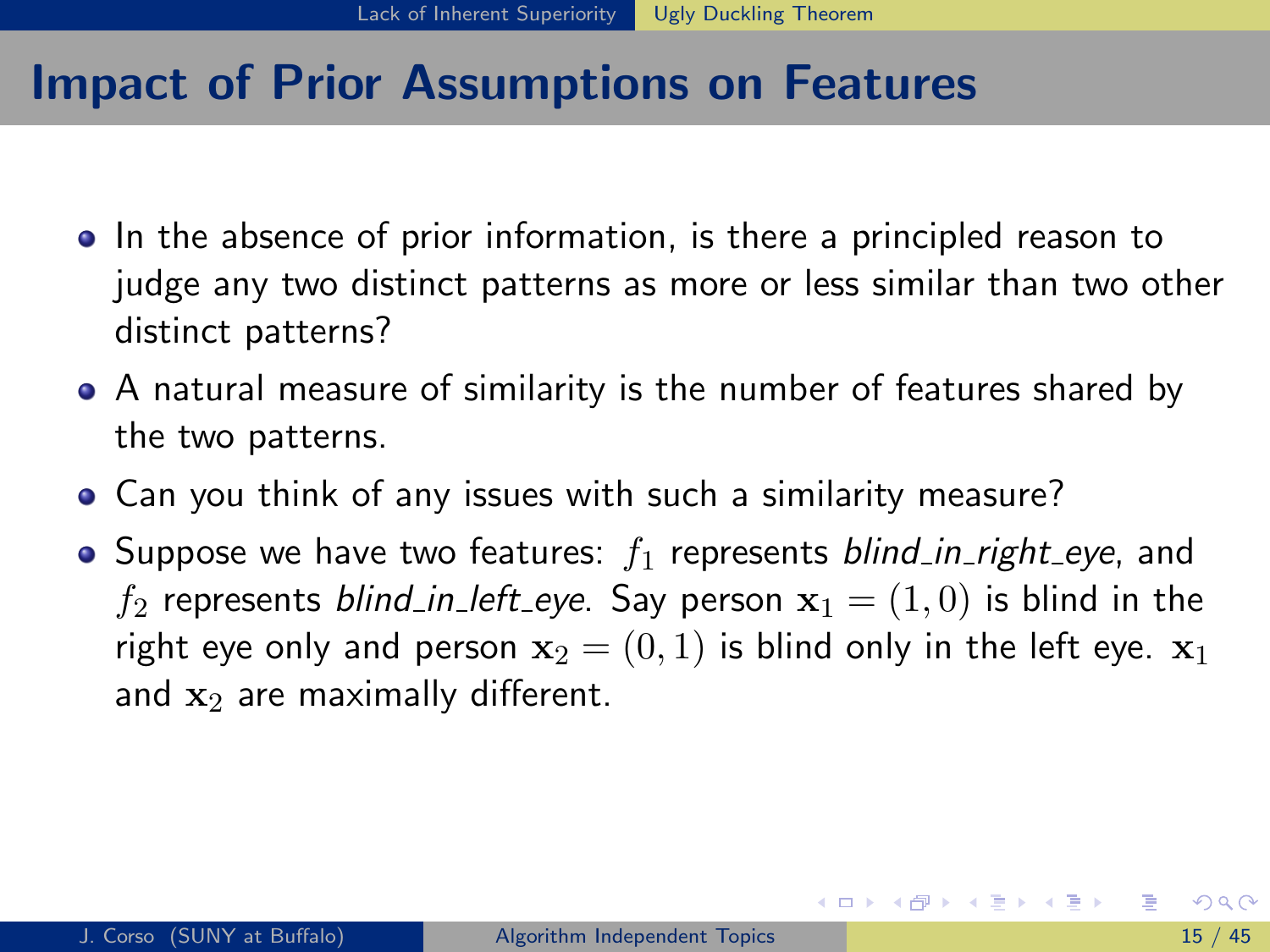# Impact of Prior Assumptions on Features

- In the absence of prior information, is there a principled reason to judge any two distinct patterns as more or less similar than two other distinct patterns?
- A natural measure of similarity is the number of features shared by the two patterns.
- Can you think of any issues with such a similarity measure?
- Suppose we have two features: $f_1$ represents *blind_in_right_eye*, and $f_2$ represents *blind_in_left_eye*. Say person $\mathbf{x}_1 = (1, 0)$ is blind in the right eye only and person $\mathbf{x}_2 = (0, 1)$ is blind only in the left eye. $\mathbf{x}_1$ and $\mathbf{x}_2$ are maximally different.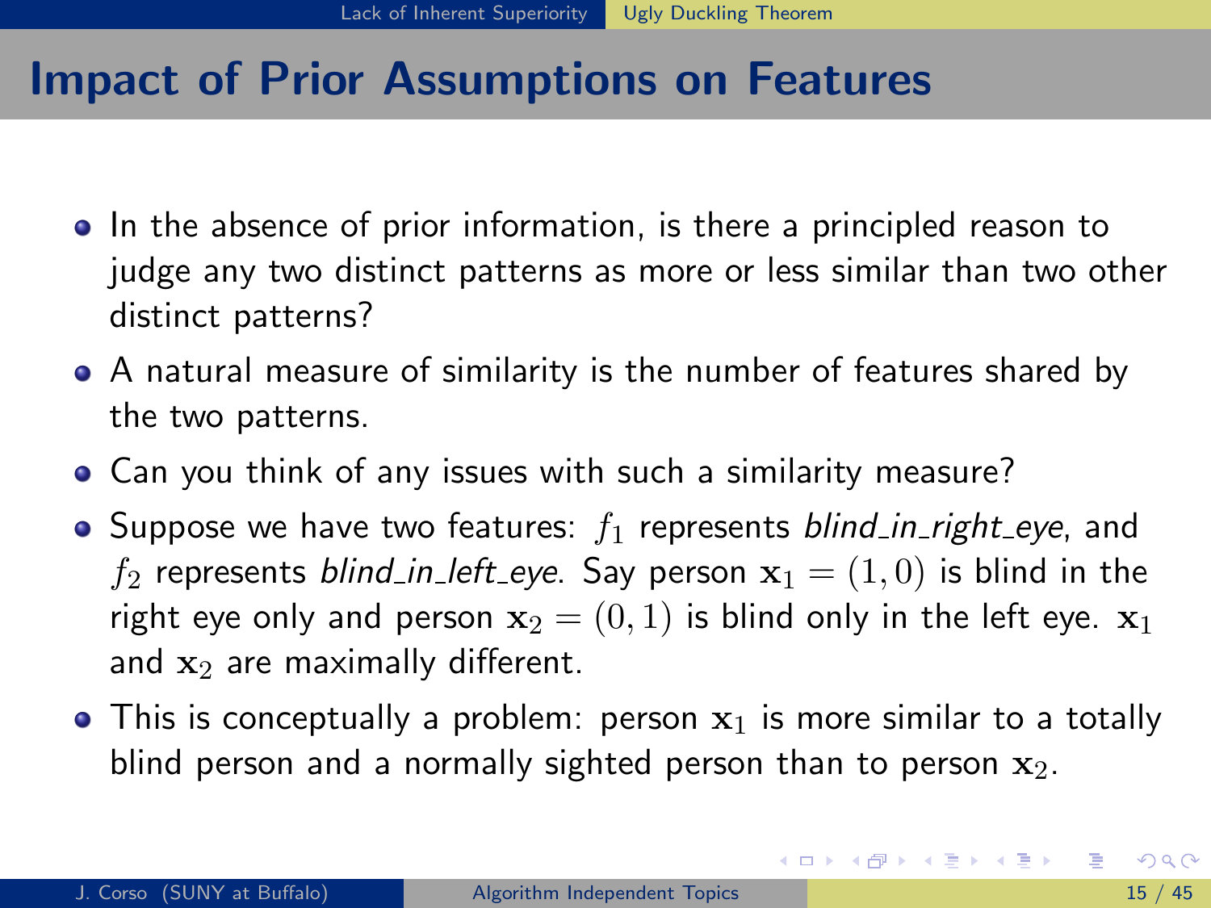# Impact of Prior Assumptions on Features

- In the absence of prior information, is there a principled reason to judge any two distinct patterns as more or less similar than two other distinct patterns?
- A natural measure of similarity is the number of features shared by the two patterns.
- Can you think of any issues with such a similarity measure?
- Suppose we have two features: $f_1$ represents *blind_in_right_eye*, and $f_2$ represents *blind_in_left_eye*. Say person $\mathbf{x}_1 = (1, 0)$ is blind in the right eye only and person $\mathbf{x}_2 = (0, 1)$ is blind only in the left eye. $\mathbf{x}_1$ and $\mathbf{x}_2$ are maximally different.
- This is conceptually a problem: person $\mathbf{x}_1$ is more similar to a totally blind person and a normally sighted person than to person $\mathbf{x}_2$.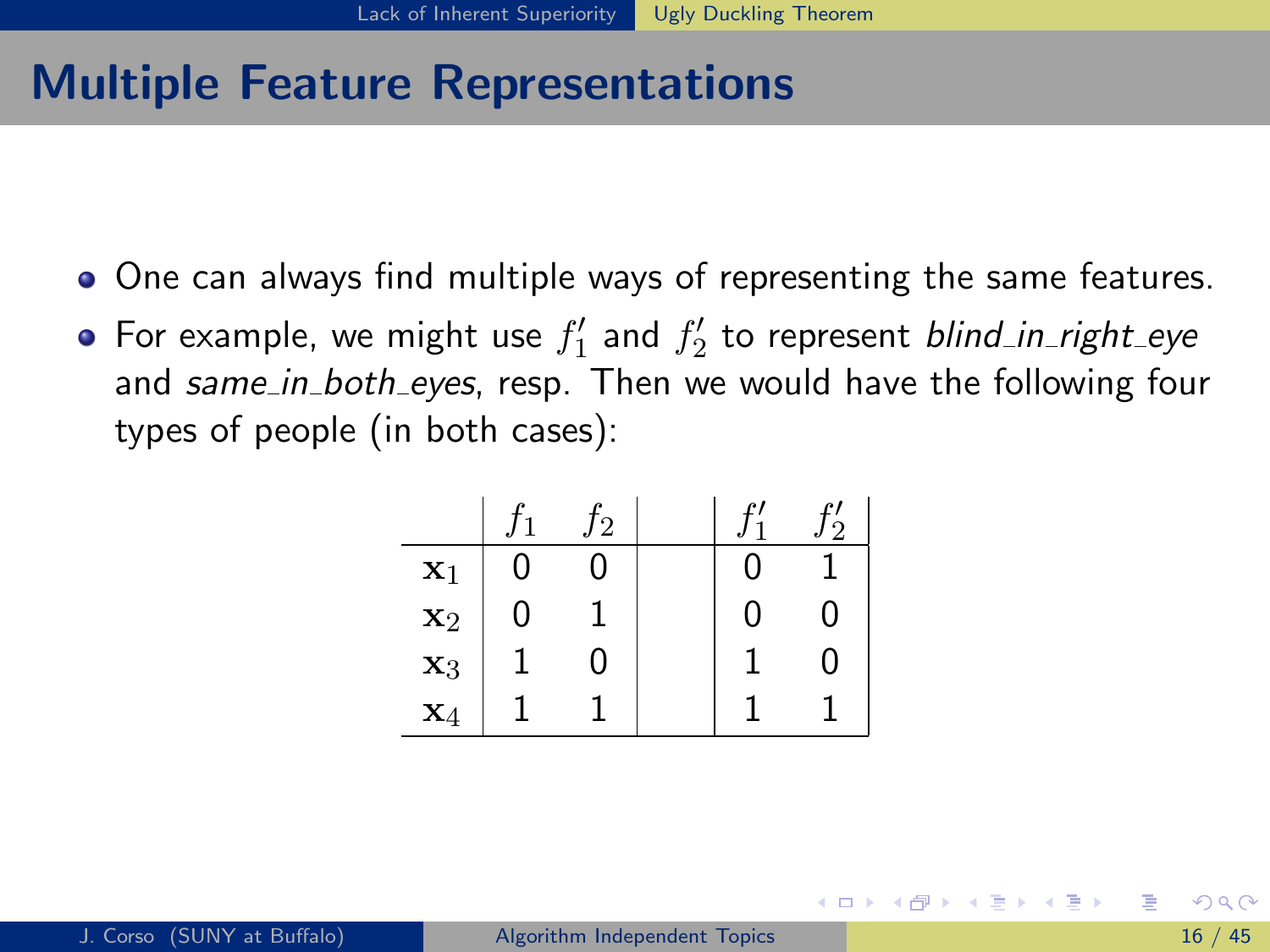# Multiple Feature Representations

- One can always find multiple ways of representing the same features.
- For example, we might use $f_1'$ and $f_2'$ to represent *blind_in_right_eye* and *same_in_both_eyes*, resp. Then we would have the following four types of people (in both cases):

| | $f_1$ | $f_2$ | | $f_1'$ | $f_2'$ |
|---|---|---|---|---|---|
| $\mathbf{x}_1$ | 0 | 0 | | 0 | 1 |
| $\mathbf{x}_2$ | 0 | 1 | | 0 | 0 |
| $\mathbf{x}_3$ | 1 | 0 | | 1 | 0 |
| $\mathbf{x}_4$ | 1 | 1 | | 1 | 1 |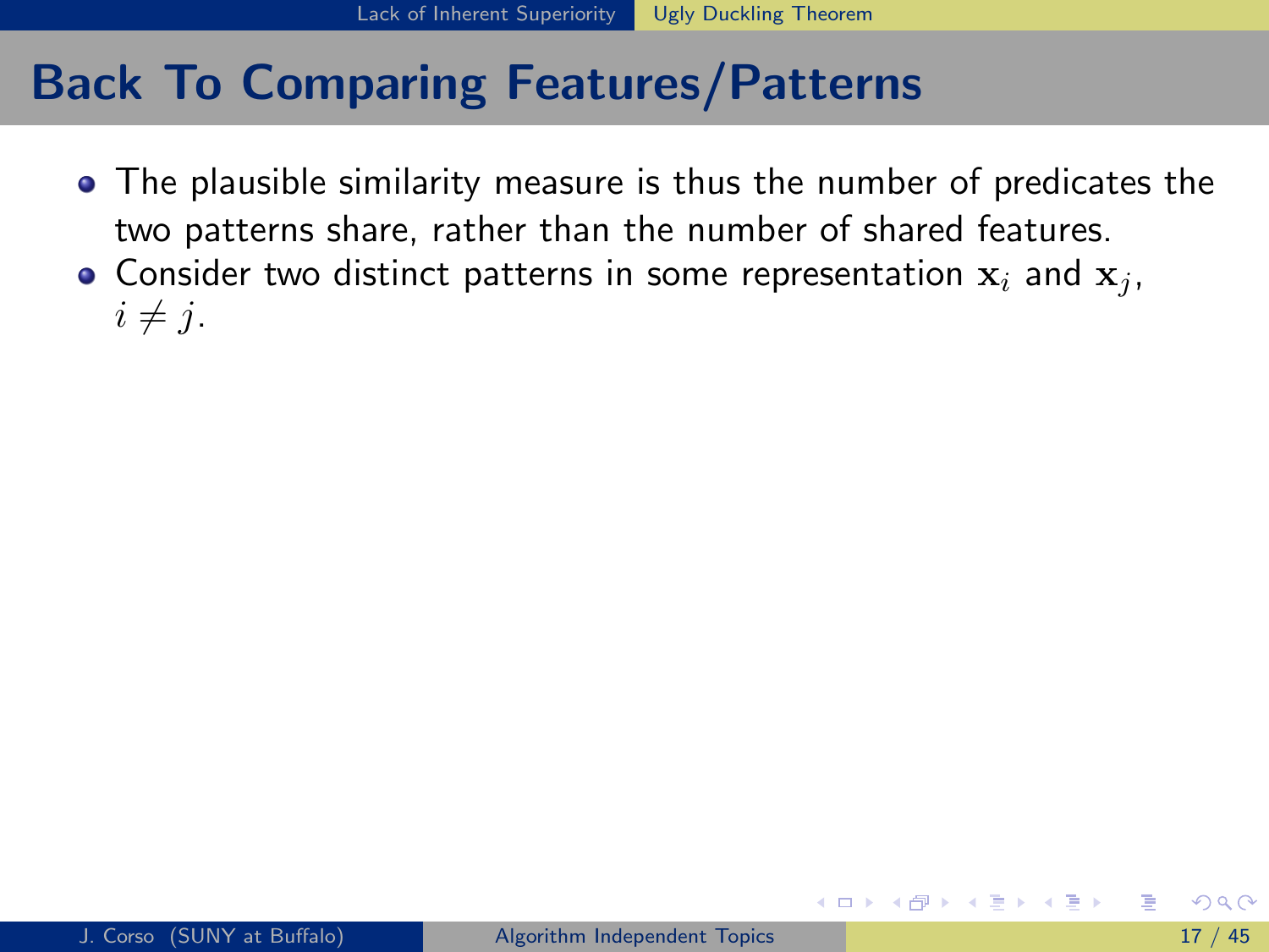# Back To Comparing Features/Patterns

- The plausible similarity measure is thus the number of predicates the two patterns share, rather than the number of shared features.
- Consider two distinct patterns in some representation $\mathbf{x}_i$ and $\mathbf{x}_j$, $i \neq j$.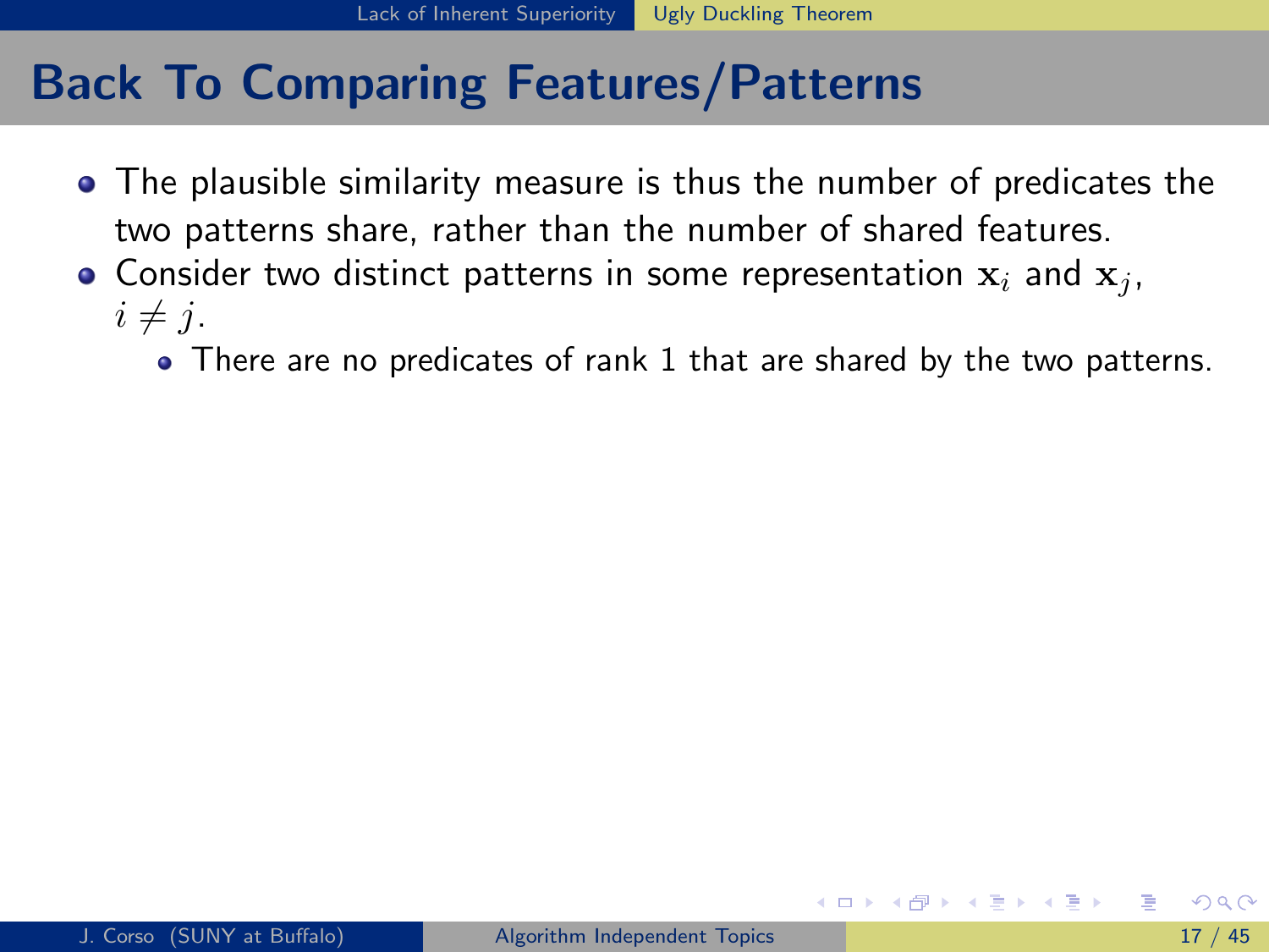# Back To Comparing Features/Patterns

- The plausible similarity measure is thus the number of predicates the two patterns share, rather than the number of shared features.
- Consider two distinct patterns in some representation $\mathbf{x}_i$ and $\mathbf{x}_j$, $i \neq j$.
  - There are no predicates of rank 1 that are shared by the two patterns.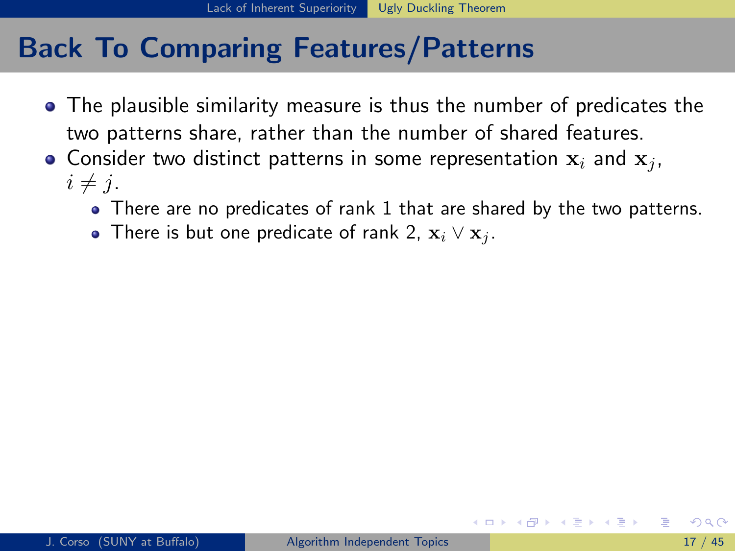# Back To Comparing Features/Patterns

- The plausible similarity measure is thus the number of predicates the two patterns share, rather than the number of shared features.
- Consider two distinct patterns in some representation $\mathbf{x}_i$ and $\mathbf{x}_j$, $i \neq j$.
  - There are no predicates of rank 1 that are shared by the two patterns.
  - There is but one predicate of rank 2, $\mathbf{x}_i \vee \mathbf{x}_j$.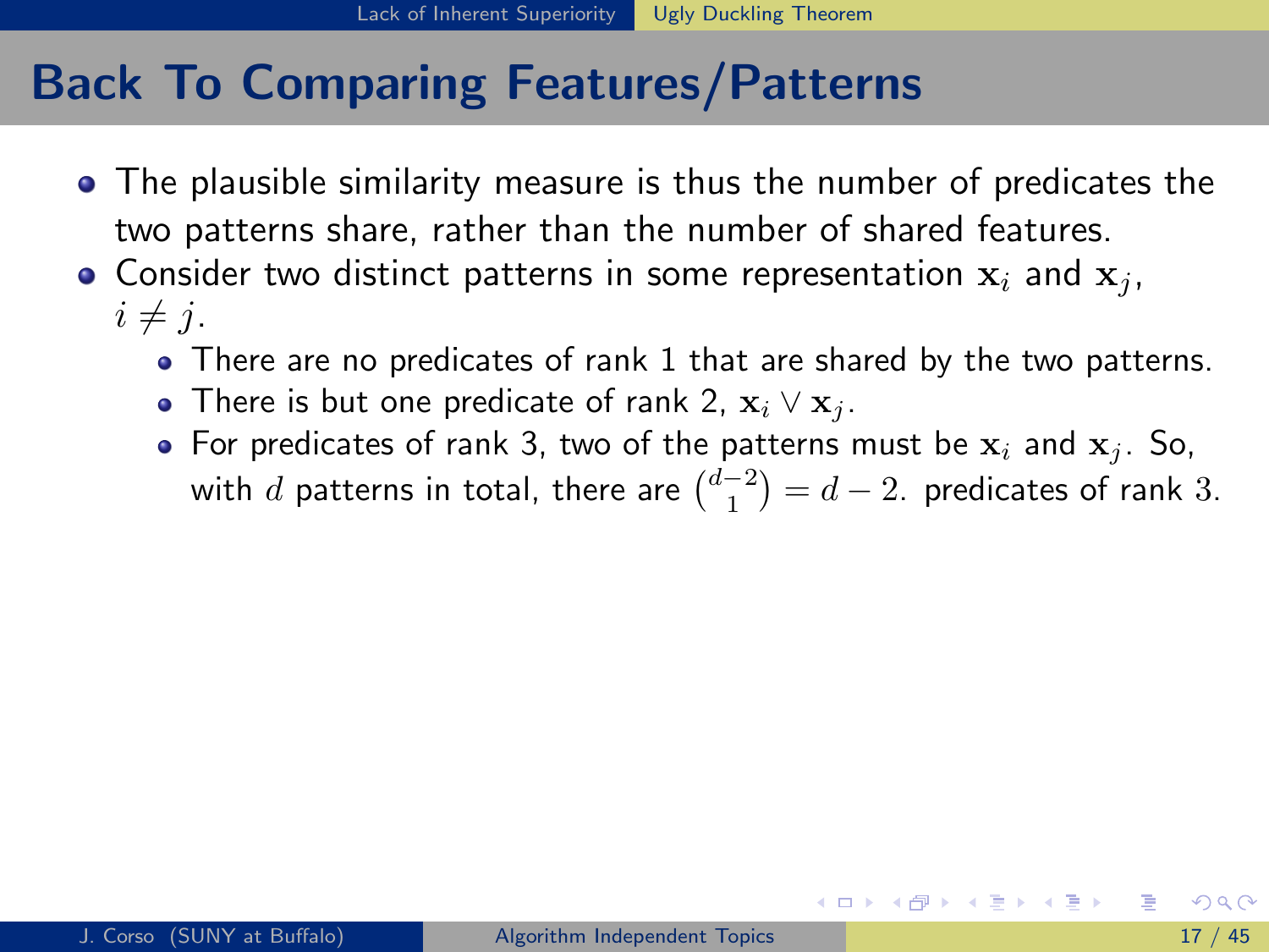# Back To Comparing Features/Patterns

- The plausible similarity measure is thus the number of predicates the two patterns share, rather than the number of shared features.
- Consider two distinct patterns in some representation $\mathbf{x}_i$ and $\mathbf{x}_j$, $i \neq j$.
  - There are no predicates of rank 1 that are shared by the two patterns.
  - There is but one predicate of rank 2, $\mathbf{x}_i \vee \mathbf{x}_j$.
  - For predicates of rank 3, two of the patterns must be $\mathbf{x}_i$ and $\mathbf{x}_j$. So, with $d$ patterns in total, there are $\binom{d-2}{1} = d - 2.$ predicates of rank $3$.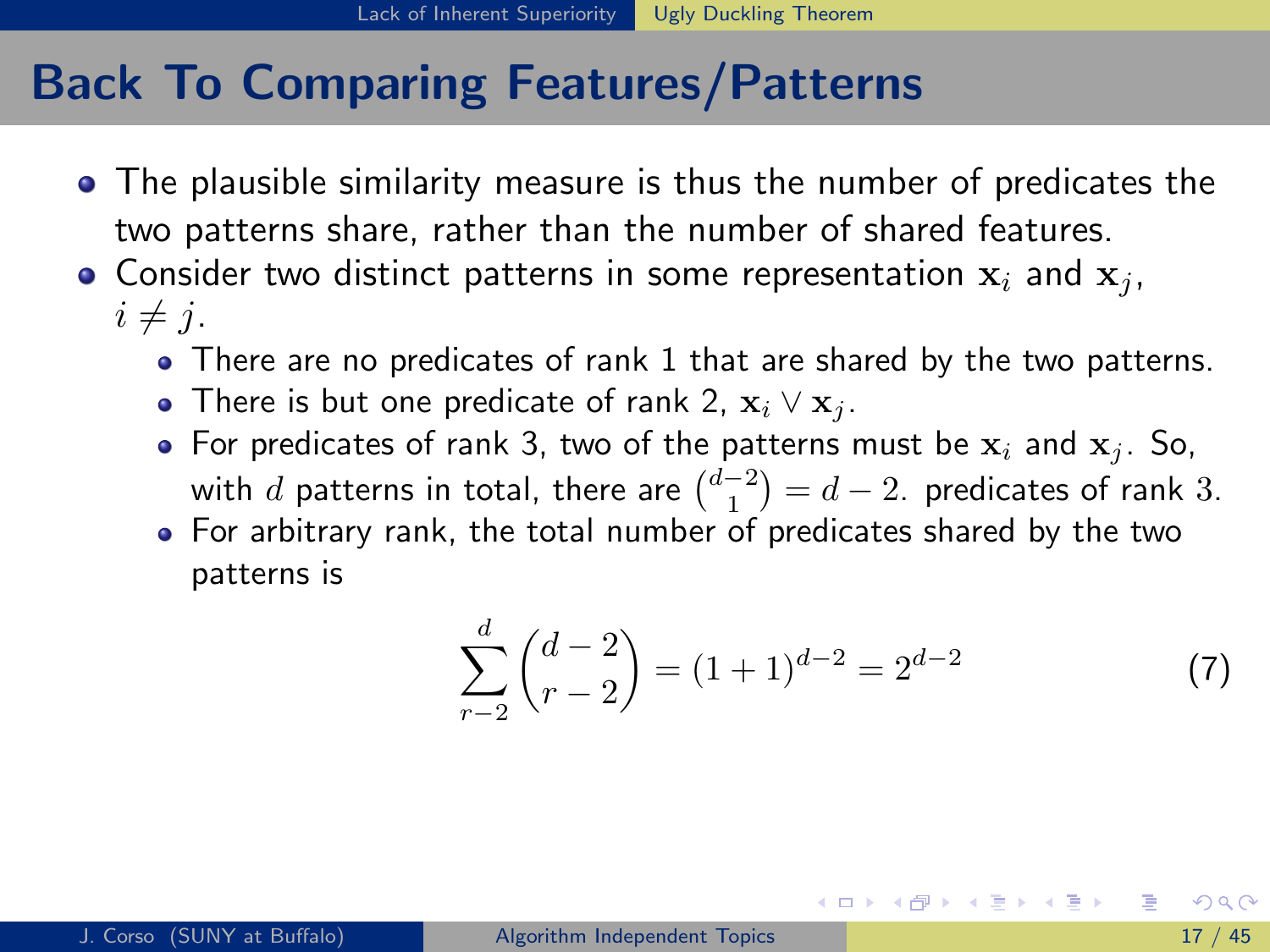# Back To Comparing Features/Patterns

- The plausible similarity measure is thus the number of predicates the two patterns share, rather than the number of shared features.
- Consider two distinct patterns in some representation $\mathbf{x}_i$ and $\mathbf{x}_j$, $i \neq j$.
  - There are no predicates of rank 1 that are shared by the two patterns.
  - There is but one predicate of rank 2, $\mathbf{x}_i \vee \mathbf{x}_j$.
  - For predicates of rank 3, two of the patterns must be $\mathbf{x}_i$ and $\mathbf{x}_j$. So, with $d$ patterns in total, there are $\binom{d-2}{1} = d - 2.$ predicates of rank $3$.
  - For arbitrary rank, the total number of predicates shared by the two patterns is

$$\sum_{r-2}^{d} \binom{d-2}{r-2} = (1+1)^{d-2} = 2^{d-2} \tag{7}$$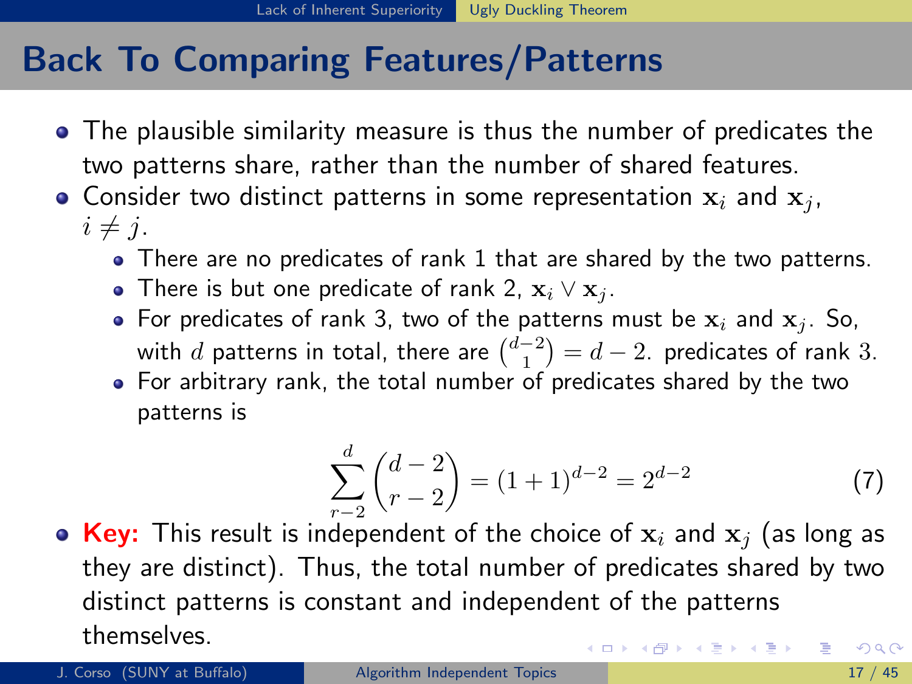# Back To Comparing Features/Patterns

- The plausible similarity measure is thus the number of predicates the two patterns share, rather than the number of shared features.
- Consider two distinct patterns in some representation $\mathbf{x}_i$ and $\mathbf{x}_j$, $i \neq j$.
  - There are no predicates of rank 1 that are shared by the two patterns.
  - There is but one predicate of rank 2, $\mathbf{x}_i \vee \mathbf{x}_j$.
  - For predicates of rank 3, two of the patterns must be $\mathbf{x}_i$ and $\mathbf{x}_j$. So, with $d$ patterns in total, there are $\binom{d-2}{1} = d - 2.$ predicates of rank $3$.
  - For arbitrary rank, the total number of predicates shared by the two patterns is

$$\sum_{r-2}^{d} \binom{d-2}{r-2} = (1+1)^{d-2} = 2^{d-2} \tag{7}$$

- **Key:** This result is independent of the choice of $\mathbf{x}_i$ and $\mathbf{x}_j$ (as long as they are distinct). Thus, the total number of predicates shared by two distinct patterns is constant and independent of the patterns themselves.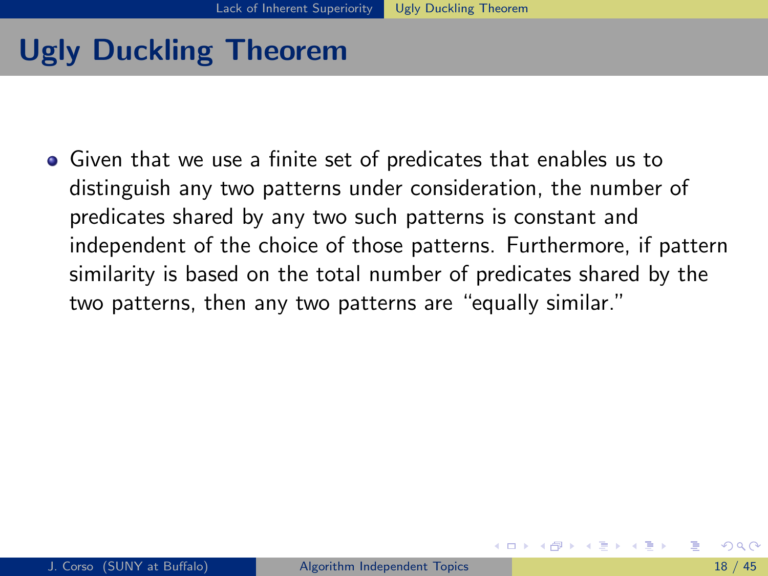# Ugly Duckling Theorem

- Given that we use a finite set of predicates that enables us to distinguish any two patterns under consideration, the number of predicates shared by any two such patterns is constant and independent of the choice of those patterns. Furthermore, if pattern similarity is based on the total number of predicates shared by the two patterns, then any two patterns are "equally similar."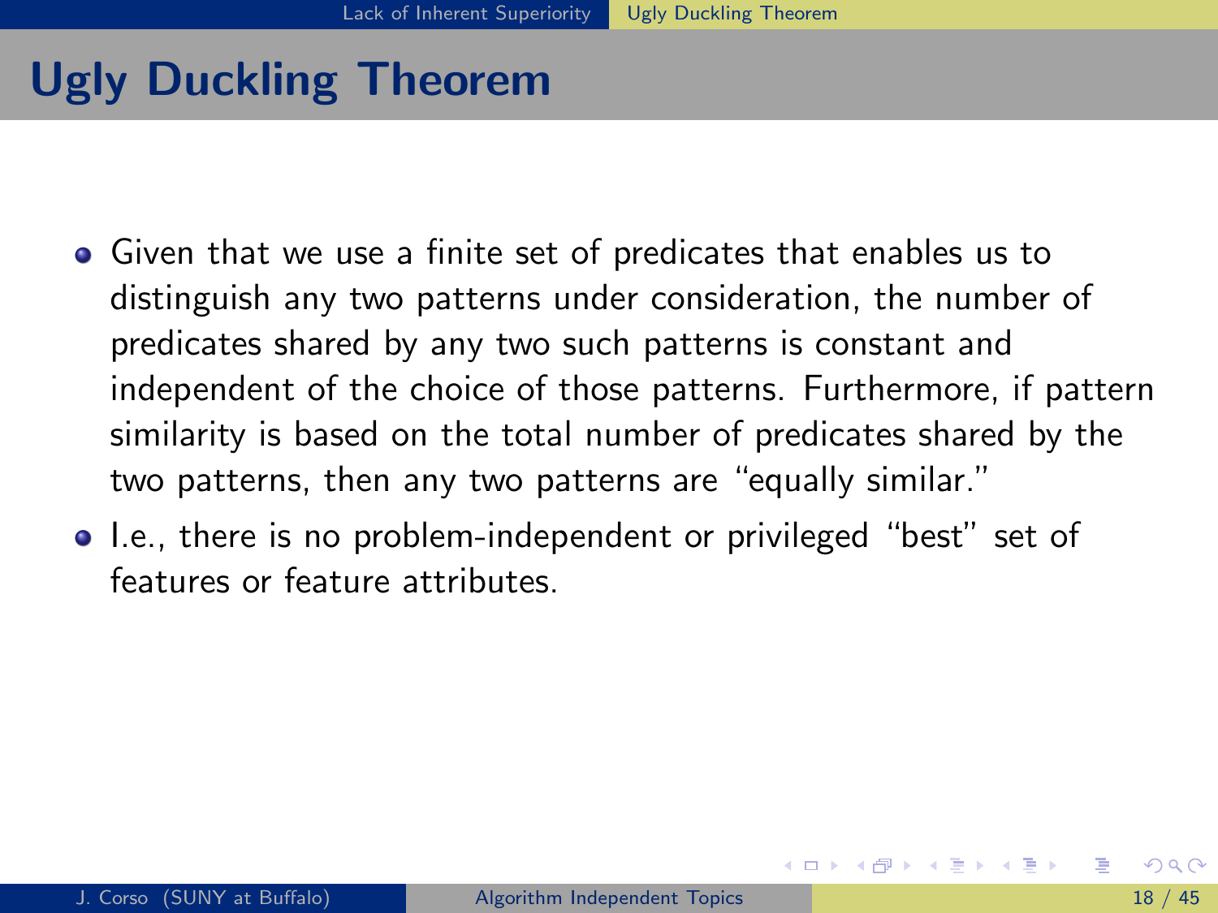# Ugly Duckling Theorem

- Given that we use a finite set of predicates that enables us to distinguish any two patterns under consideration, the number of predicates shared by any two such patterns is constant and independent of the choice of those patterns. Furthermore, if pattern similarity is based on the total number of predicates shared by the two patterns, then any two patterns are "equally similar."
- I.e., there is no problem-independent or privileged "best" set of features or feature attributes.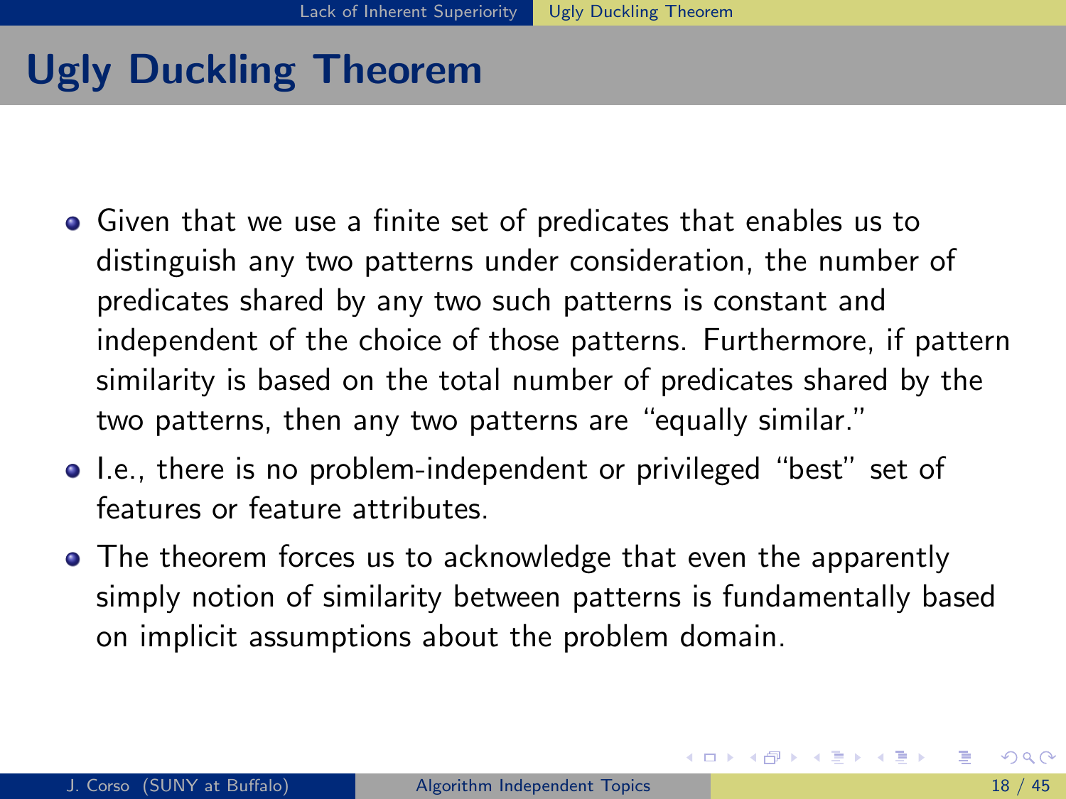# Ugly Duckling Theorem

- Given that we use a finite set of predicates that enables us to distinguish any two patterns under consideration, the number of predicates shared by any two such patterns is constant and independent of the choice of those patterns. Furthermore, if pattern similarity is based on the total number of predicates shared by the two patterns, then any two patterns are "equally similar."
- I.e., there is no problem-independent or privileged "best" set of features or feature attributes.
- The theorem forces us to acknowledge that even the apparently simply notion of similarity between patterns is fundamentally based on implicit assumptions about the problem domain.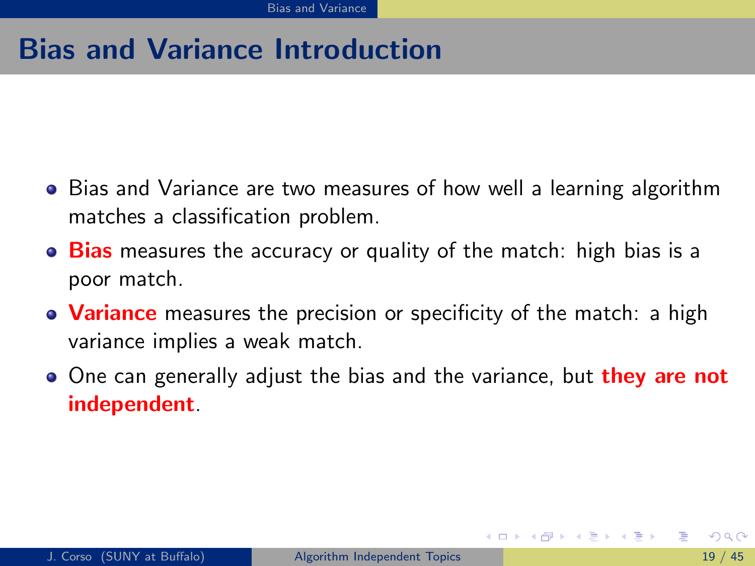# Bias and Variance Introduction

- Bias and Variance are two measures of how well a learning algorithm matches a classification problem.
- **Bias** measures the accuracy or quality of the match: high bias is a poor match.
- **Variance** measures the precision or specificity of the match: a high variance implies a weak match.
- One can generally adjust the bias and the variance, but **they are not independent**.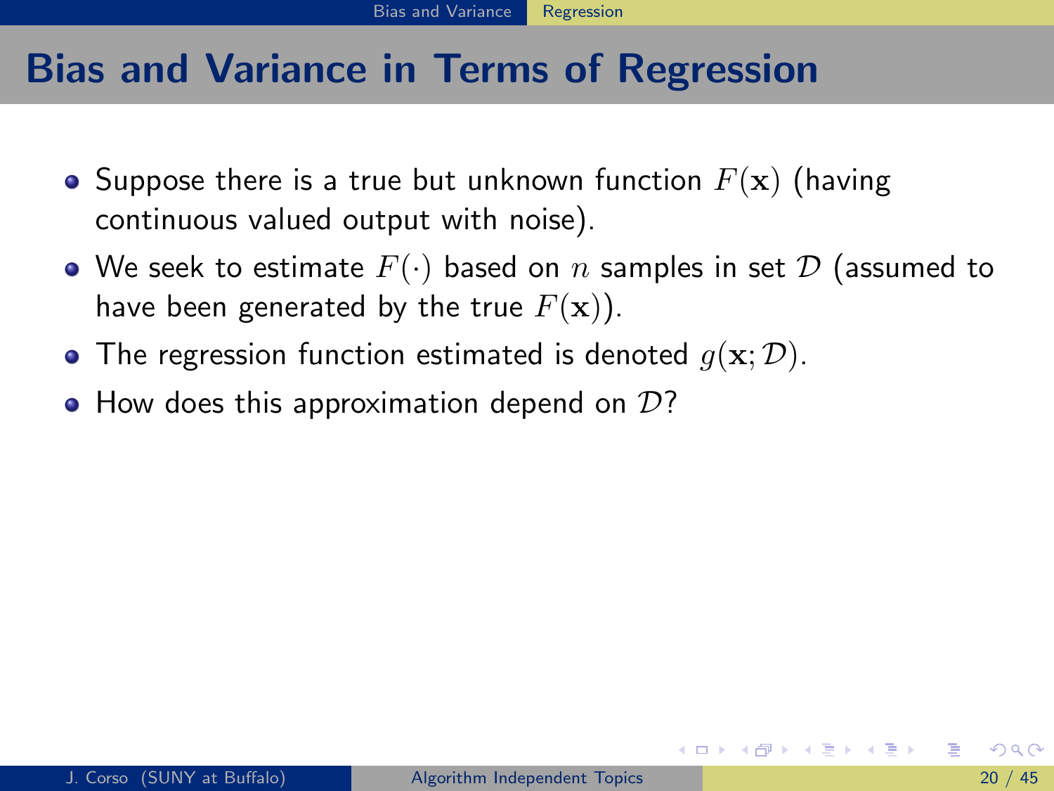# Bias and Variance in Terms of Regression

- Suppose there is a true but unknown function $F(\mathbf{x})$ (having continuous valued output with noise).
- We seek to estimate $F(\cdot)$ based on $n$ samples in set $\mathcal{D}$ (assumed to have been generated by the true $F(\mathbf{x})$).
- The regression function estimated is denoted $g(\mathbf{x}; \mathcal{D})$.
- How does this approximation depend on $\mathcal{D}$?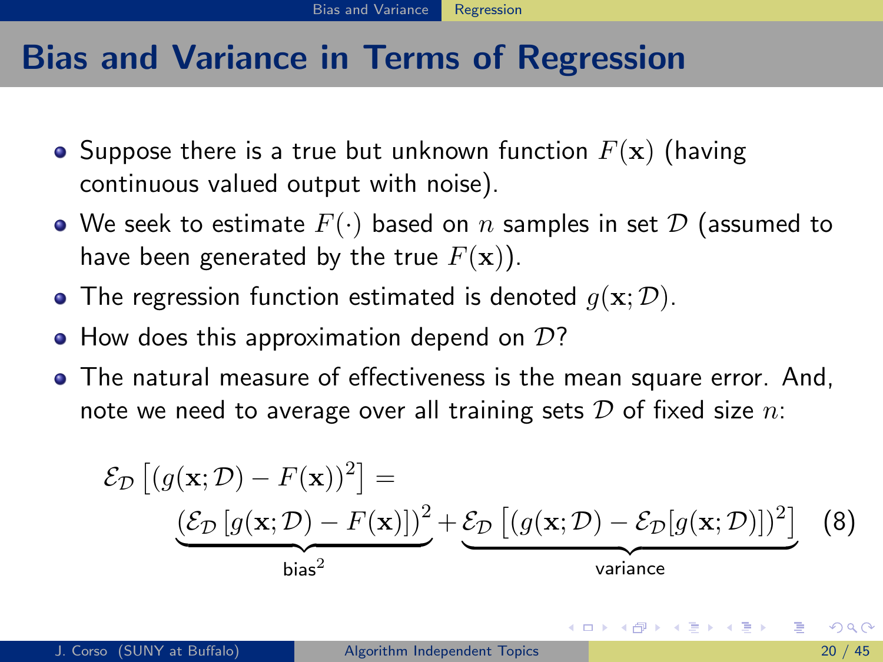# Bias and Variance in Terms of Regression

- Suppose there is a true but unknown function $F(\mathbf{x})$ (having continuous valued output with noise).
- We seek to estimate $F(\cdot)$ based on $n$ samples in set $\mathcal{D}$ (assumed to have been generated by the true $F(\mathbf{x})$).
- The regression function estimated is denoted $g(\mathbf{x}; \mathcal{D})$.
- How does this approximation depend on $\mathcal{D}$?
- The natural measure of effectiveness is the mean square error. And, note we need to average over all training sets $\mathcal{D}$ of fixed size $n$:

$$
\mathcal{E}_{\mathcal{D}}\left[(g(\mathbf{x};\mathcal{D}) - F(\mathbf{x}))^2\right] = \underbrace{\left(\mathcal{E}_{\mathcal{D}}\left[g(\mathbf{x};\mathcal{D}) - F(\mathbf{x})\right]\right)^2}_{\text{bias}^2} + \underbrace{\mathcal{E}_{\mathcal{D}}\left[(g(\mathbf{x};\mathcal{D}) - \mathcal{E}_{\mathcal{D}}[g(\mathbf{x};\mathcal{D})])^2\right]}_{\text{variance}} \quad (8)
$$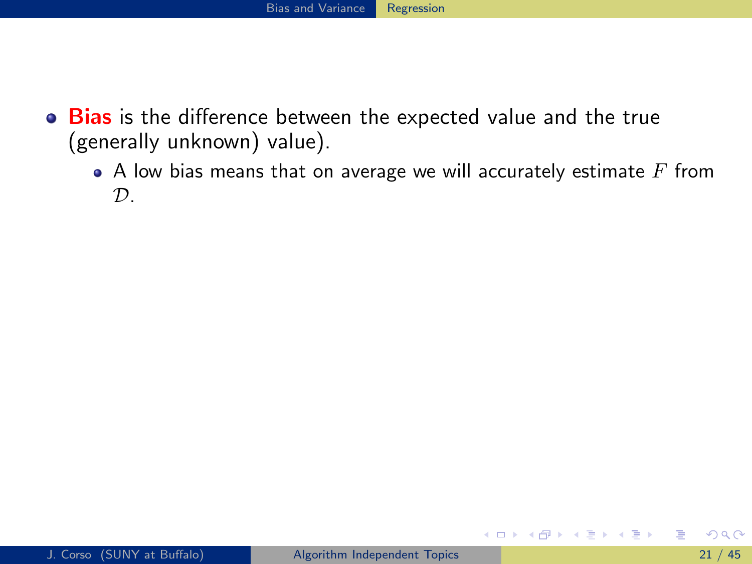- **Bias** is the difference between the expected value and the true (generally unknown) value).
  - A low bias means that on average we will accurately estimate $F$ from $\mathcal{D}$.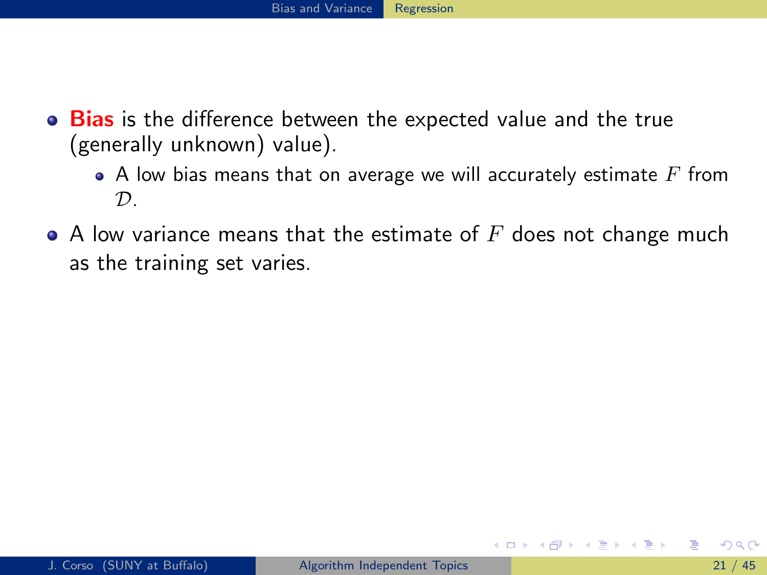- **Bias** is the difference between the expected value and the true (generally unknown) value).
    - A low bias means that on average we will accurately estimate $F$ from $\mathcal{D}$.
- A low variance means that the estimate of $F$ does not change much as the training set varies.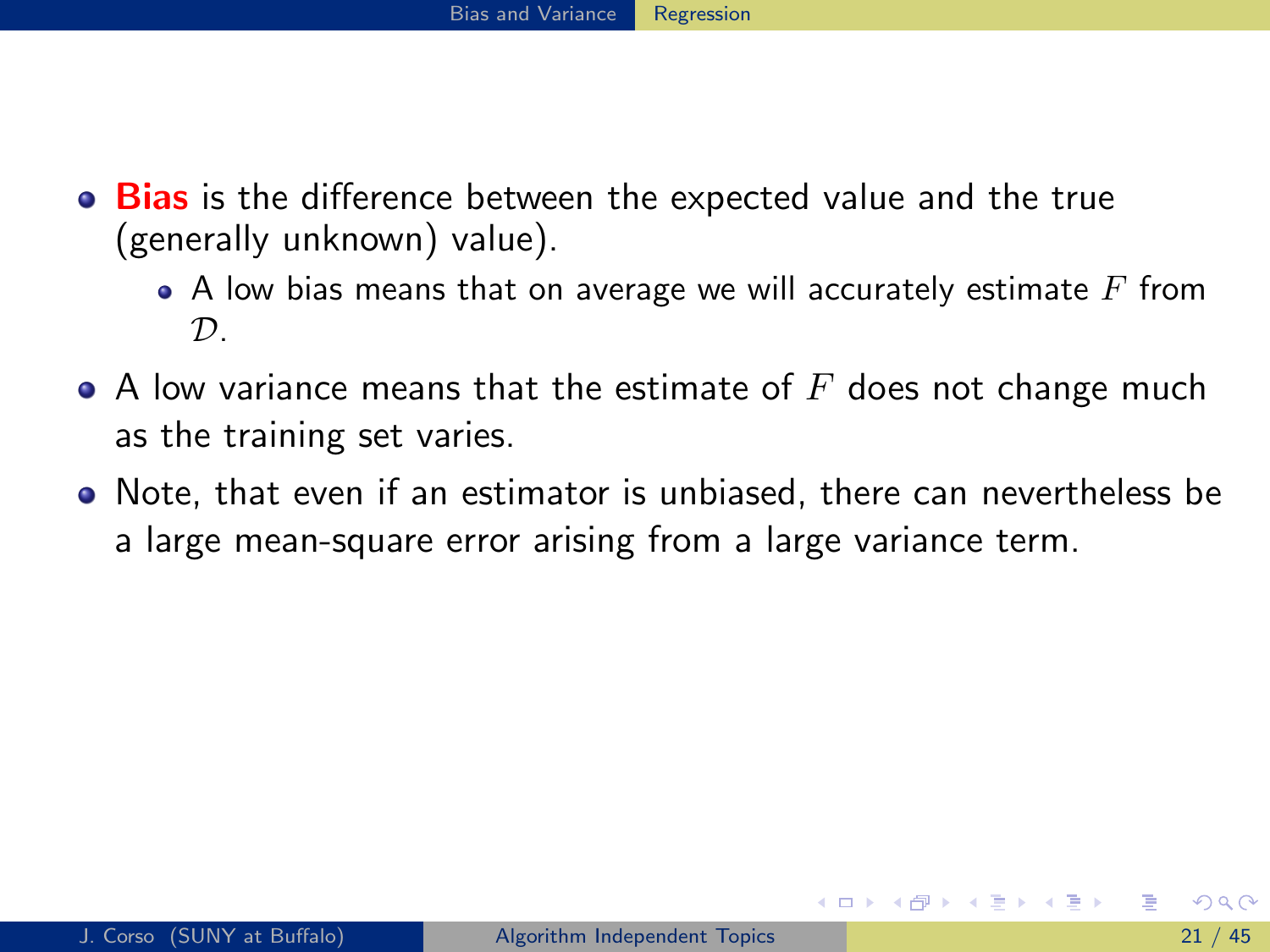- **Bias** is the difference between the expected value and the true (generally unknown) value).
  - A low bias means that on average we will accurately estimate $F$ from $\mathcal{D}$.
- A low variance means that the estimate of $F$ does not change much as the training set varies.
- Note, that even if an estimator is unbiased, there can nevertheless be a large mean-square error arising from a large variance term.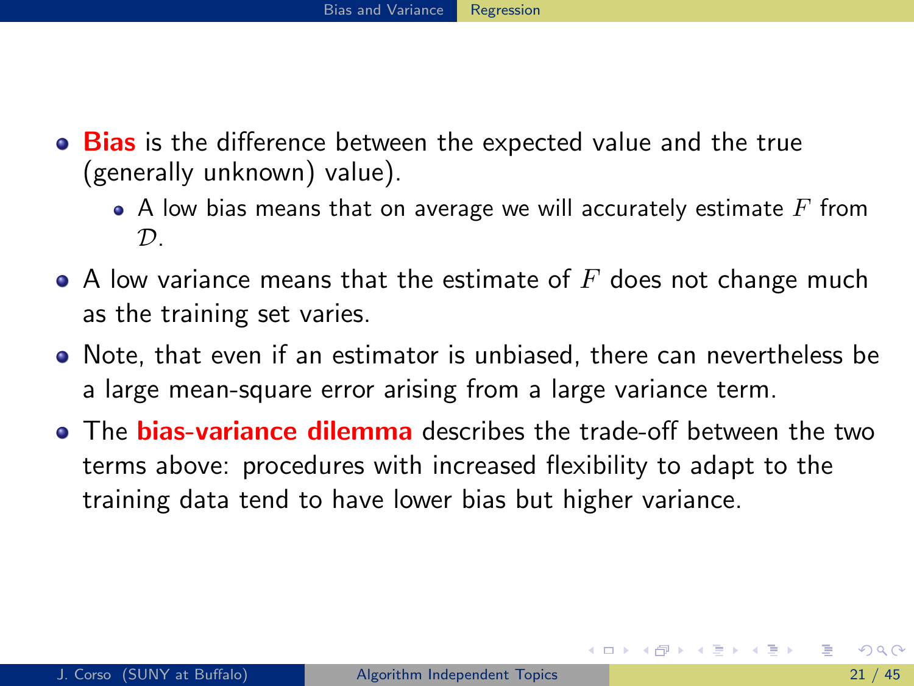- **Bias** is the difference between the expected value and the true (generally unknown) value).
  - A low bias means that on average we will accurately estimate $F$ from $\mathcal{D}$.
- A low variance means that the estimate of $F$ does not change much as the training set varies.
- Note, that even if an estimator is unbiased, there can nevertheless be a large mean-square error arising from a large variance term.
- The **bias-variance dilemma** describes the trade-off between the two terms above: procedures with increased flexibility to adapt to the training data tend to have lower bias but higher variance.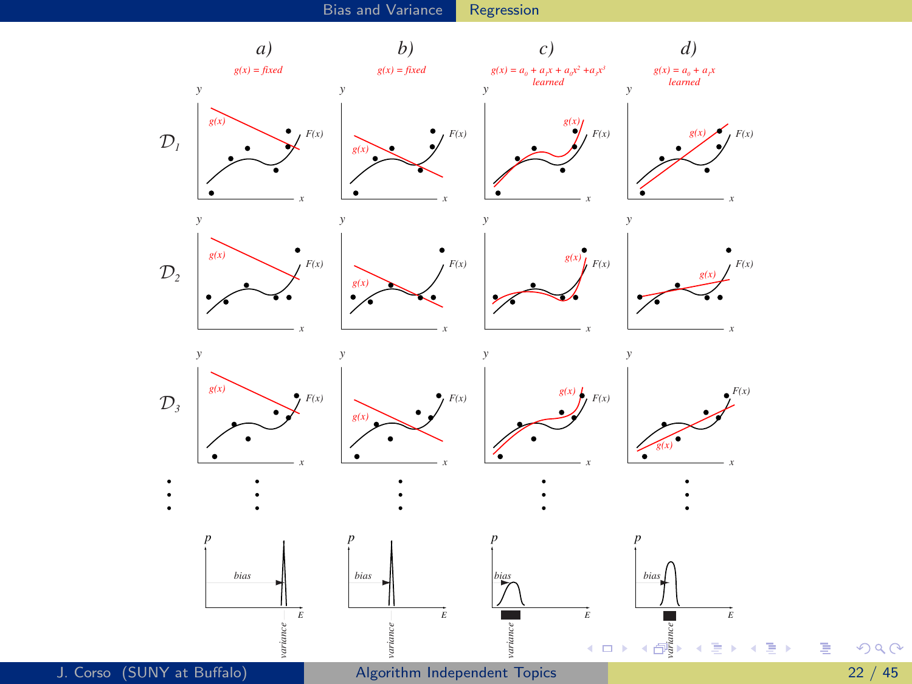a) $g(x) = fixed$

b) $g(x) = fixed$

c) $g(x) = a_0 + a_1x + a_0x^2 + a_3x^3$ learned

d) $g(x) = a_0 + a_1x$ learned

$\mathcal{D}_1$

$\mathcal{D}_2$

$\mathcal{D}_3$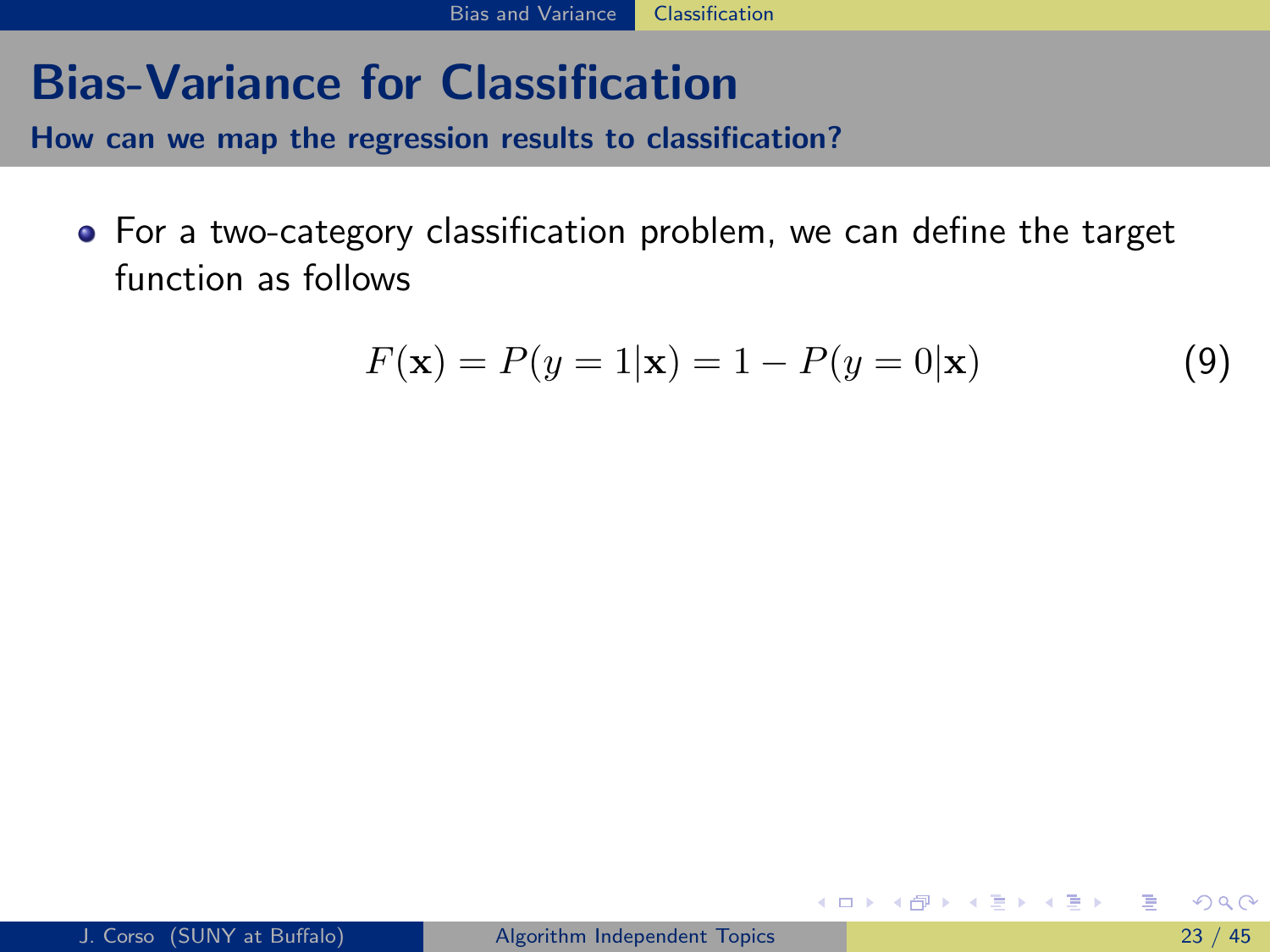# Bias-Variance for Classification

**How can we map the regression results to classification?**

- For a two-category classification problem, we can define the target function as follows

$$F(\mathbf{x}) = P(y = 1|\mathbf{x}) = 1 - P(y = 0|\mathbf{x}) \tag{9}$$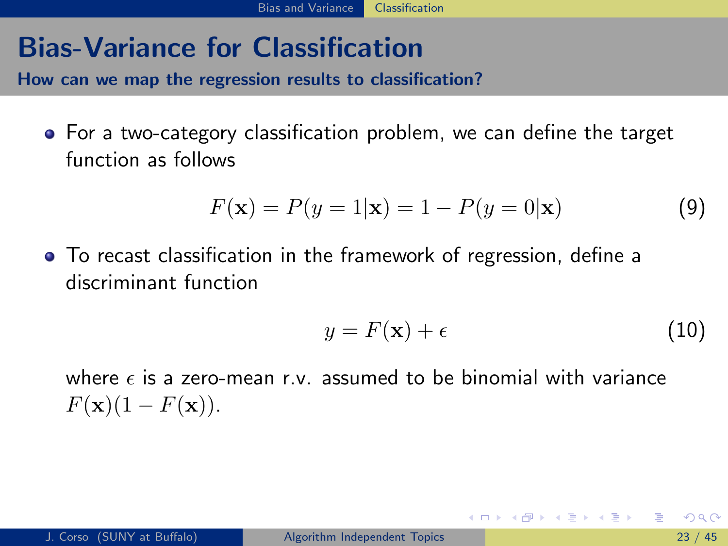# Bias-Variance for Classification

**How can we map the regression results to classification?**

- For a two-category classification problem, we can define the target function as follows

$$F(\mathbf{x}) = P(y = 1|\mathbf{x}) = 1 - P(y = 0|\mathbf{x}) \tag{9}$$

- To recast classification in the framework of regression, define a discriminant function

$$y = F(\mathbf{x}) + \epsilon \tag{10}$$

  where $\epsilon$ is a zero-mean r.v. assumed to be binomial with variance $F(\mathbf{x})(1 - F(\mathbf{x}))$.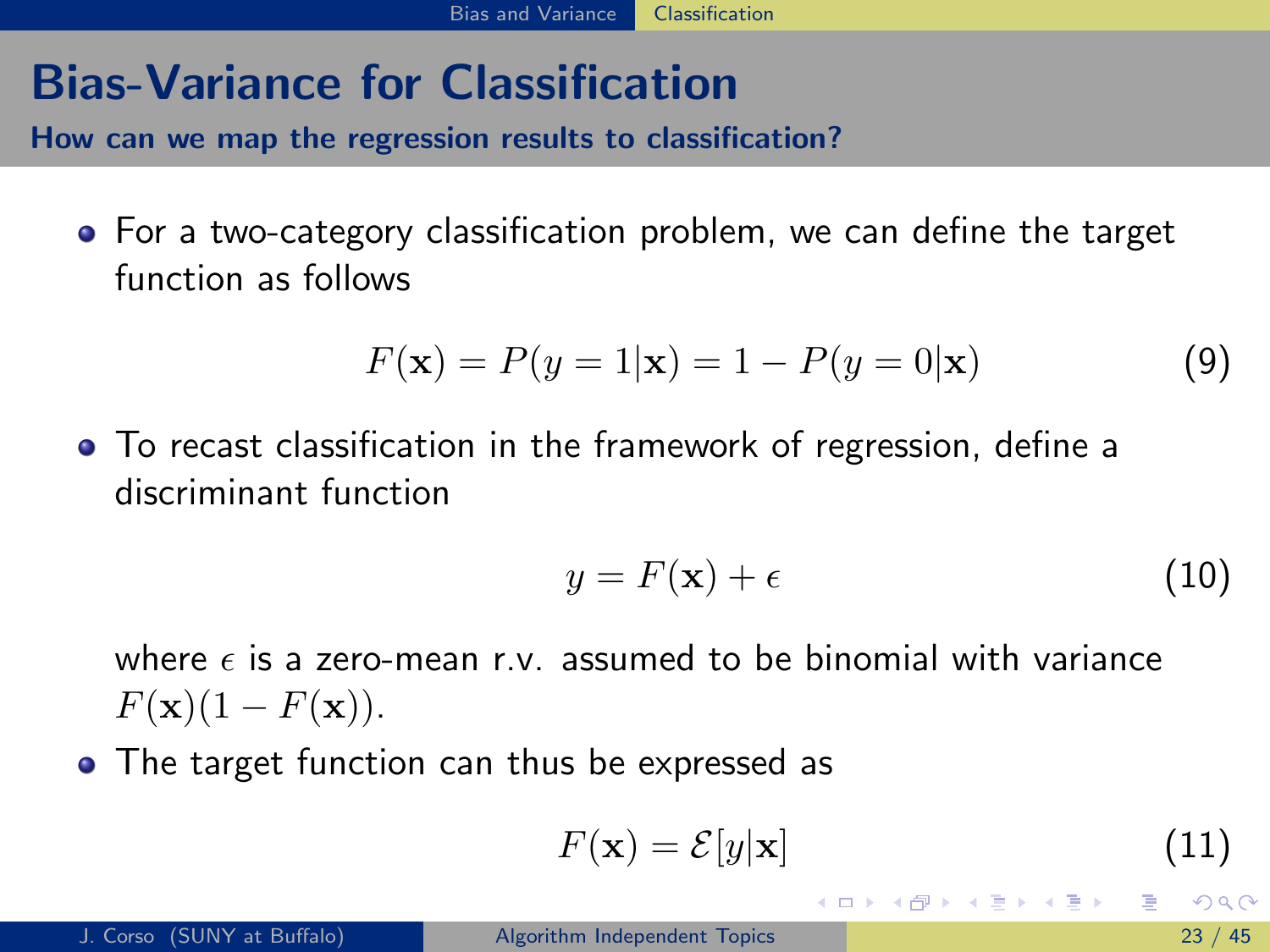# Bias-Variance for Classification

**How can we map the regression results to classification?**

- For a two-category classification problem, we can define the target function as follows

$$F(\mathbf{x}) = P(y = 1|\mathbf{x}) = 1 - P(y = 0|\mathbf{x}) \tag{9}$$

- To recast classification in the framework of regression, define a discriminant function

$$y = F(\mathbf{x}) + \epsilon \tag{10}$$

  where $\epsilon$ is a zero-mean r.v. assumed to be binomial with variance $F(\mathbf{x})(1 - F(\mathbf{x}))$.

- The target function can thus be expressed as

$$F(\mathbf{x}) = \mathcal{E}[y|\mathbf{x}] \tag{11}$$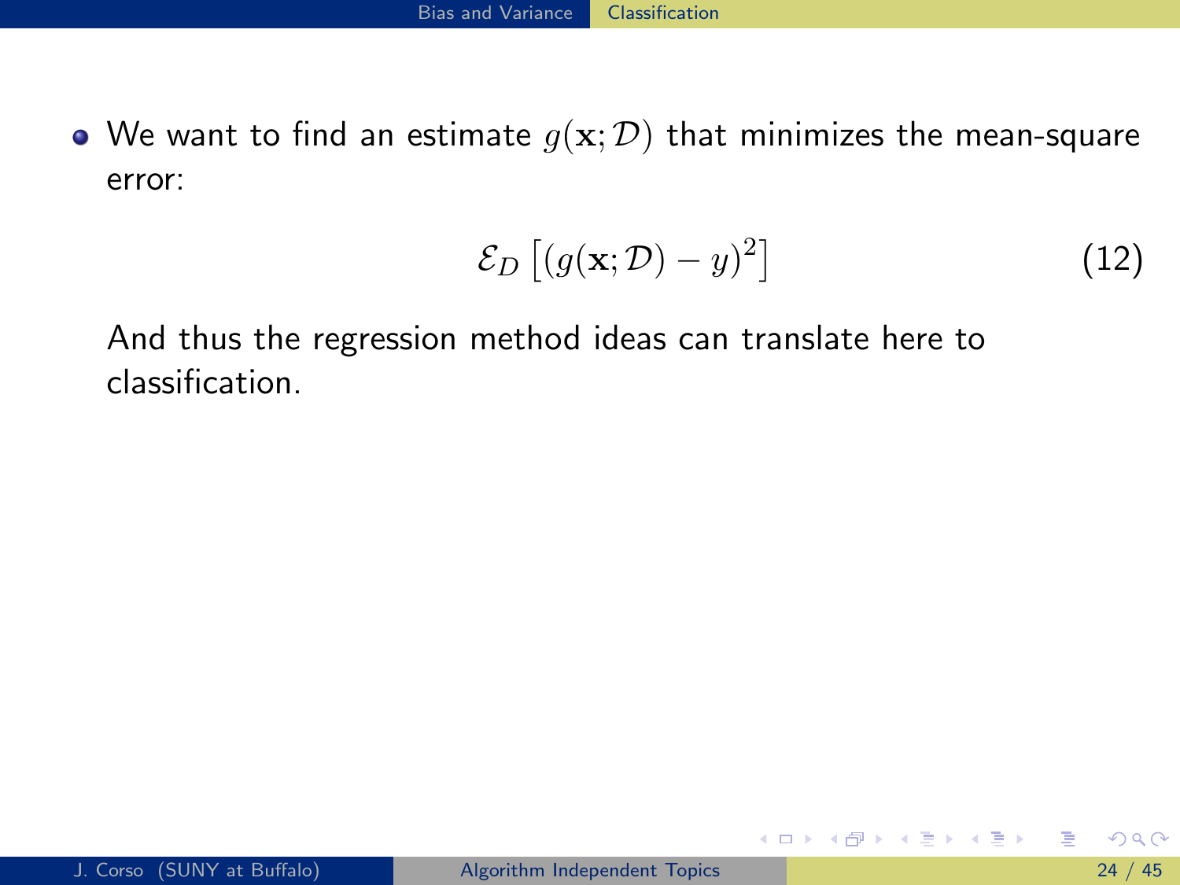- We want to find an estimate $g(\mathbf{x}; \mathcal{D})$ that minimizes the mean-square error:

$$\mathcal{E}_D \left[ (g(\mathbf{x}; \mathcal{D}) - y)^2 \right] \tag{12}$$

  And thus the regression method ideas can translate here to classification.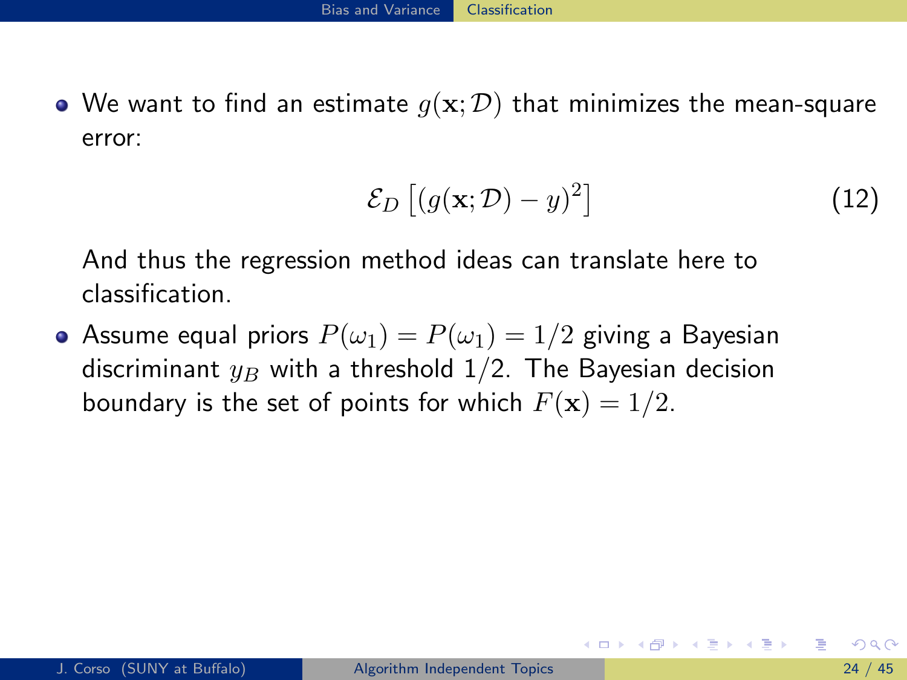- We want to find an estimate $g(\mathbf{x}; \mathcal{D})$ that minimizes the mean-square error:

$$\mathcal{E}_D \left[ (g(\mathbf{x}; \mathcal{D}) - y)^2 \right] \tag{12}$$

  And thus the regression method ideas can translate here to classification.

- Assume equal priors $P(\omega_1) = P(\omega_1) = 1/2$ giving a Bayesian discriminant $y_B$ with a threshold 1/2. The Bayesian decision boundary is the set of points for which $F(\mathbf{x}) = 1/2$.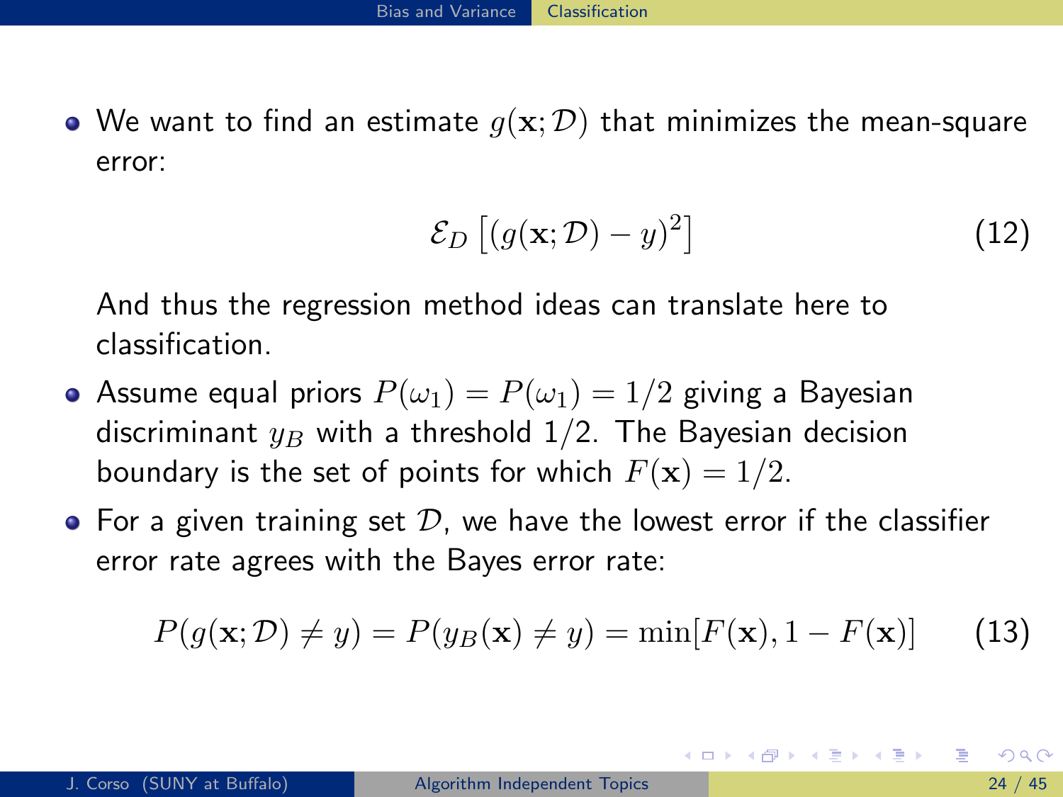- We want to find an estimate $g(\mathbf{x}; \mathcal{D})$ that minimizes the mean-square error:

$$\mathcal{E}_D \left[ (g(\mathbf{x}; \mathcal{D}) - y)^2 \right] \tag{12}$$

  And thus the regression method ideas can translate here to classification.

- Assume equal priors $P(\omega_1) = P(\omega_1) = 1/2$ giving a Bayesian discriminant $y_B$ with a threshold 1/2. The Bayesian decision boundary is the set of points for which $F(\mathbf{x}) = 1/2$.
- For a given training set $\mathcal{D}$, we have the lowest error if the classifier error rate agrees with the Bayes error rate:

$$P(g(\mathbf{x}; \mathcal{D}) \neq y) = P(y_B(\mathbf{x}) \neq y) = \min[F(\mathbf{x}), 1 - F(\mathbf{x})] \tag{13}$$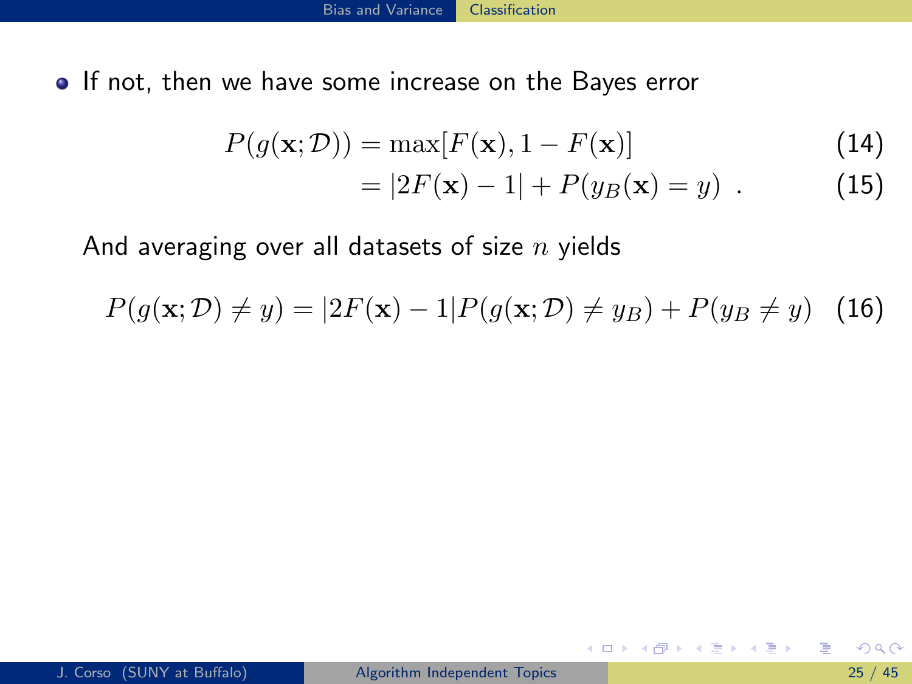- If not, then we have some increase on the Bayes error

$$P(g(\mathbf{x}; \mathcal{D})) = \max[F(\mathbf{x}), 1 - F(\mathbf{x})] \tag{14}$$

$$= |2F(\mathbf{x}) - 1| + P(y_B(\mathbf{x}) = y) \ . \tag{15}$$

And averaging over all datasets of size $n$ yields

$$P(g(\mathbf{x}; \mathcal{D}) \neq y) = |2F(\mathbf{x}) - 1| P(g(\mathbf{x}; \mathcal{D}) \neq y_B) + P(y_B \neq y) \tag{16}$$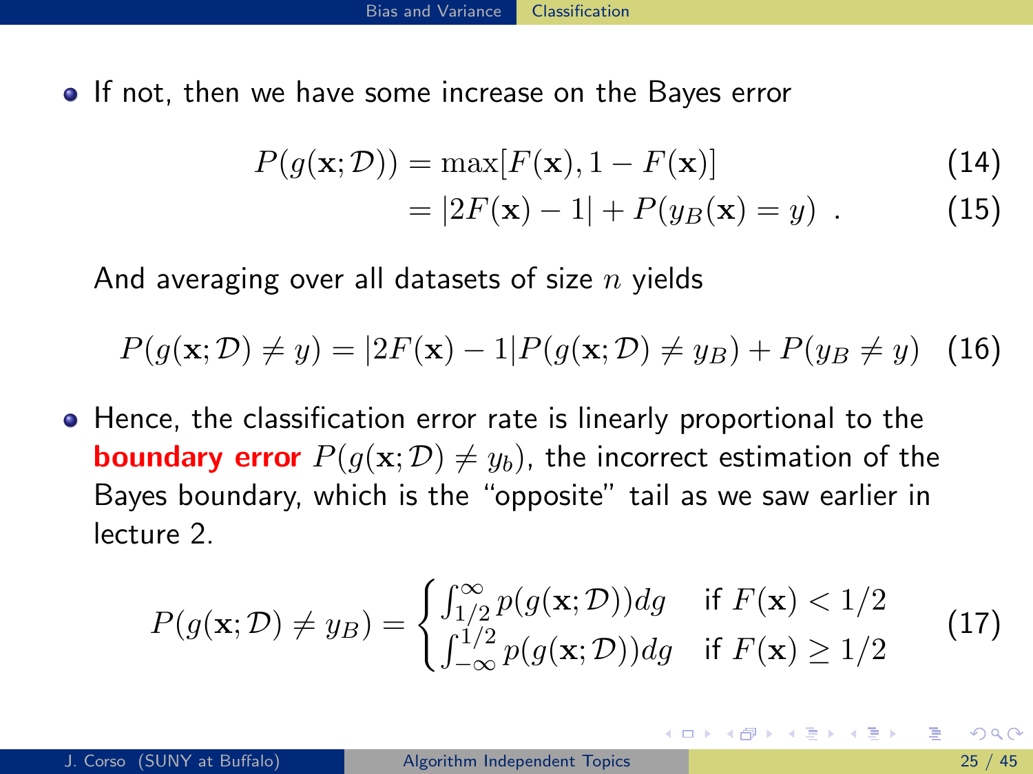- If not, then we have some increase on the Bayes error

$$P(g(\mathbf{x};\mathcal{D})) = \max[F(\mathbf{x}), 1 - F(\mathbf{x})] \tag{14}$$

$$= |2F(\mathbf{x}) - 1| + P(y_B(\mathbf{x}) = y) \ . \tag{15}$$

  And averaging over all datasets of size $n$ yields

$$P(g(\mathbf{x};\mathcal{D}) \neq y) = |2F(\mathbf{x}) - 1| P(g(\mathbf{x};\mathcal{D}) \neq y_B) + P(y_B \neq y) \tag{16}$$

- Hence, the classification error rate is linearly proportional to the **boundary error** $P(g(\mathbf{x};\mathcal{D}) \neq y_b)$, the incorrect estimation of the Bayes boundary, which is the "opposite" tail as we saw earlier in lecture 2.

$$P(g(\mathbf{x};\mathcal{D}) \neq y_B) = \begin{cases} \int_{1/2}^{\infty} p(g(\mathbf{x};\mathcal{D}))dg & \text{if } F(\mathbf{x}) < 1/2 \\ \int_{-\infty}^{1/2} p(g(\mathbf{x};\mathcal{D}))dg & \text{if } F(\mathbf{x}) \geq 1/2 \end{cases} \tag{17}$$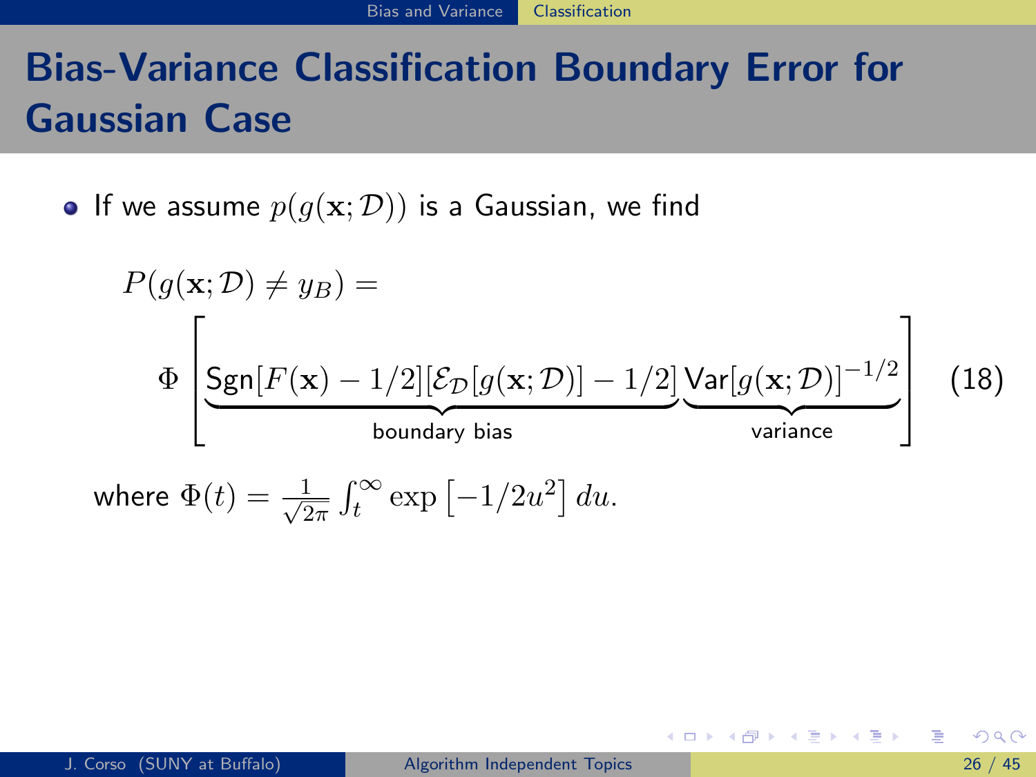# Bias-Variance Classification Boundary Error for Gaussian Case

- If we assume $p(g(\mathbf{x}; \mathcal{D}))$ is a Gaussian, we find

$$P(g(\mathbf{x}; \mathcal{D}) \neq y_B) = \Phi \left[ \underbrace{\text{Sgn}[F(\mathbf{x}) - 1/2][\mathcal{E}_{\mathcal{D}}[g(\mathbf{x}; \mathcal{D})] - 1/2]}_{\text{boundary bias}} \underbrace{\text{Var}[g(\mathbf{x}; \mathcal{D})]^{-1/2}}_{\text{variance}} \right] \quad (18)$$

where $\Phi(t) = \frac{1}{\sqrt{2\pi}} \int_t^{\infty} \exp\left[-1/2u^2\right] du.$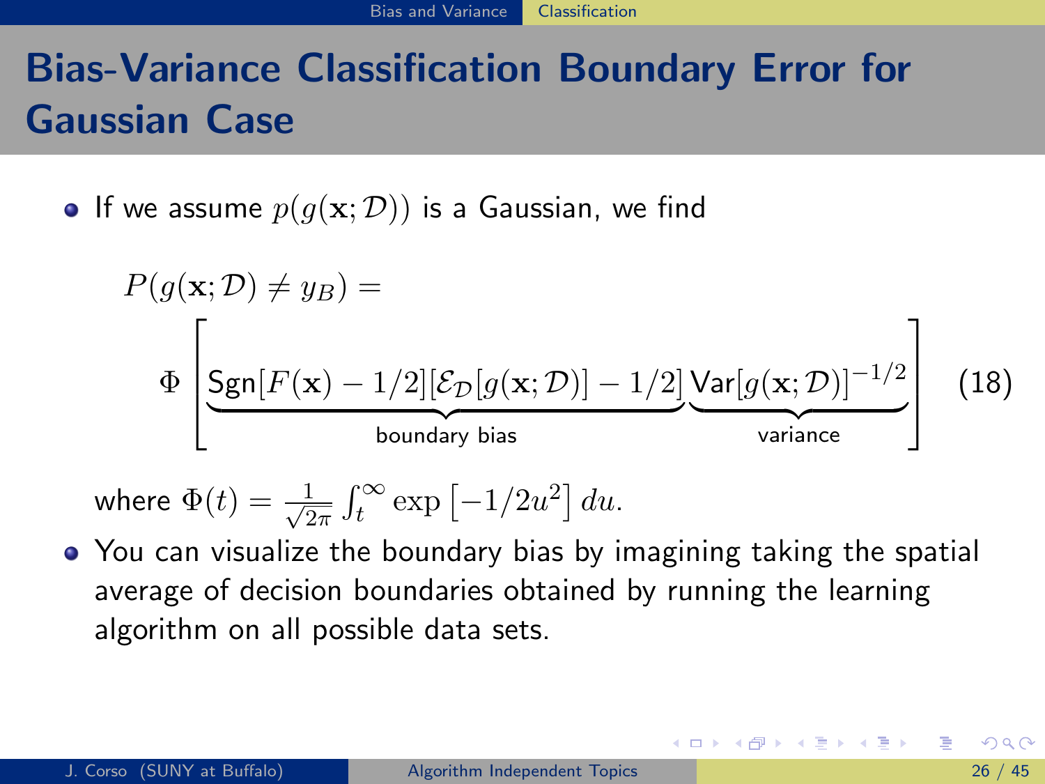# Bias-Variance Classification Boundary Error for Gaussian Case

- If we assume $p(g(\mathbf{x};\mathcal{D}))$ is a Gaussian, we find

$$
P(g(\mathbf{x};\mathcal{D}) \neq y_B) = \Phi\left[\underbrace{\text{Sgn}[F(\mathbf{x}) - 1/2][\mathcal{E}_{\mathcal{D}}[g(\mathbf{x};\mathcal{D})] - 1/2]}_{\text{boundary bias}} \underbrace{\text{Var}[g(\mathbf{x};\mathcal{D})]^{-1/2}}_{\text{variance}}\right] \quad (18)
$$

  where $\Phi(t) = \frac{1}{\sqrt{2\pi}} \int_t^\infty \exp\left[-1/2u^2\right] du$.

- You can visualize the boundary bias by imagining taking the spatial average of decision boundaries obtained by running the learning algorithm on all possible data sets.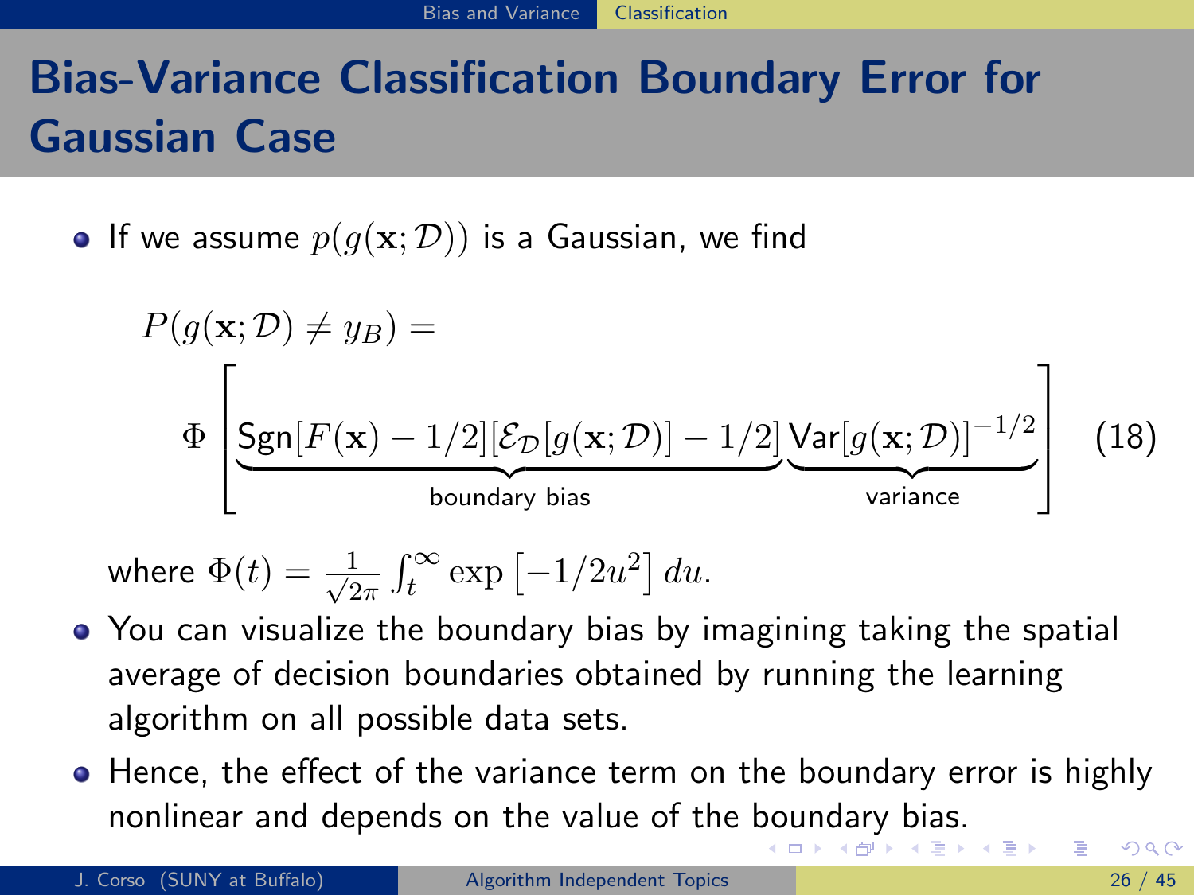# Bias-Variance Classification Boundary Error for Gaussian Case

- If we assume $p(g(\mathbf{x};\mathcal{D}))$ is a Gaussian, we find

$$P(g(\mathbf{x};\mathcal{D}) \neq y_B) = \Phi\left[\underbrace{\text{Sgn}[F(\mathbf{x}) - 1/2][\mathcal{E}_{\mathcal{D}}[g(\mathbf{x};\mathcal{D})] - 1/2]}_{\text{boundary bias}}\underbrace{\text{Var}[g(\mathbf{x};\mathcal{D})]^{-1/2}}_{\text{variance}}\right] \quad (18)$$

  where $\Phi(t) = \frac{1}{\sqrt{2\pi}}\int_t^{\infty} \exp\left[-1/2u^2\right] du.$

- You can visualize the boundary bias by imagining taking the spatial average of decision boundaries obtained by running the learning algorithm on all possible data sets.
- Hence, the effect of the variance term on the boundary error is highly nonlinear and depends on the value of the boundary bias.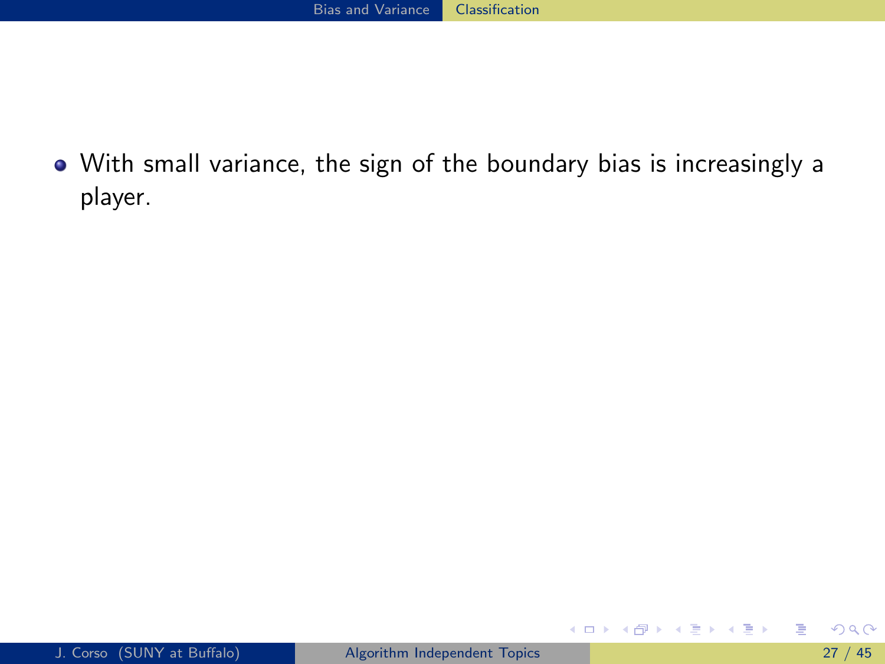- With small variance, the sign of the boundary bias is increasingly a player.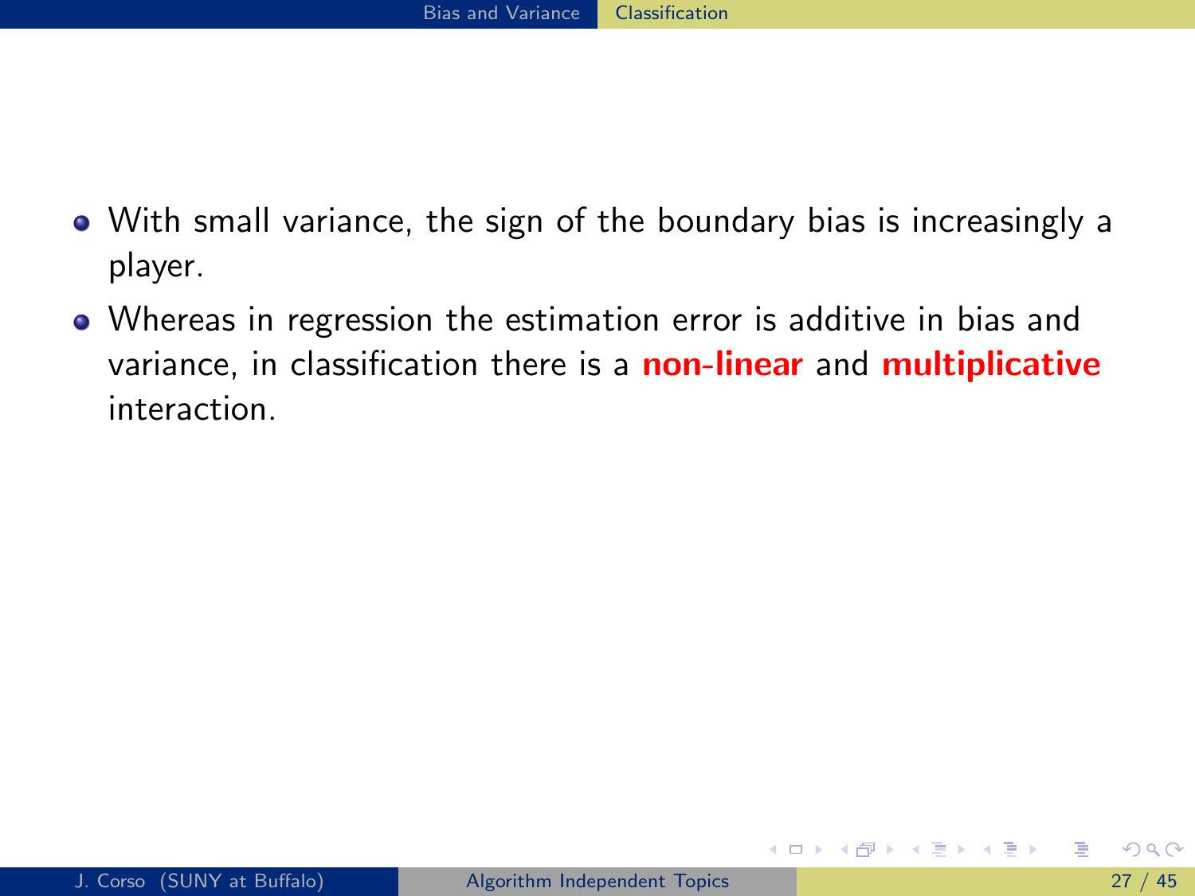- With small variance, the sign of the boundary bias is increasingly a player.
- Whereas in regression the estimation error is additive in bias and variance, in classification there is a **non-linear** and **multiplicative** interaction.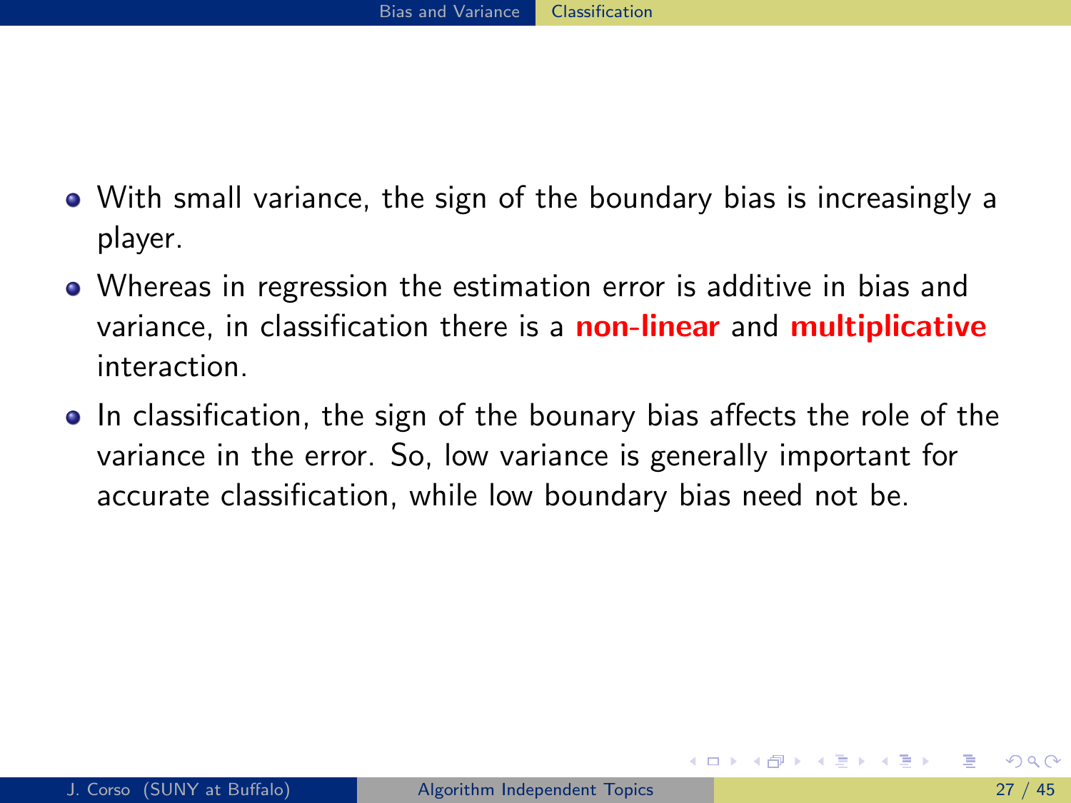- With small variance, the sign of the boundary bias is increasingly a player.
- Whereas in regression the estimation error is additive in bias and variance, in classification there is a **non-linear** and **multiplicative** interaction.
- In classification, the sign of the bounary bias affects the role of the variance in the error. So, low variance is generally important for accurate classification, while low boundary bias need not be.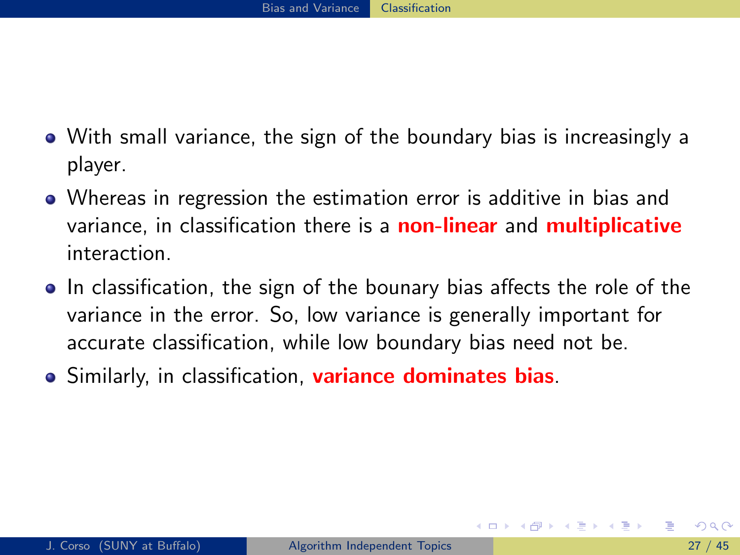- With small variance, the sign of the boundary bias is increasingly a player.
- Whereas in regression the estimation error is additive in bias and variance, in classification there is a **non-linear** and **multiplicative** interaction.
- In classification, the sign of the bounary bias affects the role of the variance in the error. So, low variance is generally important for accurate classification, while low boundary bias need not be.
- Similarly, in classification, **variance dominates bias**.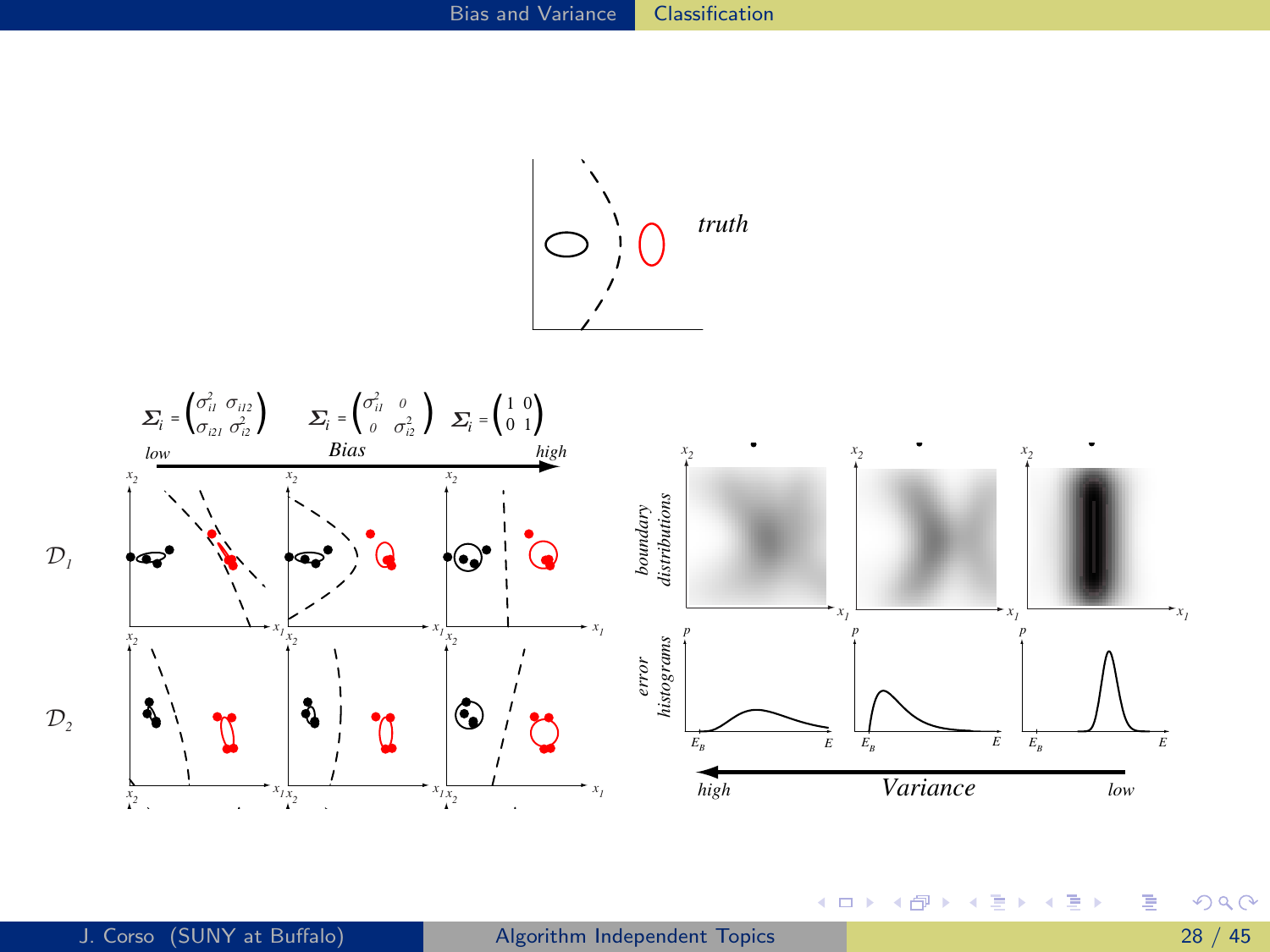truth

$$\Sigma_i = \begin{pmatrix} \sigma_{i1}^2 & \sigma_{i12} \\ \sigma_{i21} & \sigma_{i2}^2 \end{pmatrix} \quad \Sigma_i = \begin{pmatrix} \sigma_{i1}^2 & 0 \\ 0 & \sigma_{i2}^2 \end{pmatrix} \quad \Sigma_i = \begin{pmatrix} 1 & 0 \\ 0 & 1 \end{pmatrix}$$

low — Bias — high

$\mathcal{D}_1$

$\mathcal{D}_2$

boundary distributions

error histograms

high — Variance — low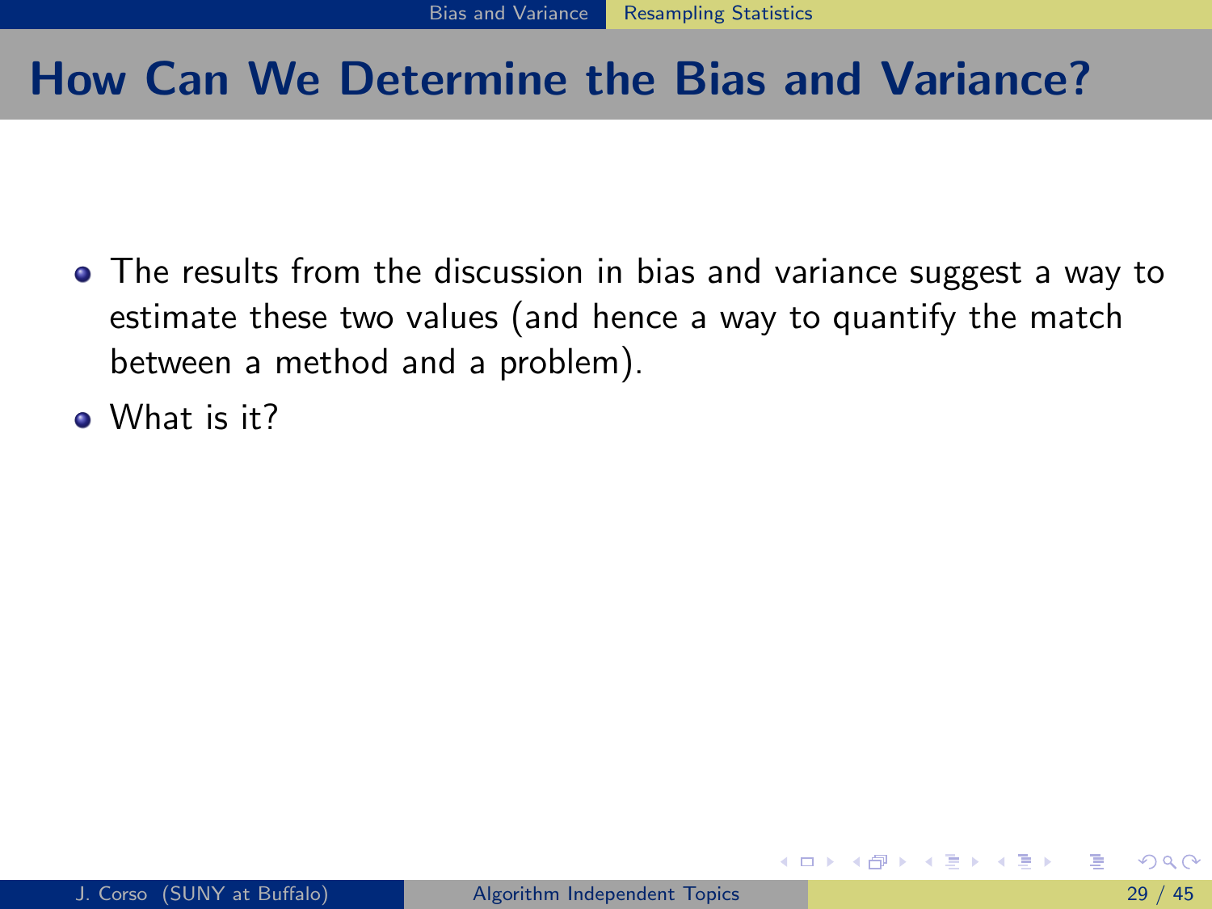# How Can We Determine the Bias and Variance?

- The results from the discussion in bias and variance suggest a way to estimate these two values (and hence a way to quantify the match between a method and a problem).
- What is it?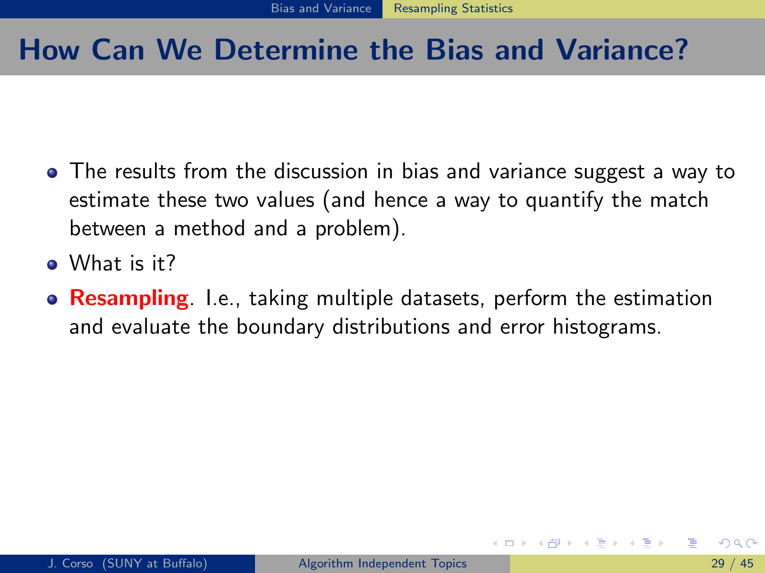# How Can We Determine the Bias and Variance?

- The results from the discussion in bias and variance suggest a way to estimate these two values (and hence a way to quantify the match between a method and a problem).
- What is it?
- **Resampling**. I.e., taking multiple datasets, perform the estimation and evaluate the boundary distributions and error histograms.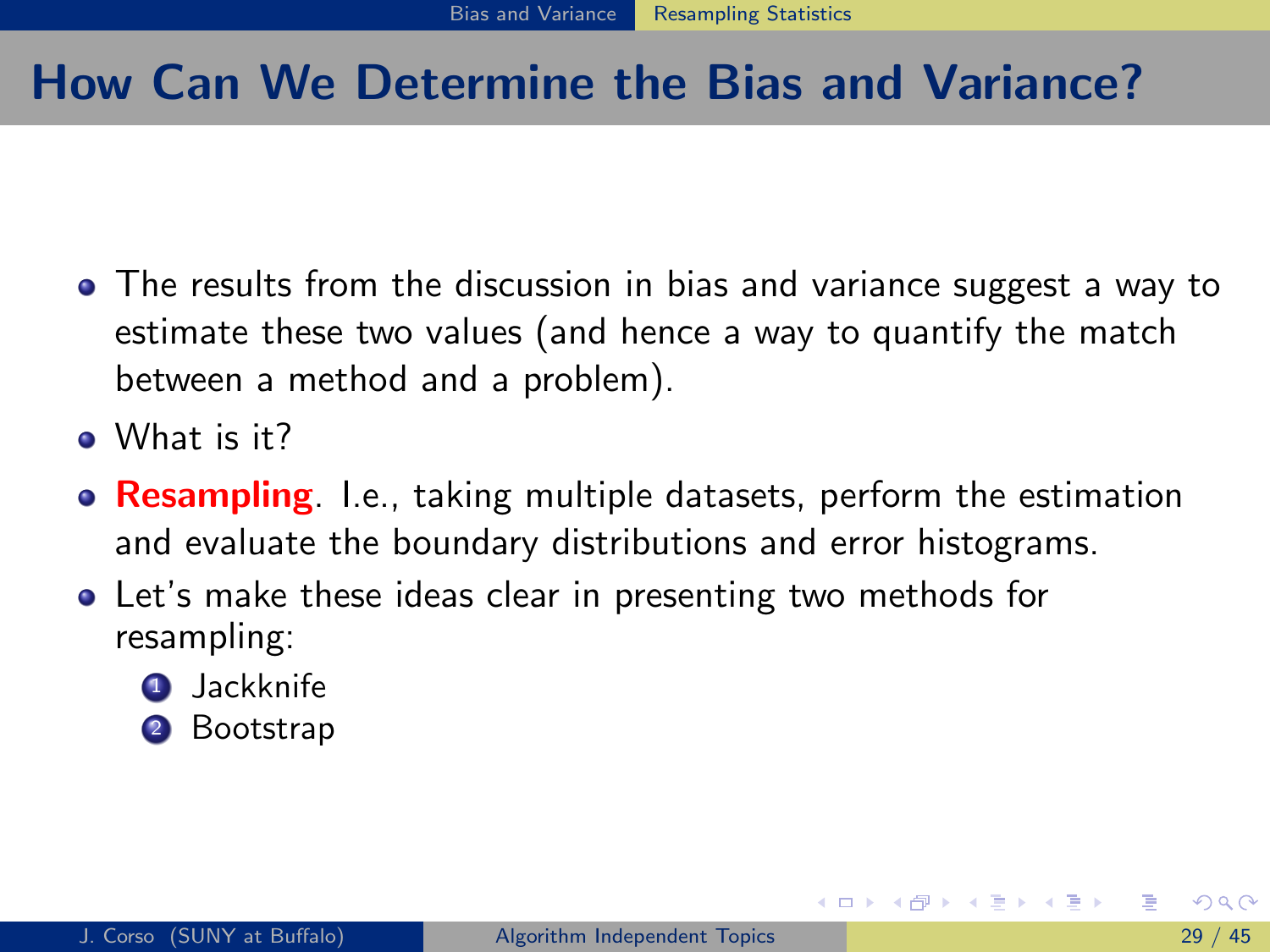# How Can We Determine the Bias and Variance?

- The results from the discussion in bias and variance suggest a way to estimate these two values (and hence a way to quantify the match between a method and a problem).
- What is it?
- **Resampling**. I.e., taking multiple datasets, perform the estimation and evaluate the boundary distributions and error histograms.
- Let's make these ideas clear in presenting two methods for resampling:
  1. Jackknife
  2. Bootstrap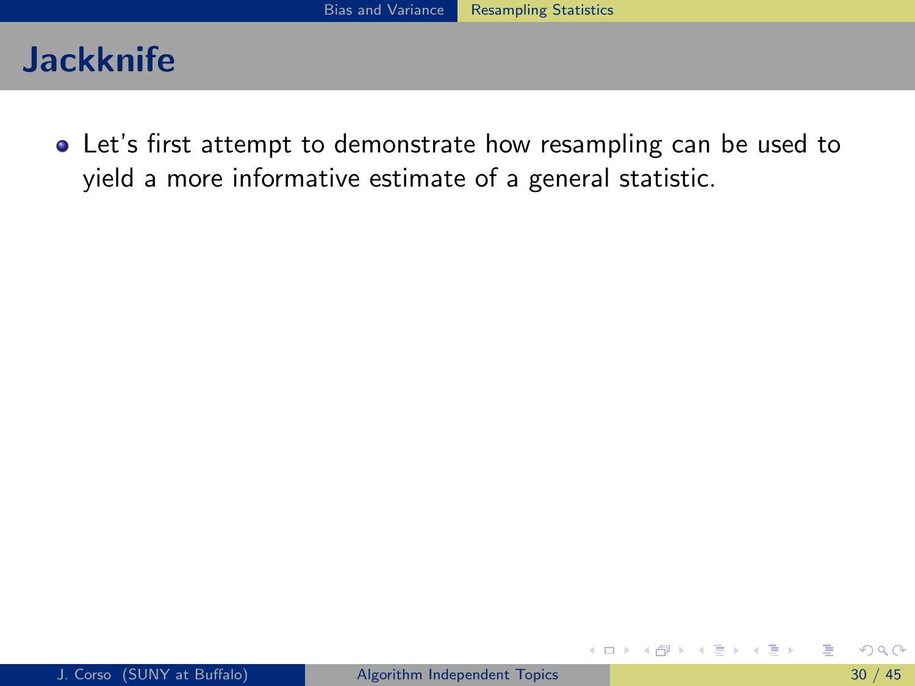# Jackknife

- Let's first attempt to demonstrate how resampling can be used to yield a more informative estimate of a general statistic.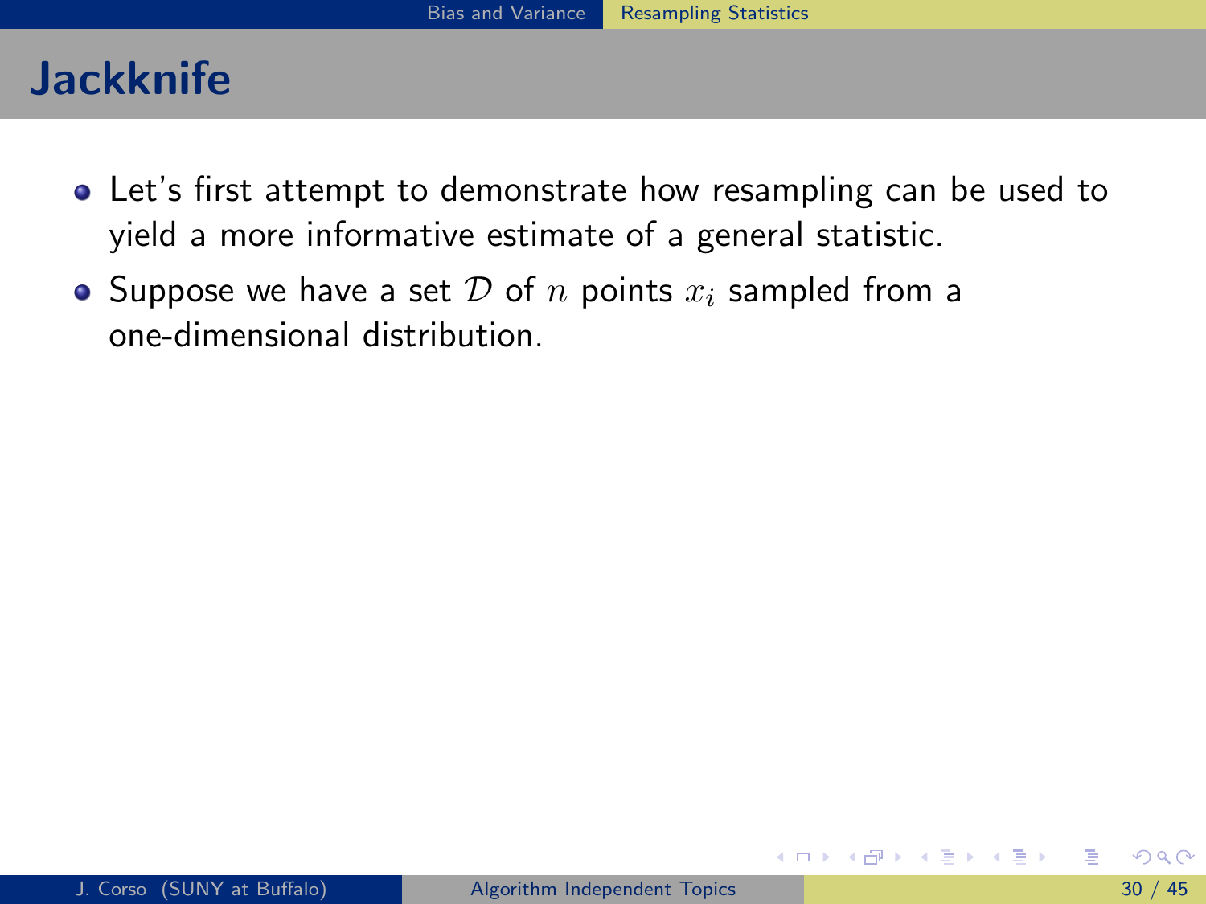# Jackknife

- Let's first attempt to demonstrate how resampling can be used to yield a more informative estimate of a general statistic.
- Suppose we have a set $\mathcal{D}$ of $n$ points $x_i$ sampled from a one-dimensional distribution.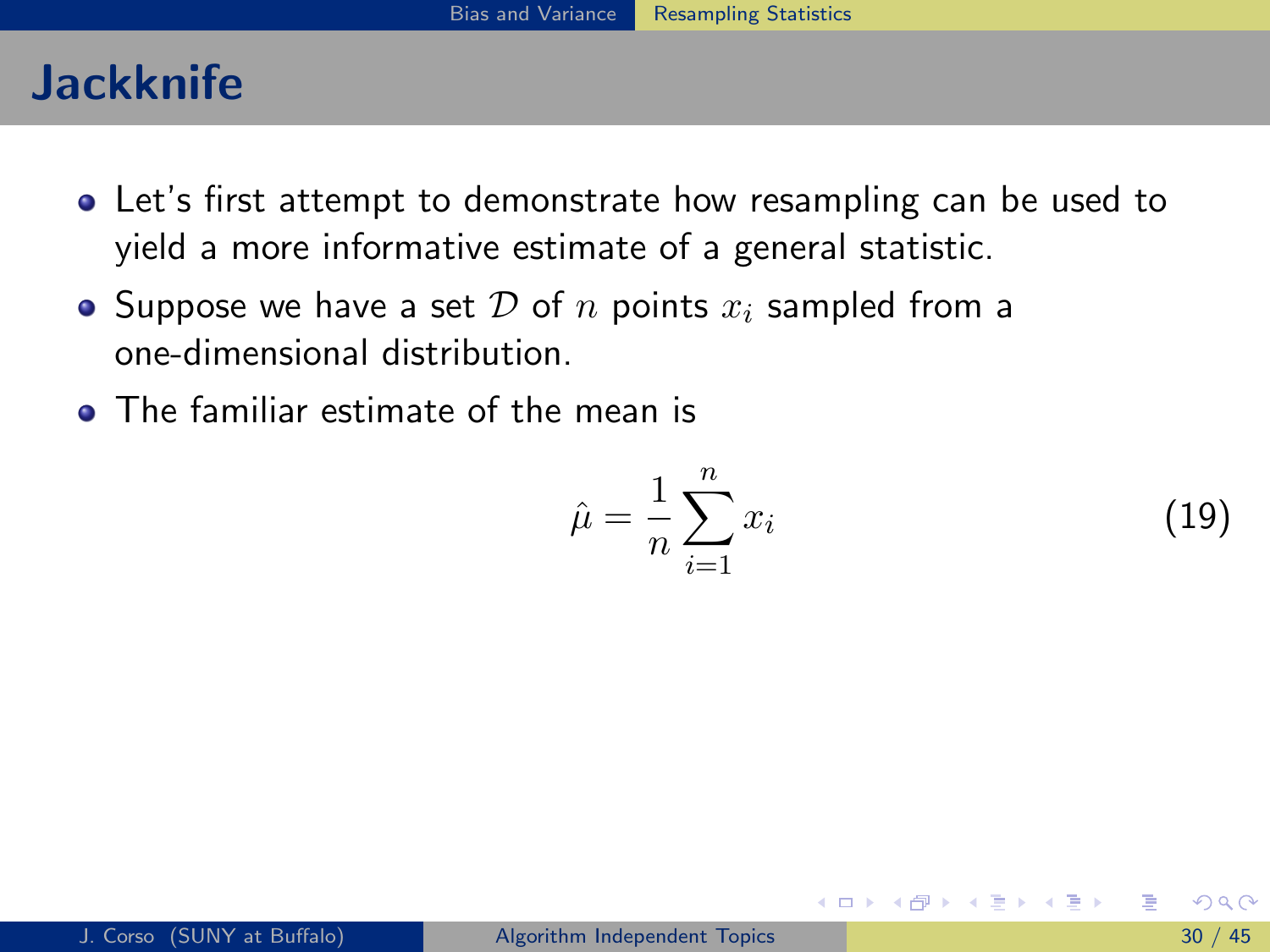# Jackknife

- Let's first attempt to demonstrate how resampling can be used to yield a more informative estimate of a general statistic.
- Suppose we have a set $\mathcal{D}$ of $n$ points $x_i$ sampled from a one-dimensional distribution.
- The familiar estimate of the mean is

$$\hat{\mu} = \frac{1}{n} \sum_{i=1}^{n} x_i \tag{19}$$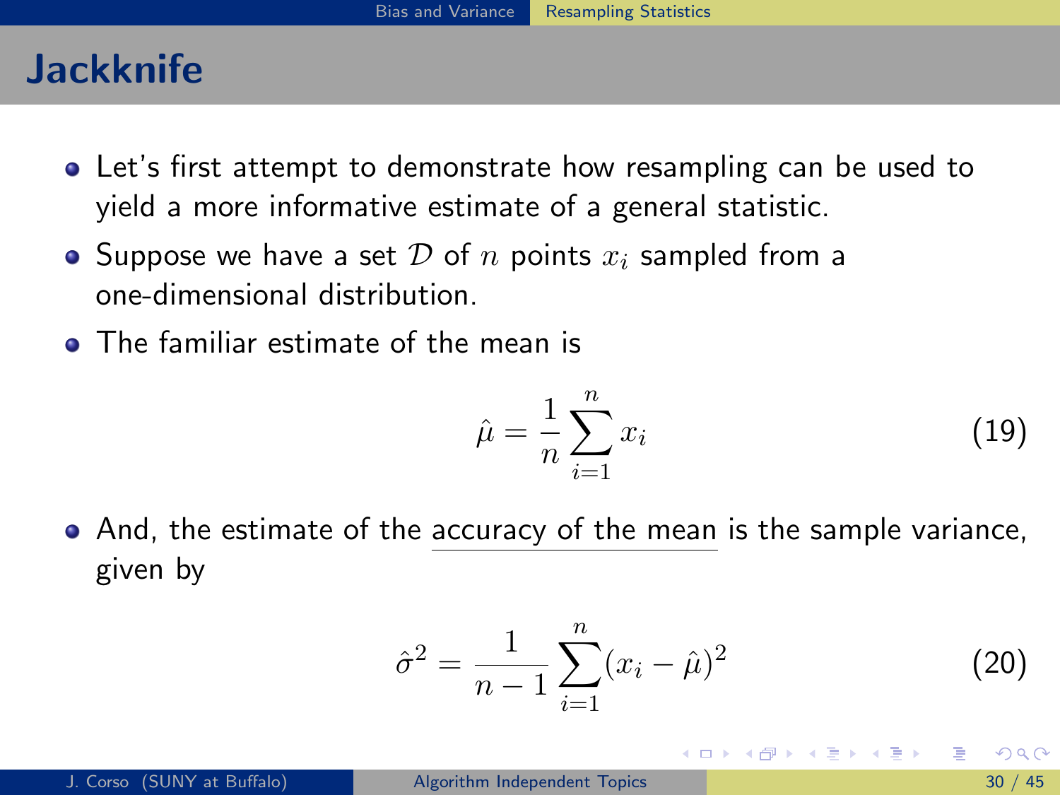# Jackknife

- Let's first attempt to demonstrate how resampling can be used to yield a more informative estimate of a general statistic.
- Suppose we have a set $\mathcal{D}$ of $n$ points $x_i$ sampled from a one-dimensional distribution.
- The familiar estimate of the mean is

$$\hat{\mu} = \frac{1}{n} \sum_{i=1}^{n} x_i \tag{19}$$

- And, the estimate of the <u>accuracy of the mean</u> is the sample variance, given by

$$\hat{\sigma}^2 = \frac{1}{n-1} \sum_{i=1}^{n} (x_i - \hat{\mu})^2 \tag{20}$$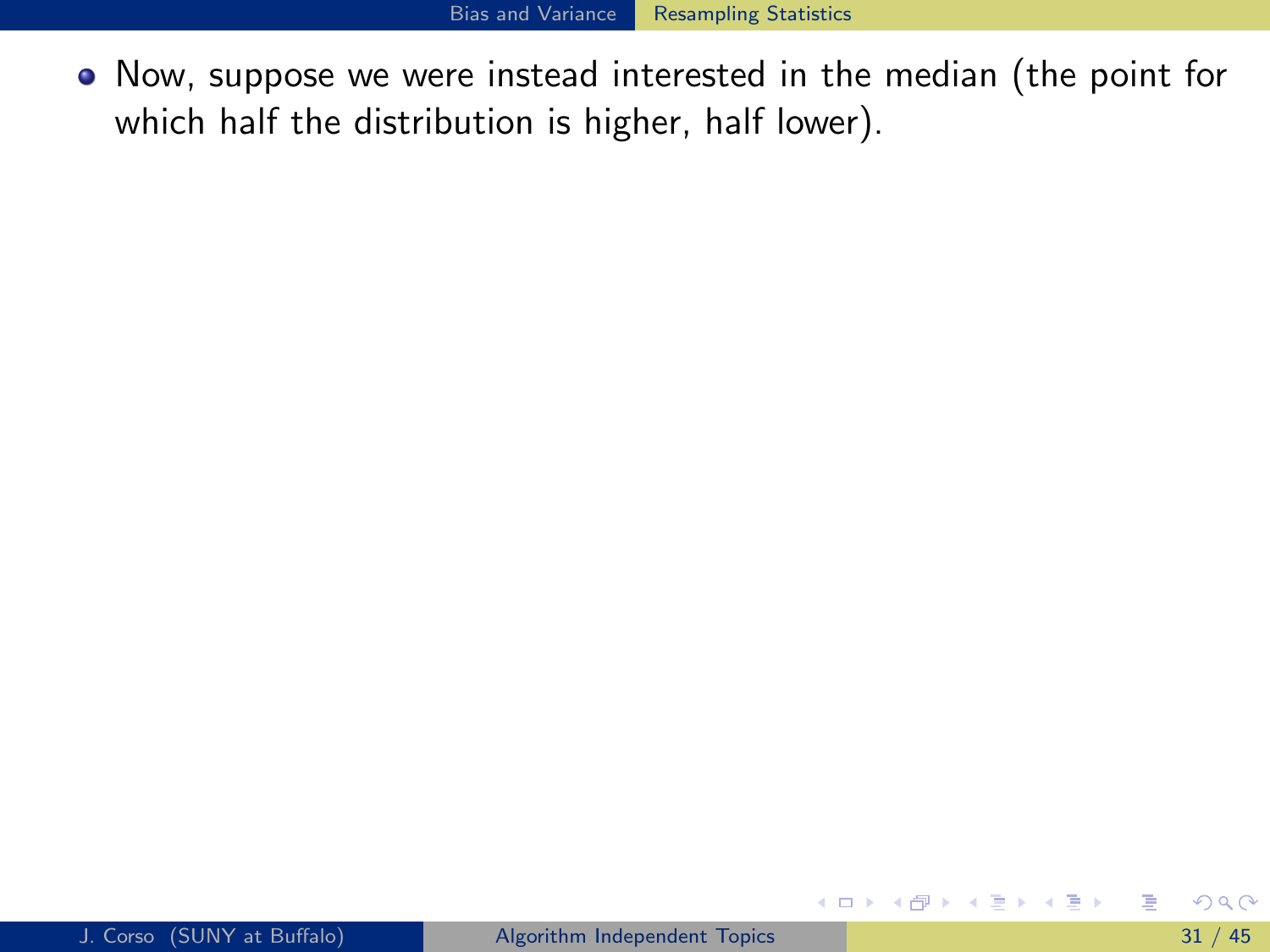- Now, suppose we were instead interested in the median (the point for which half the distribution is higher, half lower).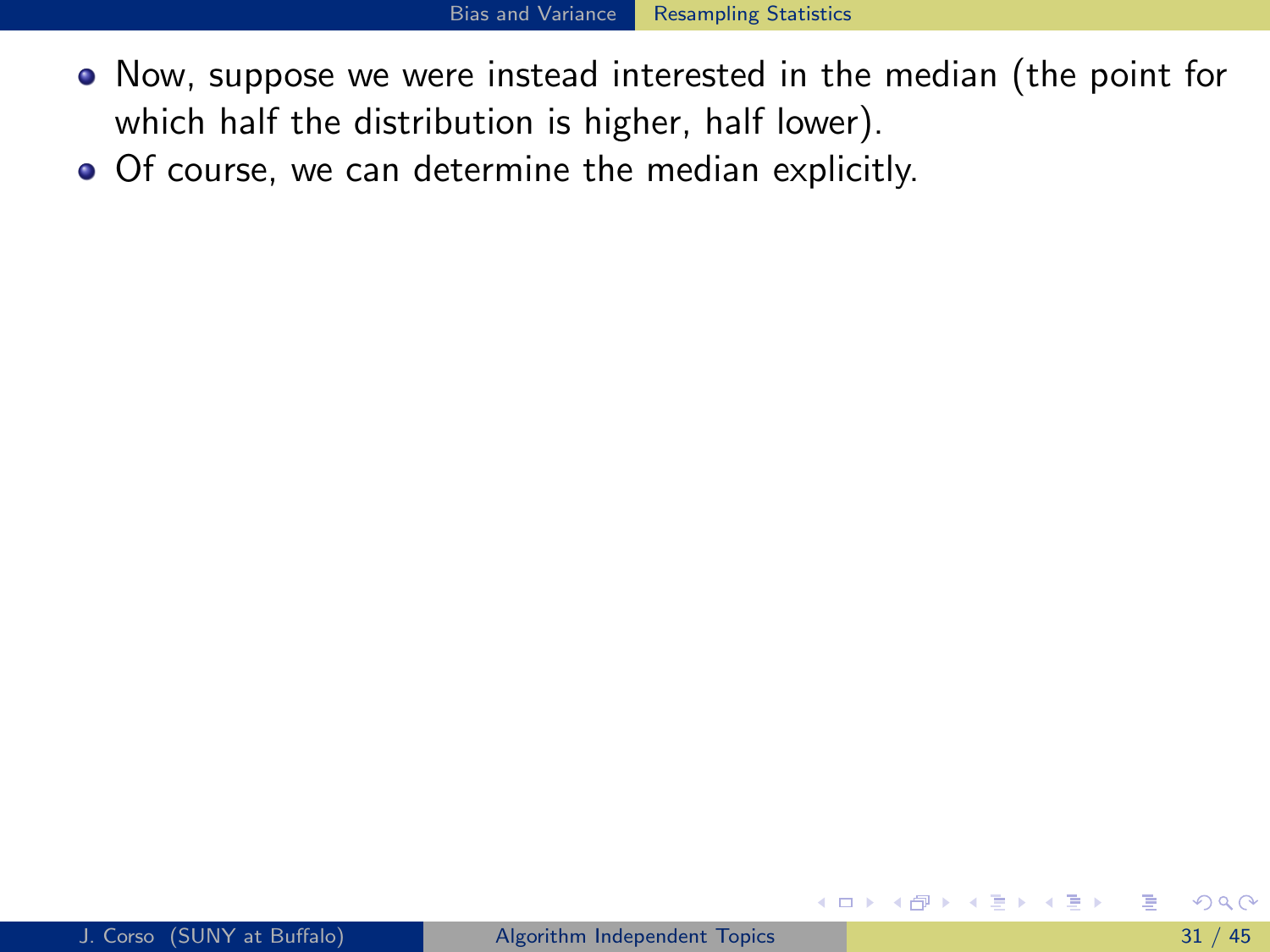- Now, suppose we were instead interested in the median (the point for which half the distribution is higher, half lower).
- Of course, we can determine the median explicitly.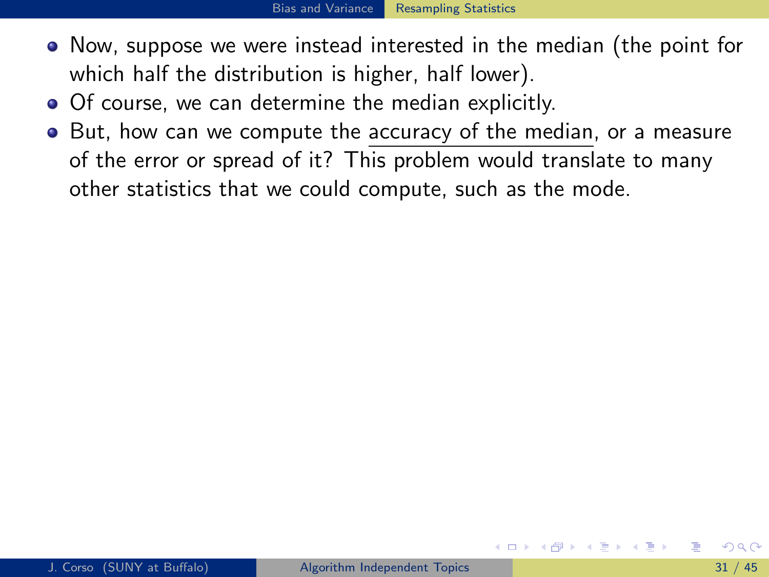- Now, suppose we were instead interested in the median (the point for which half the distribution is higher, half lower).
- Of course, we can determine the median explicitly.
- But, how can we compute the <u>accuracy of the median</u>, or a measure of the error or spread of it? This problem would translate to many other statistics that we could compute, such as the mode.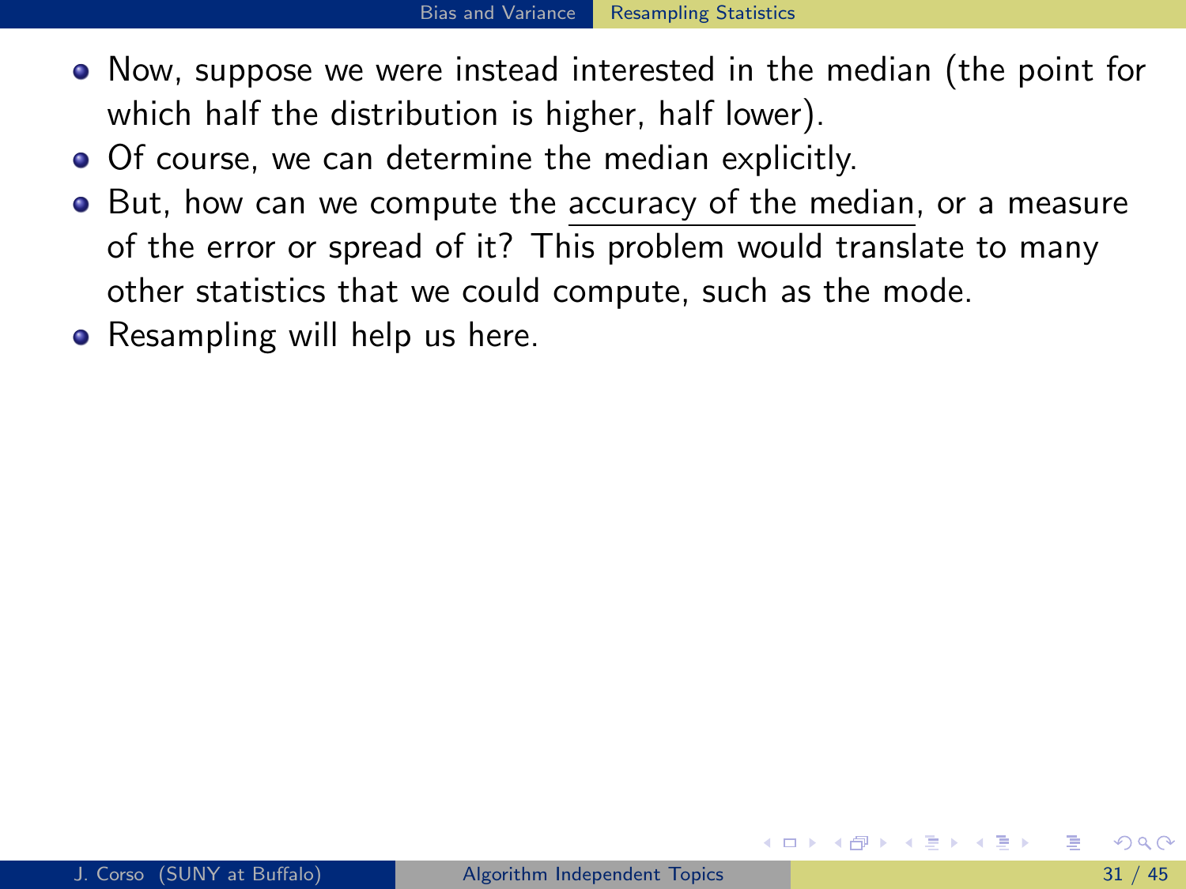- Now, suppose we were instead interested in the median (the point for which half the distribution is higher, half lower).
- Of course, we can determine the median explicitly.
- But, how can we compute the <u>accuracy of the median</u>, or a measure of the error or spread of it? This problem would translate to many other statistics that we could compute, such as the mode.
- Resampling will help us here.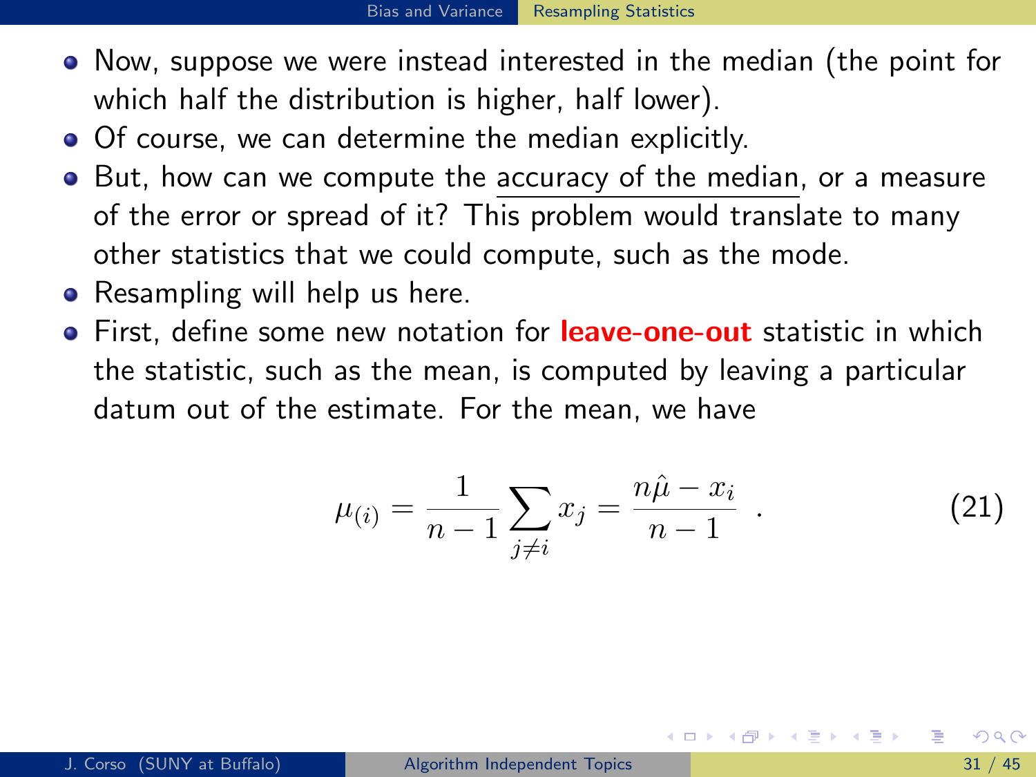- Now, suppose we were instead interested in the median (the point for which half the distribution is higher, half lower).
- Of course, we can determine the median explicitly.
- But, how can we compute the accuracy of the median, or a measure of the error or spread of it? This problem would translate to many other statistics that we could compute, such as the mode.
- Resampling will help us here.
- First, define some new notation for **leave-one-out** statistic in which the statistic, such as the mean, is computed by leaving a particular datum out of the estimate. For the mean, we have

$$\mu_{(i)} = \frac{1}{n-1} \sum_{j \neq i} x_j = \frac{n\hat{\mu} - x_i}{n-1} \quad . \tag{21}$$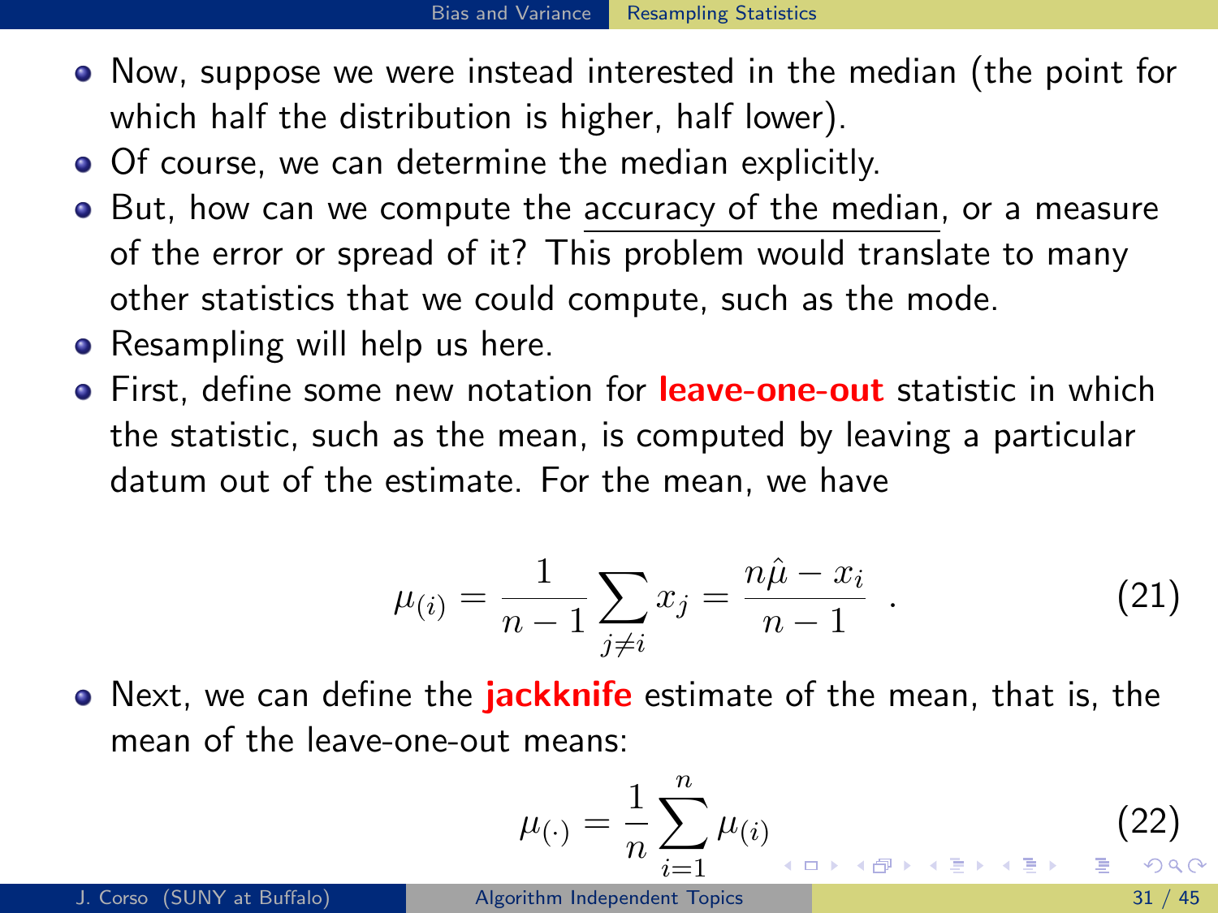- Now, suppose we were instead interested in the median (the point for which half the distribution is higher, half lower).
- Of course, we can determine the median explicitly.
- But, how can we compute the accuracy of the median, or a measure of the error or spread of it? This problem would translate to many other statistics that we could compute, such as the mode.
- Resampling will help us here.
- First, define some new notation for **leave-one-out** statistic in which the statistic, such as the mean, is computed by leaving a particular datum out of the estimate. For the mean, we have

$$\mu_{(i)} = \frac{1}{n-1} \sum_{j \neq i} x_j = \frac{n\hat{\mu} - x_i}{n-1} \quad . \tag{21}$$

- Next, we can define the **jackknife** estimate of the mean, that is, the mean of the leave-one-out means:

$$\mu_{(\cdot)} = \frac{1}{n} \sum_{i=1}^{n} \mu_{(i)} \tag{22}$$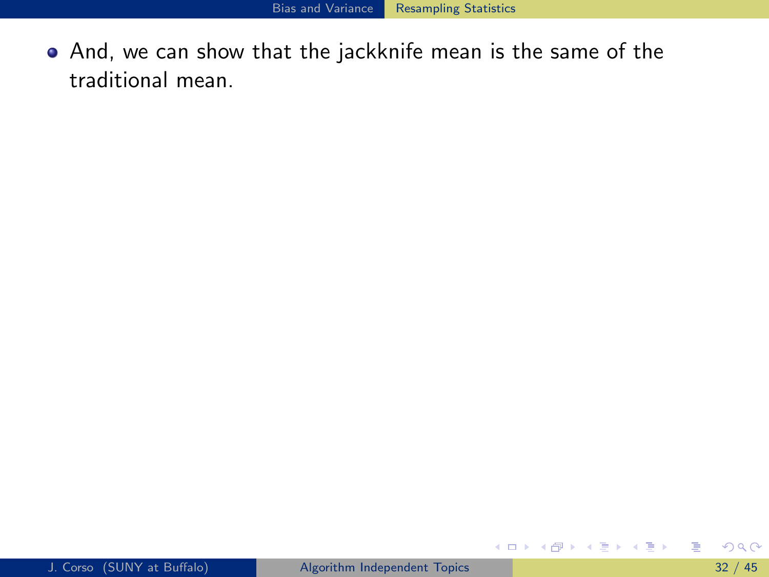- And, we can show that the jackknife mean is the same of the traditional mean.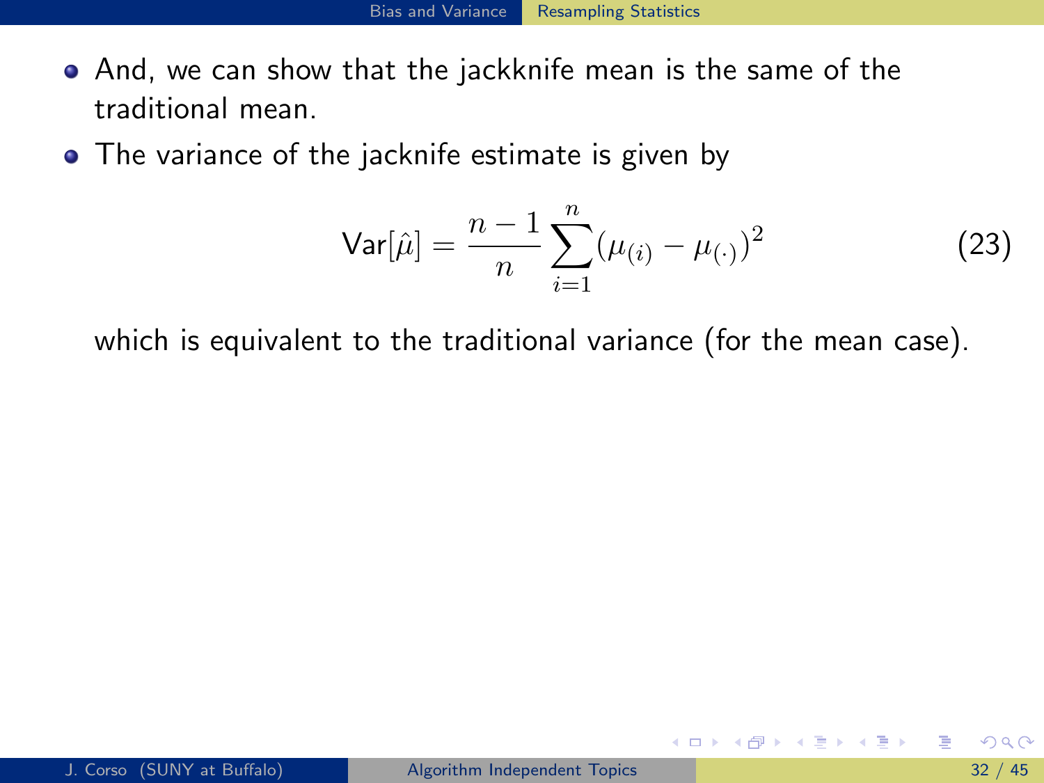- And, we can show that the jackknife mean is the same of the traditional mean.
- The variance of the jacknife estimate is given by

$$\text{Var}[\hat{\mu}] = \frac{n-1}{n} \sum_{i=1}^{n} (\mu_{(i)} - \mu_{(\cdot)})^2 \tag{23}$$

which is equivalent to the traditional variance (for the mean case).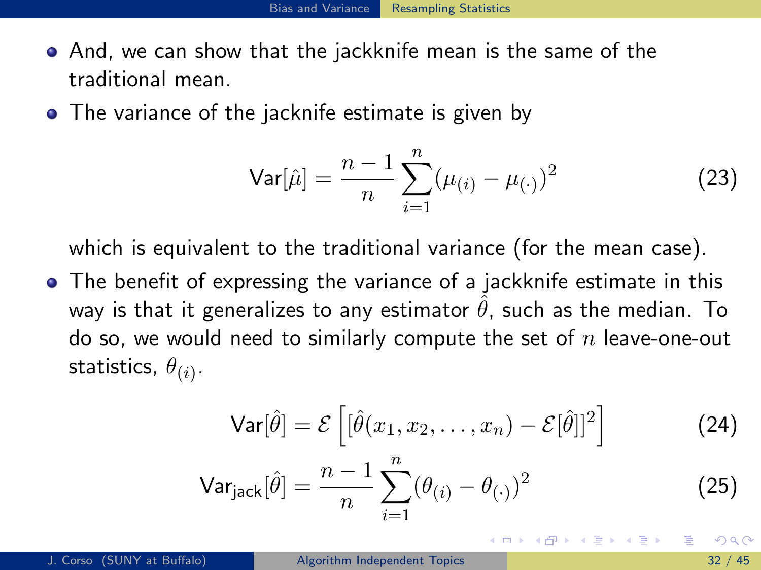- And, we can show that the jackknife mean is the same of the traditional mean.
- The variance of the jacknife estimate is given by

$$\mathsf{Var}[\hat{\mu}] = \frac{n-1}{n} \sum_{i=1}^{n} (\mu_{(i)} - \mu_{(\cdot)})^2 \tag{23}$$

  which is equivalent to the traditional variance (for the mean case).
- The benefit of expressing the variance of a jackknife estimate in this way is that it generalizes to any estimator $\hat{\theta}$, such as the median. To do so, we would need to similarly compute the set of $n$ leave-one-out statistics, $\theta_{(i)}$.

$$\mathsf{Var}[\hat{\theta}] = \mathcal{E}\left[ [\hat{\theta}(x_1, x_2, \dots, x_n) - \mathcal{E}[\hat{\theta}]]^2 \right] \tag{24}$$

$$\mathsf{Var}_{\mathsf{jack}}[\hat{\theta}] = \frac{n-1}{n} \sum_{i=1}^{n} (\theta_{(i)} - \theta_{(\cdot)})^2 \tag{25}$$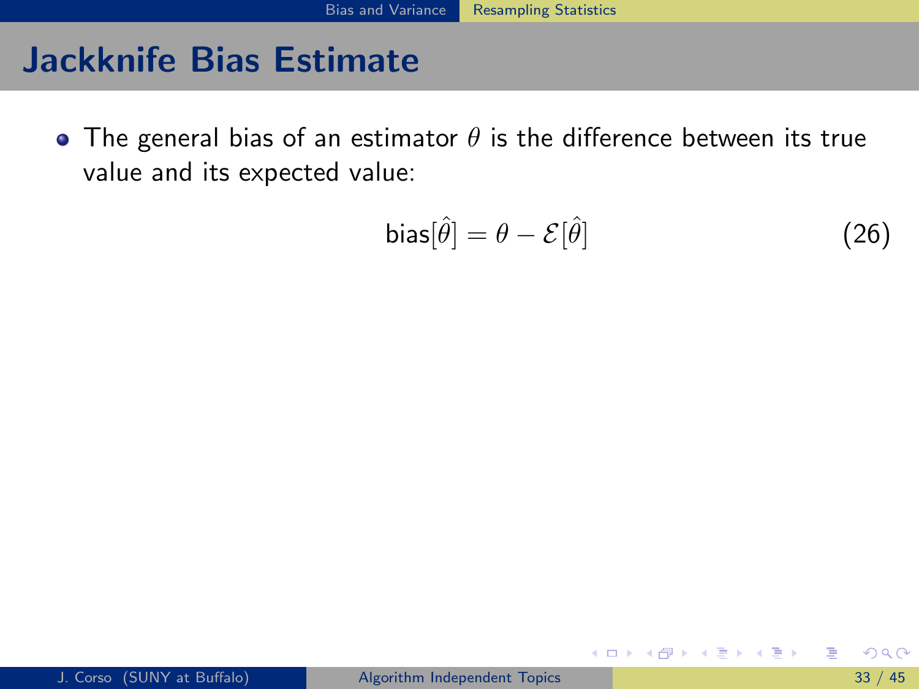# Jackknife Bias Estimate

- The general bias of an estimator $\theta$ is the difference between its true value and its expected value:

$$\text{bias}[\hat{\theta}] = \theta - \mathcal{E}[\hat{\theta}] \tag{26}$$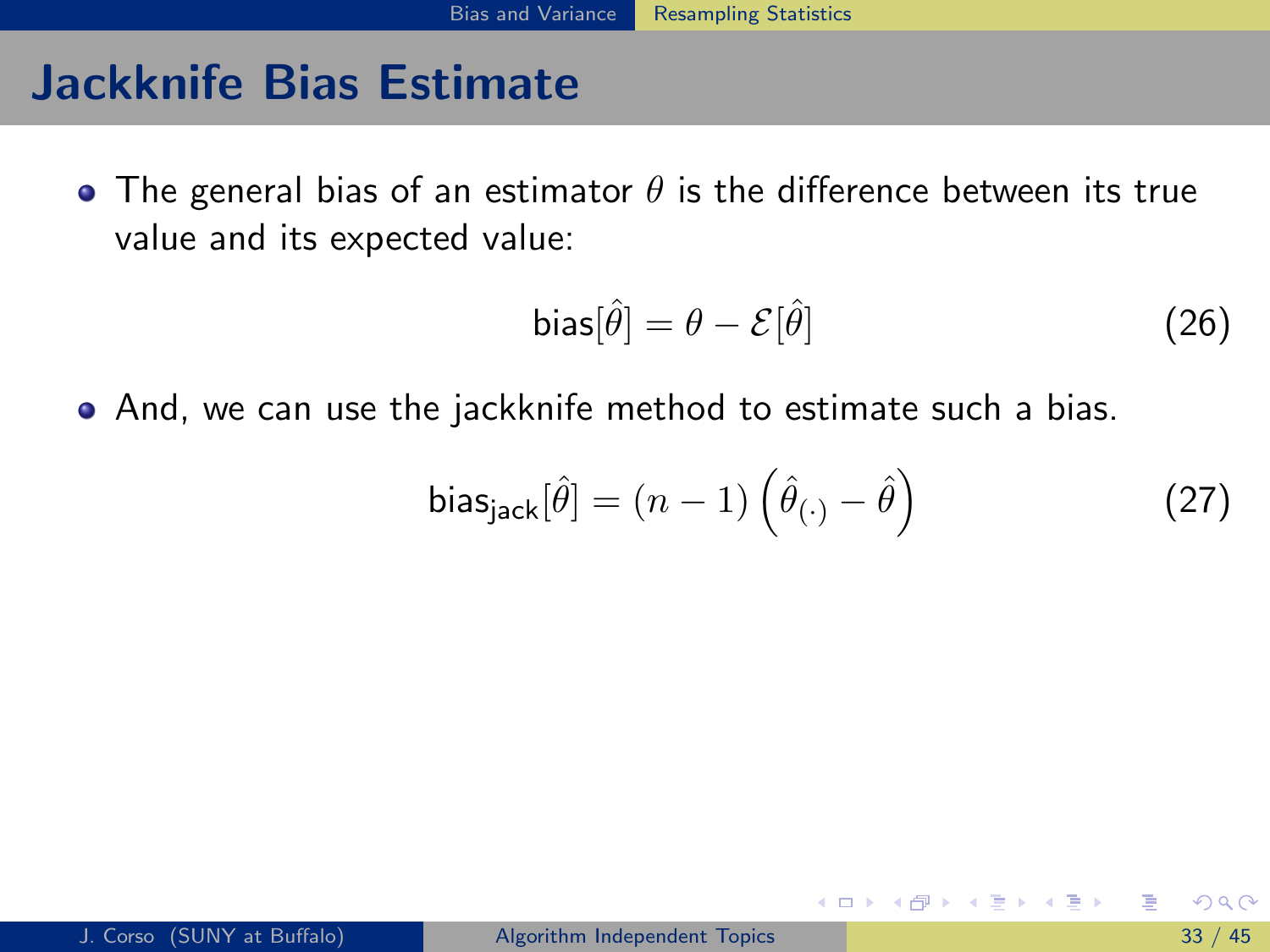# Jackknife Bias Estimate

- The general bias of an estimator $\theta$ is the difference between its true value and its expected value:

$$\text{bias}[\hat{\theta}] = \theta - \mathcal{E}[\hat{\theta}] \tag{26}$$

- And, we can use the jackknife method to estimate such a bias.

$$\text{bias}_{\text{jack}}[\hat{\theta}] = (n-1)\left(\hat{\theta}_{(\cdot)} - \hat{\theta}\right) \tag{27}$$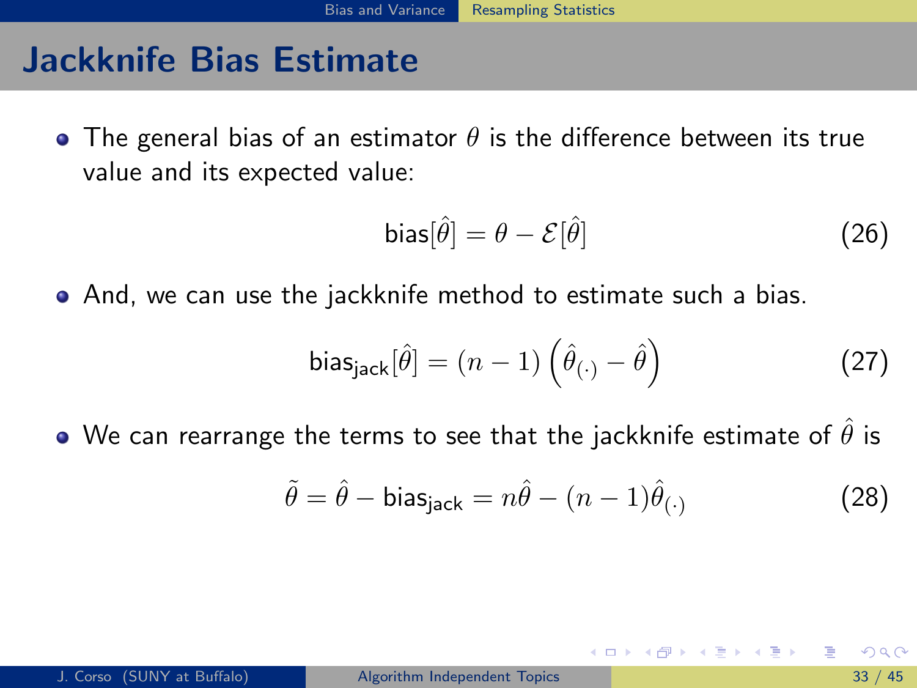# Jackknife Bias Estimate

- The general bias of an estimator $\theta$ is the difference between its true value and its expected value:

$$\text{bias}[\hat{\theta}] = \theta - \mathcal{E}[\hat{\theta}] \tag{26}$$

- And, we can use the jackknife method to estimate such a bias.

$$\text{bias}_{\text{jack}}[\hat{\theta}] = (n-1)\left(\hat{\theta}_{(\cdot)} - \hat{\theta}\right) \tag{27}$$

- We can rearrange the terms to see that the jackknife estimate of $\hat{\theta}$ is

$$\tilde{\theta} = \hat{\theta} - \text{bias}_{\text{jack}} = n\hat{\theta} - (n-1)\hat{\theta}_{(\cdot)} \tag{28}$$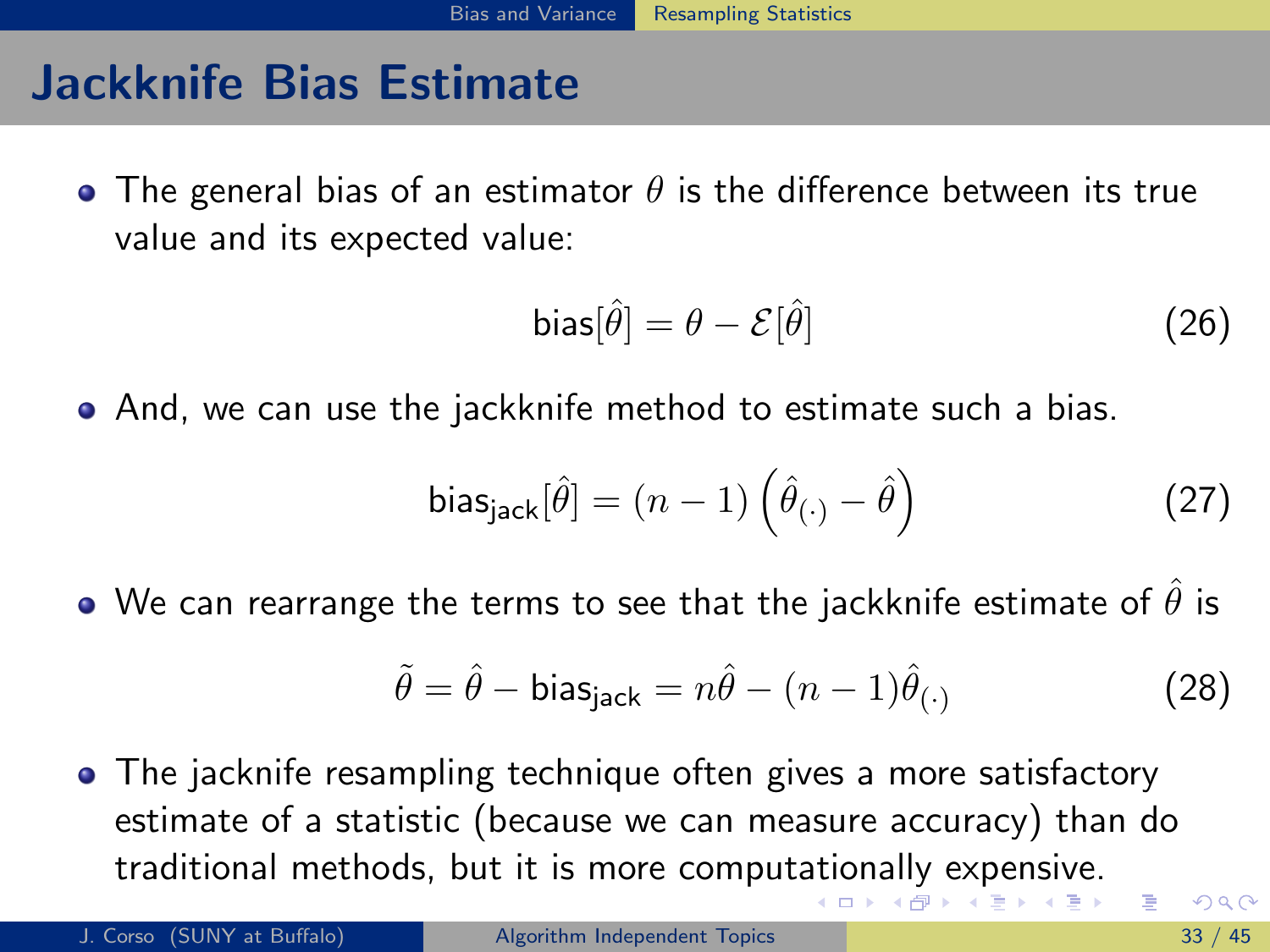# Jackknife Bias Estimate

- The general bias of an estimator $\theta$ is the difference between its true value and its expected value:

$$\text{bias}[\hat{\theta}] = \theta - \mathcal{E}[\hat{\theta}] \tag{26}$$

- And, we can use the jackknife method to estimate such a bias.

$$\text{bias}_{\text{jack}}[\hat{\theta}] = (n-1)\left(\hat{\theta}_{(\cdot)} - \hat{\theta}\right) \tag{27}$$

- We can rearrange the terms to see that the jackknife estimate of $\hat{\theta}$ is

$$\tilde{\theta} = \hat{\theta} - \text{bias}_{\text{jack}} = n\hat{\theta} - (n-1)\hat{\theta}_{(\cdot)} \tag{28}$$

- The jacknife resampling technique often gives a more satisfactory estimate of a statistic (because we can measure accuracy) than do traditional methods, but it is more computationally expensive.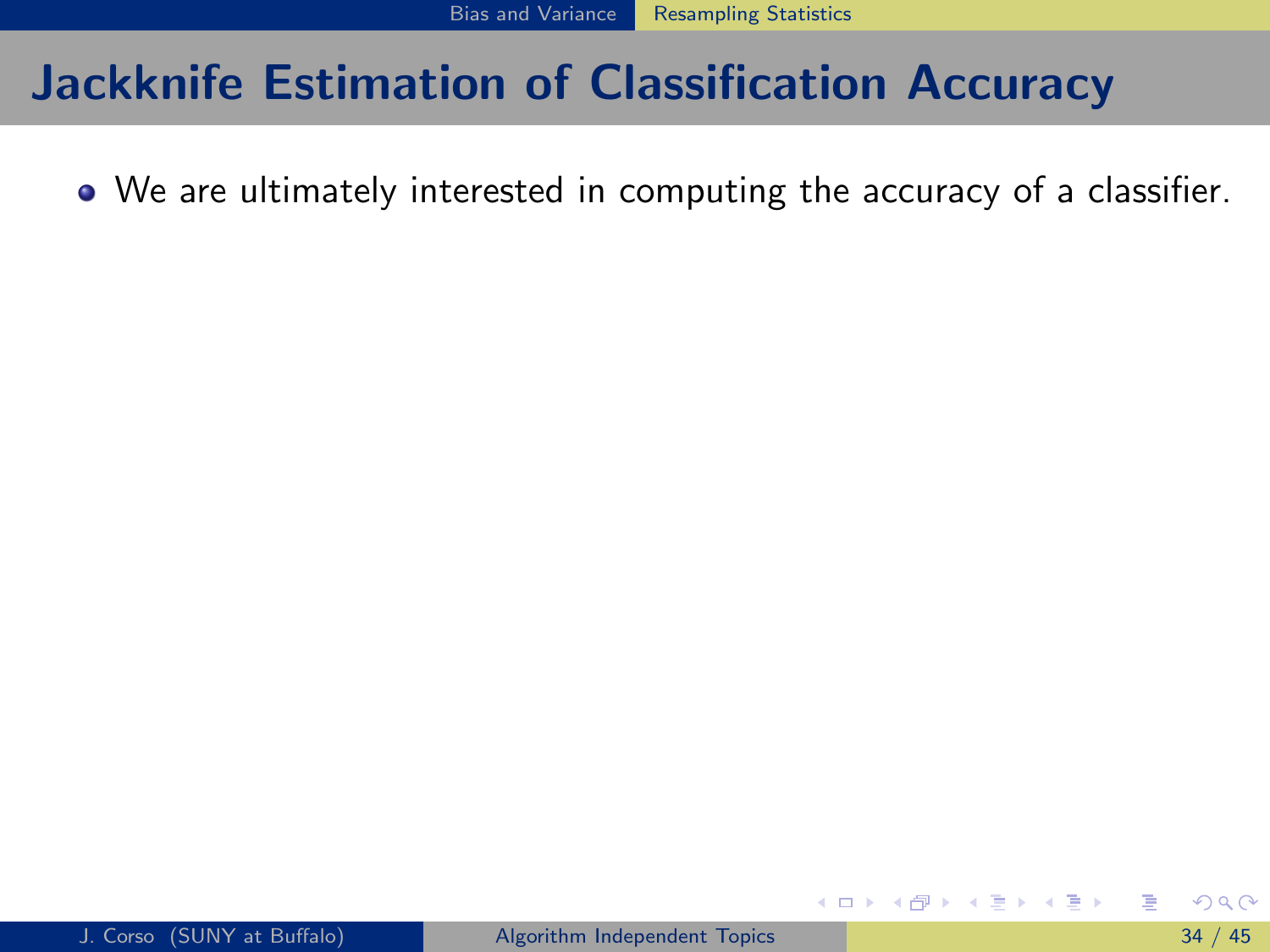# Jackknife Estimation of Classification Accuracy

- We are ultimately interested in computing the accuracy of a classifier.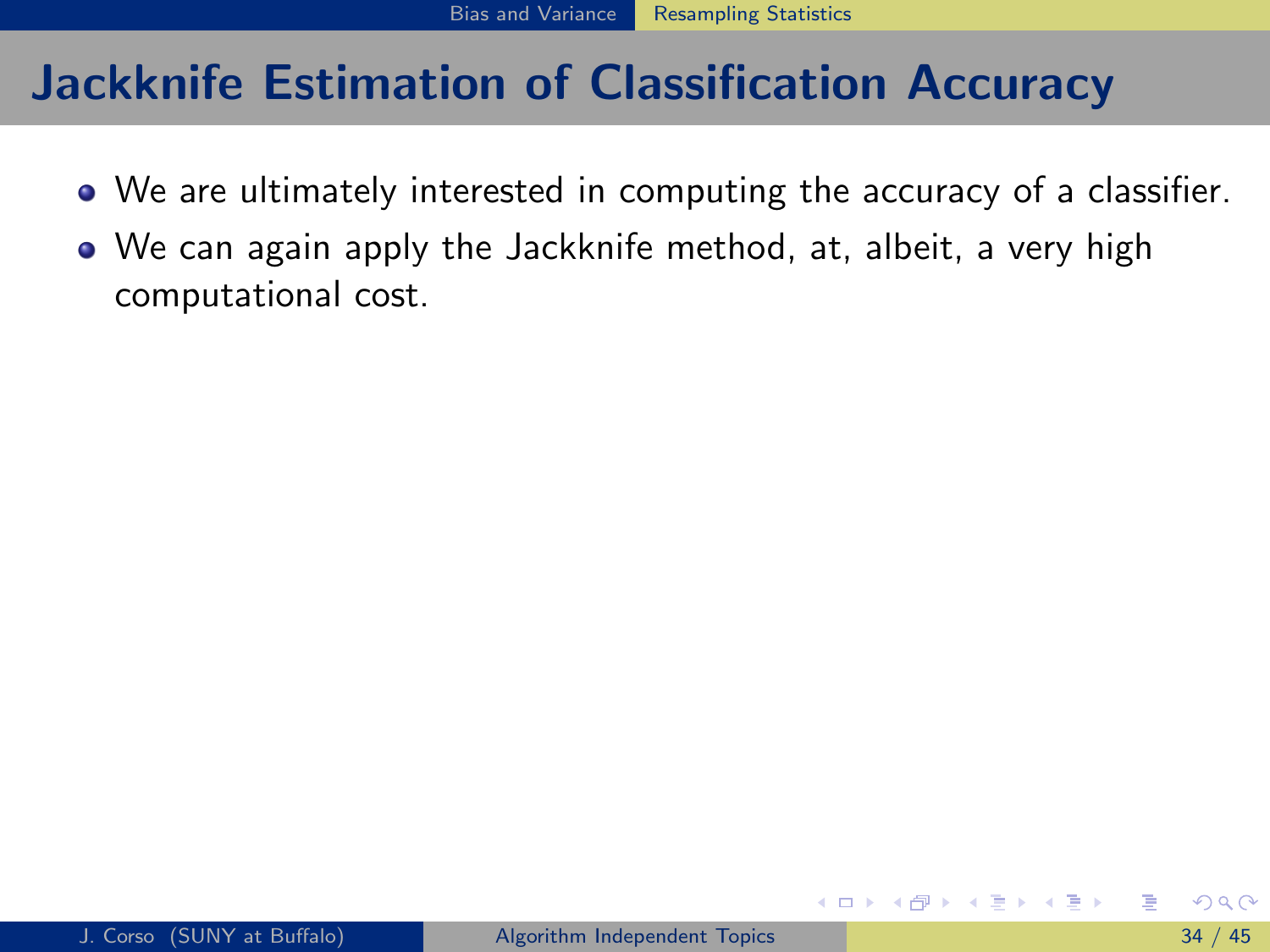# Jackknife Estimation of Classification Accuracy

- We are ultimately interested in computing the accuracy of a classifier.
- We can again apply the Jackknife method, at, albeit, a very high computational cost.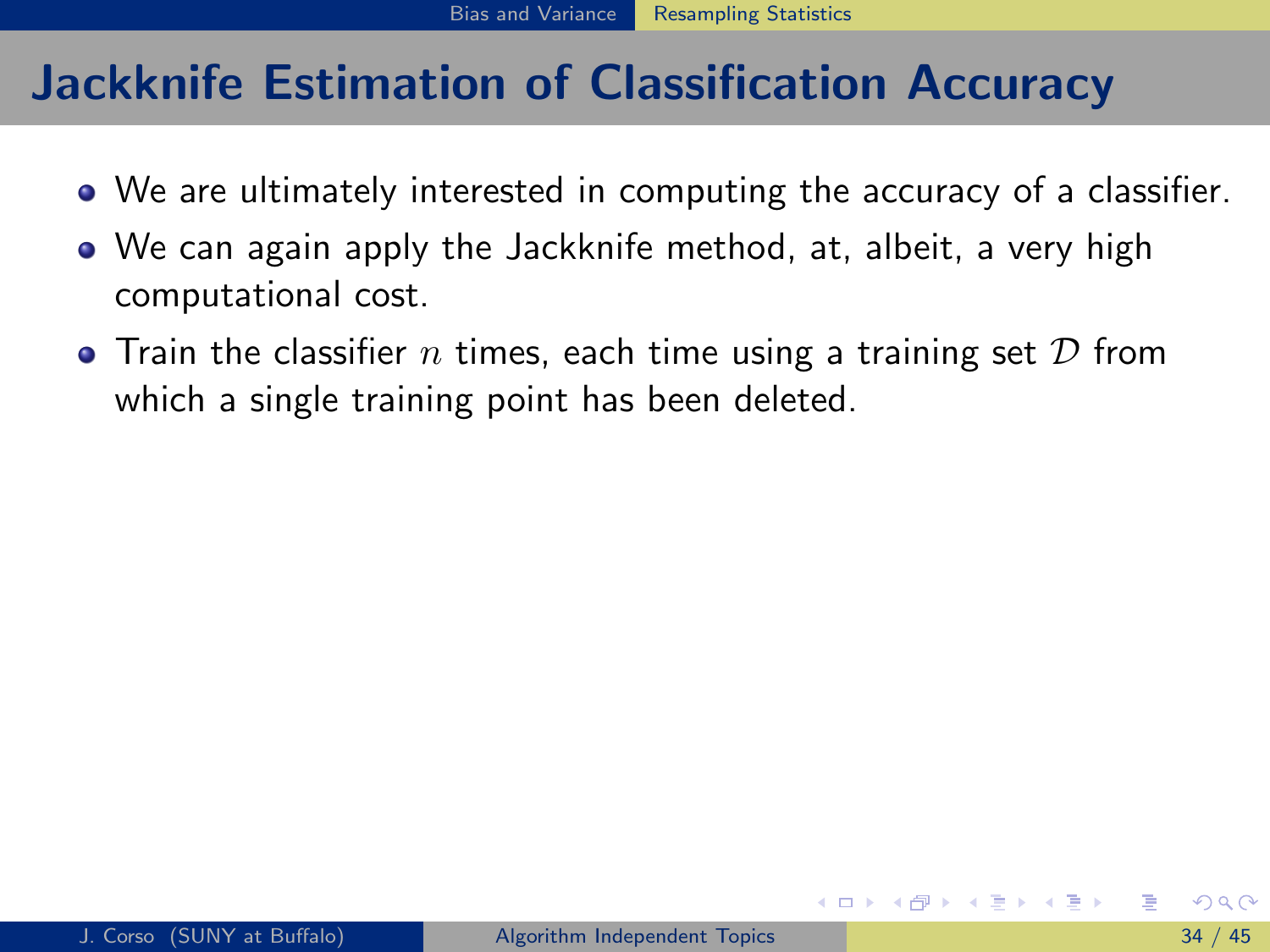# Jackknife Estimation of Classification Accuracy

- We are ultimately interested in computing the accuracy of a classifier.
- We can again apply the Jackknife method, at, albeit, a very high computational cost.
- Train the classifier $n$ times, each time using a training set $\mathcal{D}$ from which a single training point has been deleted.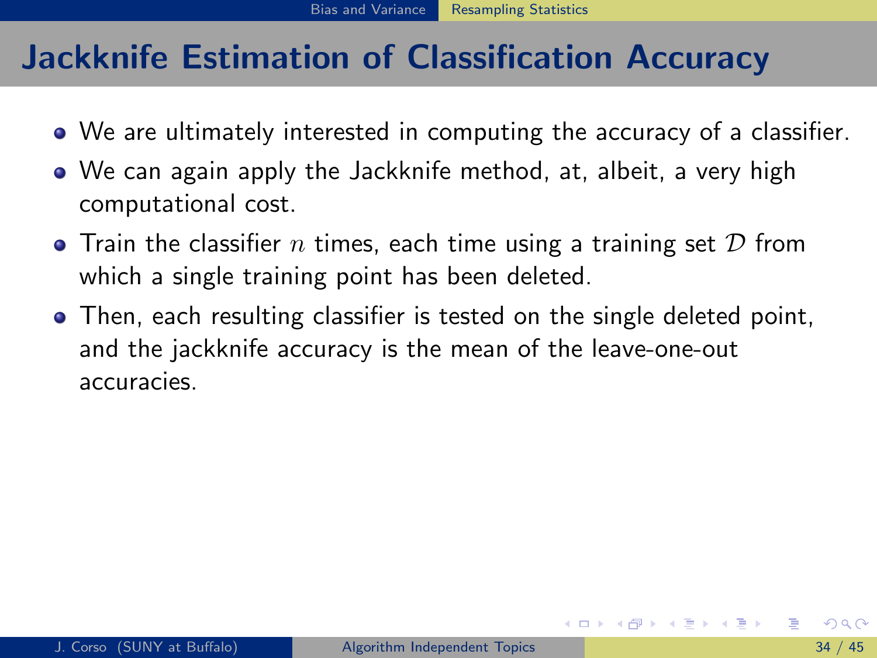# Jackknife Estimation of Classification Accuracy

- We are ultimately interested in computing the accuracy of a classifier.
- We can again apply the Jackknife method, at, albeit, a very high computational cost.
- Train the classifier $n$ times, each time using a training set $\mathcal{D}$ from which a single training point has been deleted.
- Then, each resulting classifier is tested on the single deleted point, and the jackknife accuracy is the mean of the leave-one-out accuracies.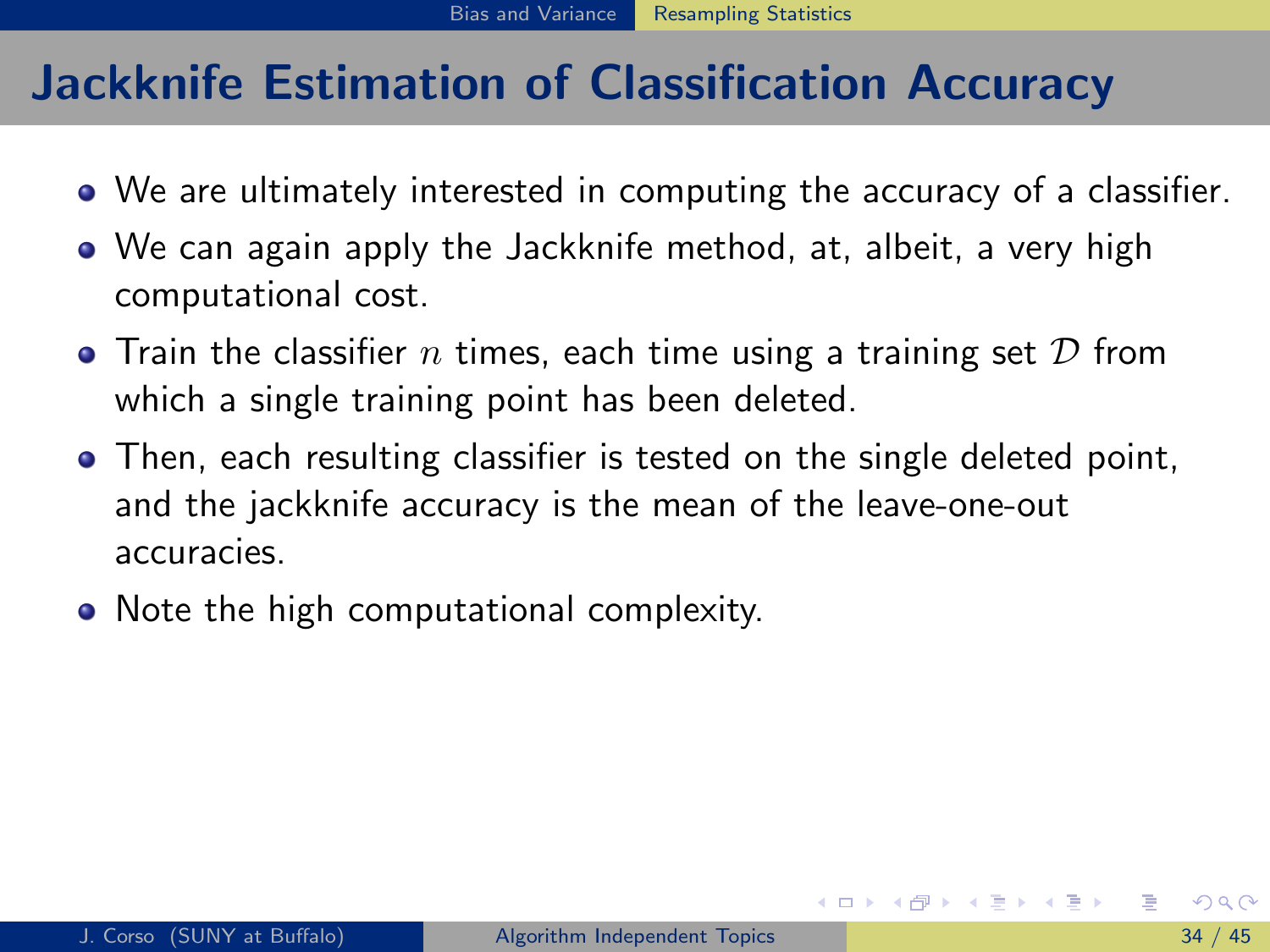# Jackknife Estimation of Classification Accuracy

- We are ultimately interested in computing the accuracy of a classifier.
- We can again apply the Jackknife method, at, albeit, a very high computational cost.
- Train the classifier $n$ times, each time using a training set $\mathcal{D}$ from which a single training point has been deleted.
- Then, each resulting classifier is tested on the single deleted point, and the jackknife accuracy is the mean of the leave-one-out accuracies.
- Note the high computational complexity.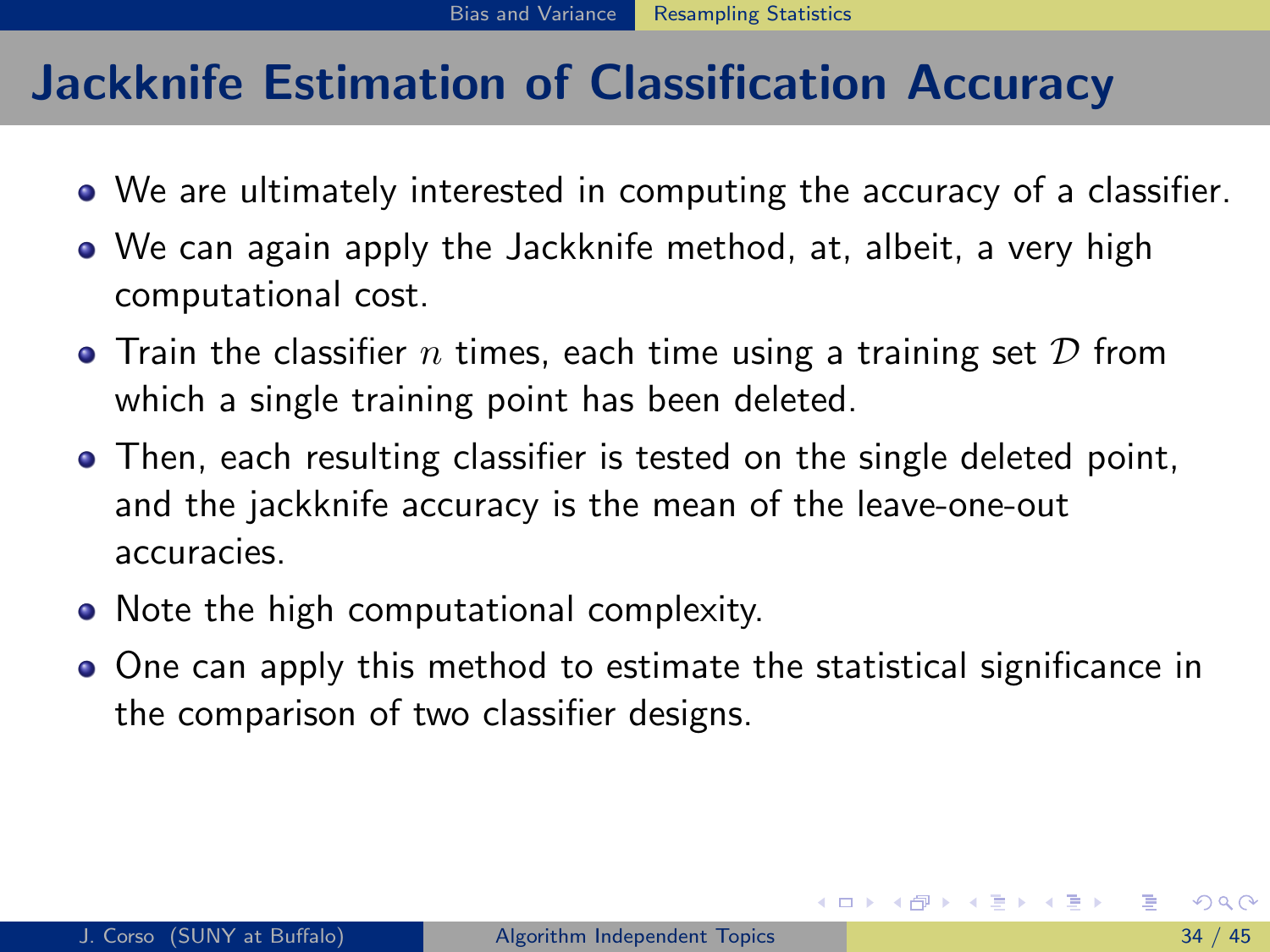# Jackknife Estimation of Classification Accuracy

- We are ultimately interested in computing the accuracy of a classifier.
- We can again apply the Jackknife method, at, albeit, a very high computational cost.
- Train the classifier $n$ times, each time using a training set $\mathcal{D}$ from which a single training point has been deleted.
- Then, each resulting classifier is tested on the single deleted point, and the jackknife accuracy is the mean of the leave-one-out accuracies.
- Note the high computational complexity.
- One can apply this method to estimate the statistical significance in the comparison of two classifier designs.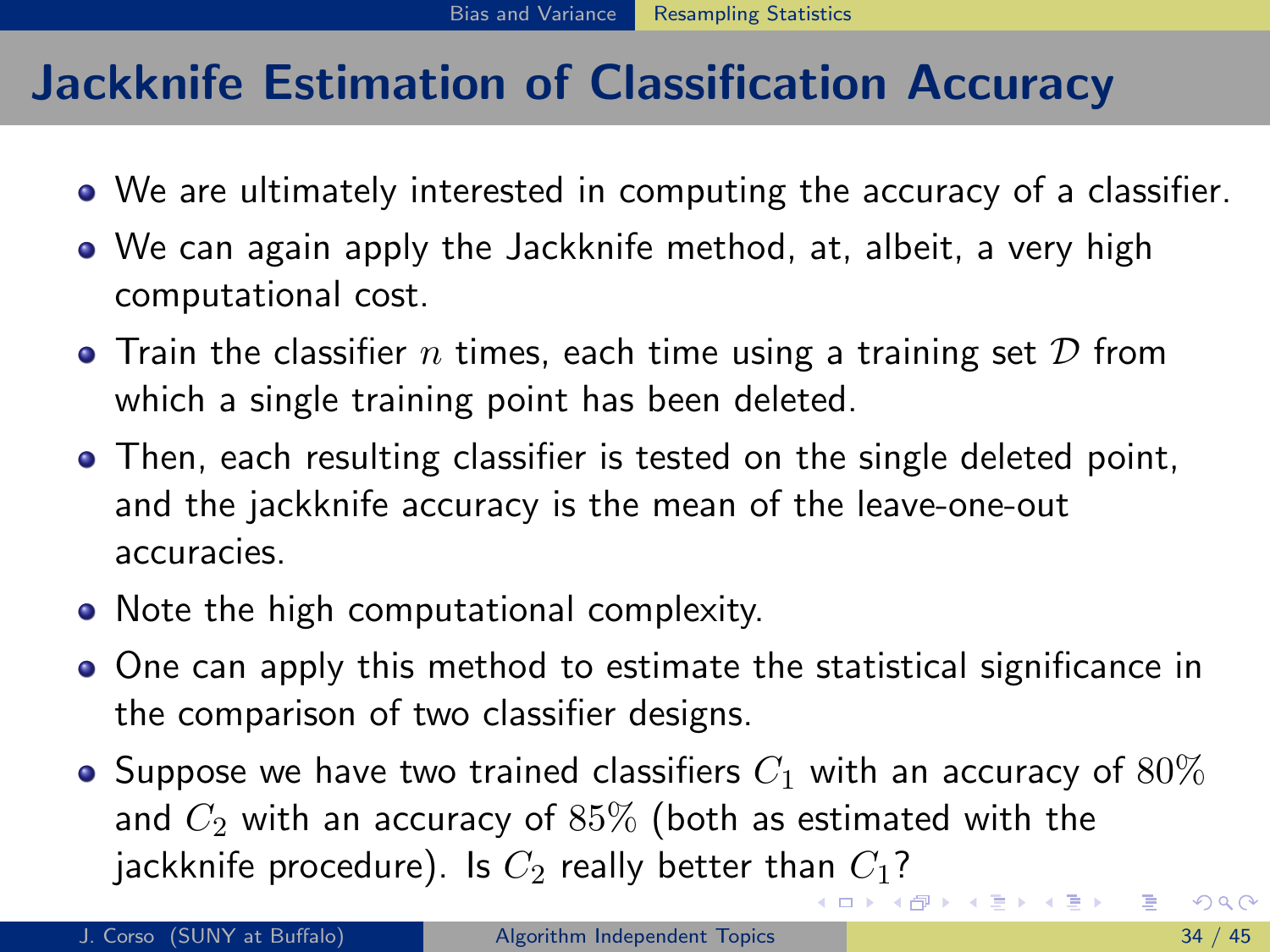# Jackknife Estimation of Classification Accuracy

- We are ultimately interested in computing the accuracy of a classifier.
- We can again apply the Jackknife method, at, albeit, a very high computational cost.
- Train the classifier $n$ times, each time using a training set $\mathcal{D}$ from which a single training point has been deleted.
- Then, each resulting classifier is tested on the single deleted point, and the jackknife accuracy is the mean of the leave-one-out accuracies.
- Note the high computational complexity.
- One can apply this method to estimate the statistical significance in the comparison of two classifier designs.
- Suppose we have two trained classifiers $C_1$ with an accuracy of $80\%$ and $C_2$ with an accuracy of $85\%$ (both as estimated with the jackknife procedure). Is $C_2$ really better than $C_1$?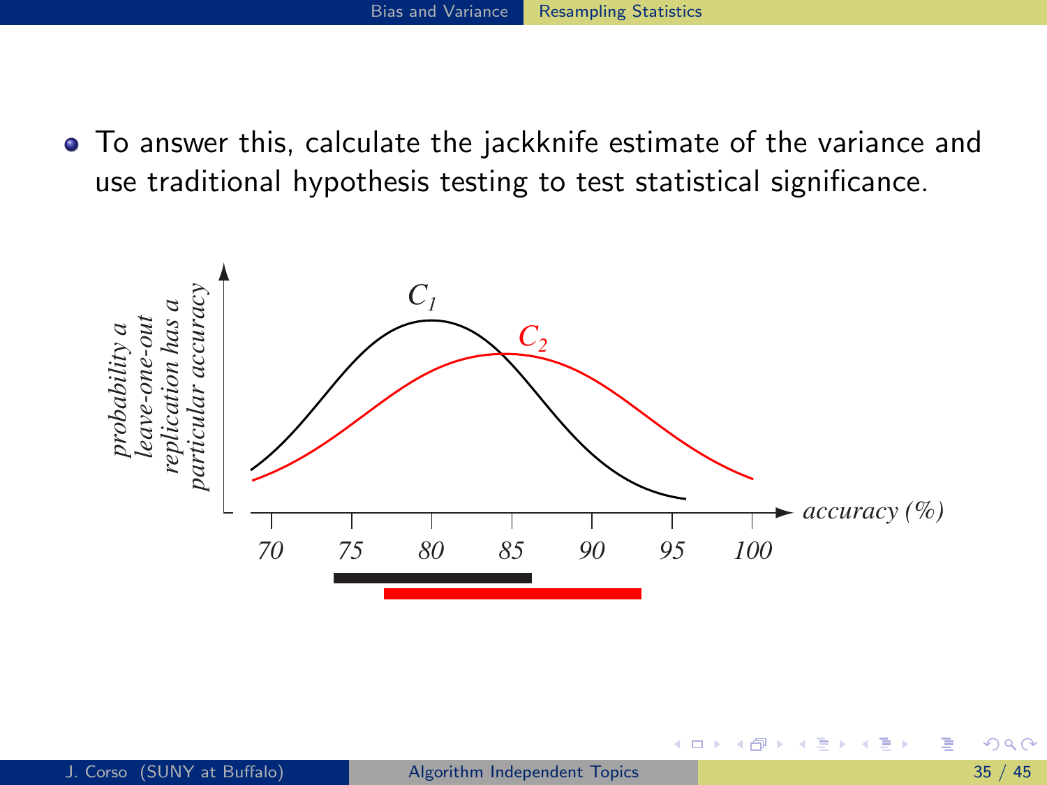- To answer this, calculate the jackknife estimate of the variance and use traditional hypothesis testing to test statistical significance.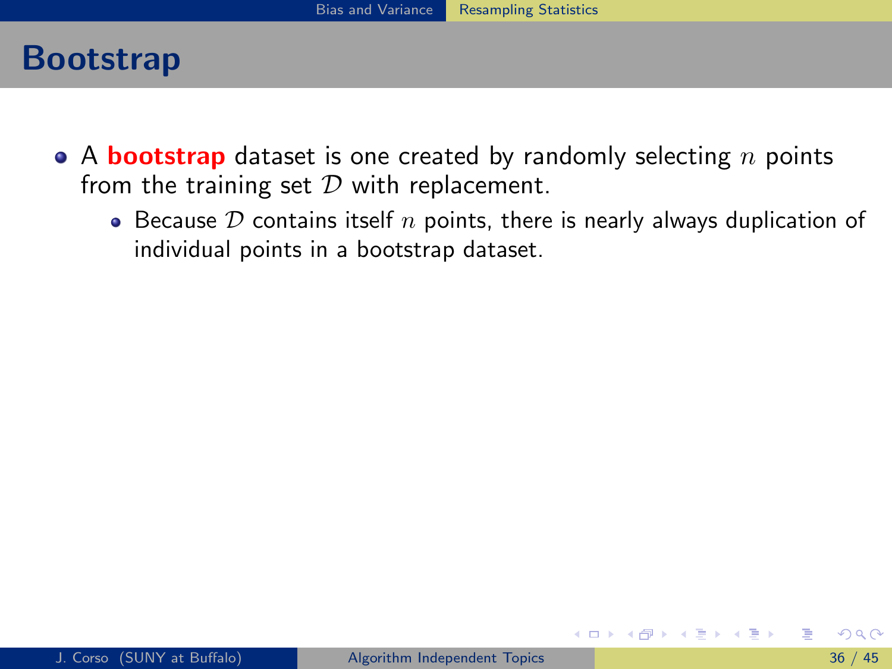# Bootstrap

- A **bootstrap** dataset is one created by randomly selecting $n$ points from the training set $\mathcal{D}$ with replacement.
  - Because $\mathcal{D}$ contains itself $n$ points, there is nearly always duplication of individual points in a bootstrap dataset.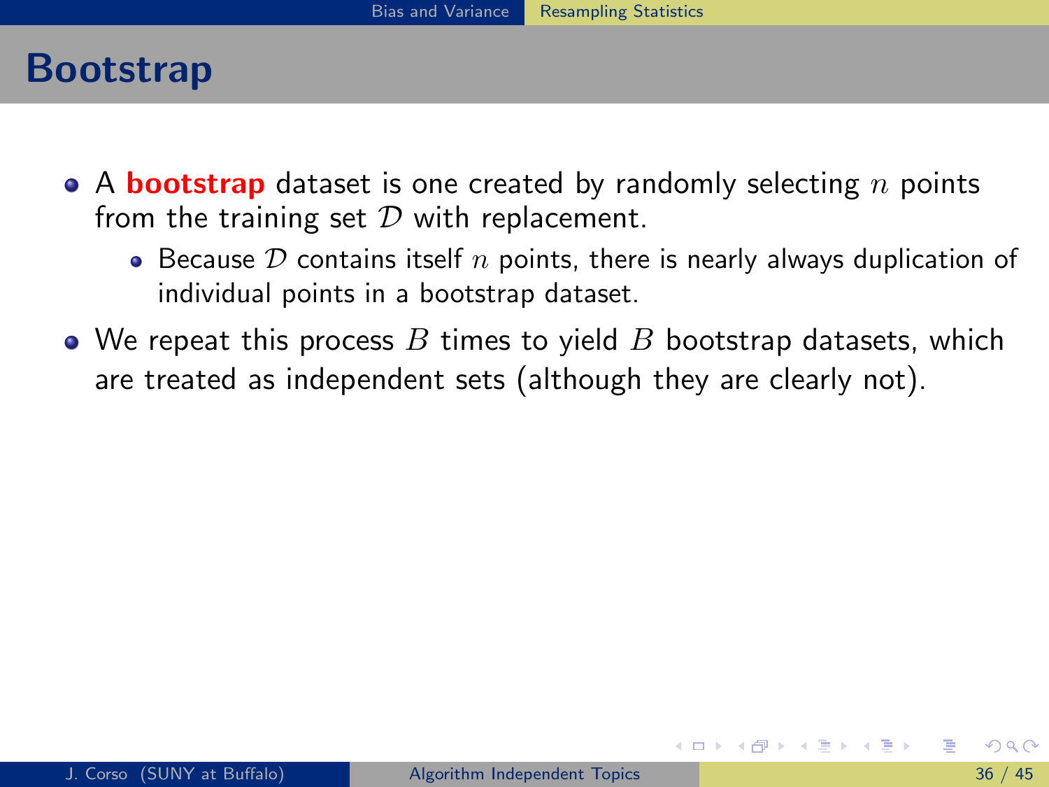# Bootstrap

- A **bootstrap** dataset is one created by randomly selecting $n$ points from the training set $\mathcal{D}$ with replacement.
  - Because $\mathcal{D}$ contains itself $n$ points, there is nearly always duplication of individual points in a bootstrap dataset.
- We repeat this process $B$ times to yield $B$ bootstrap datasets, which are treated as independent sets (although they are clearly not).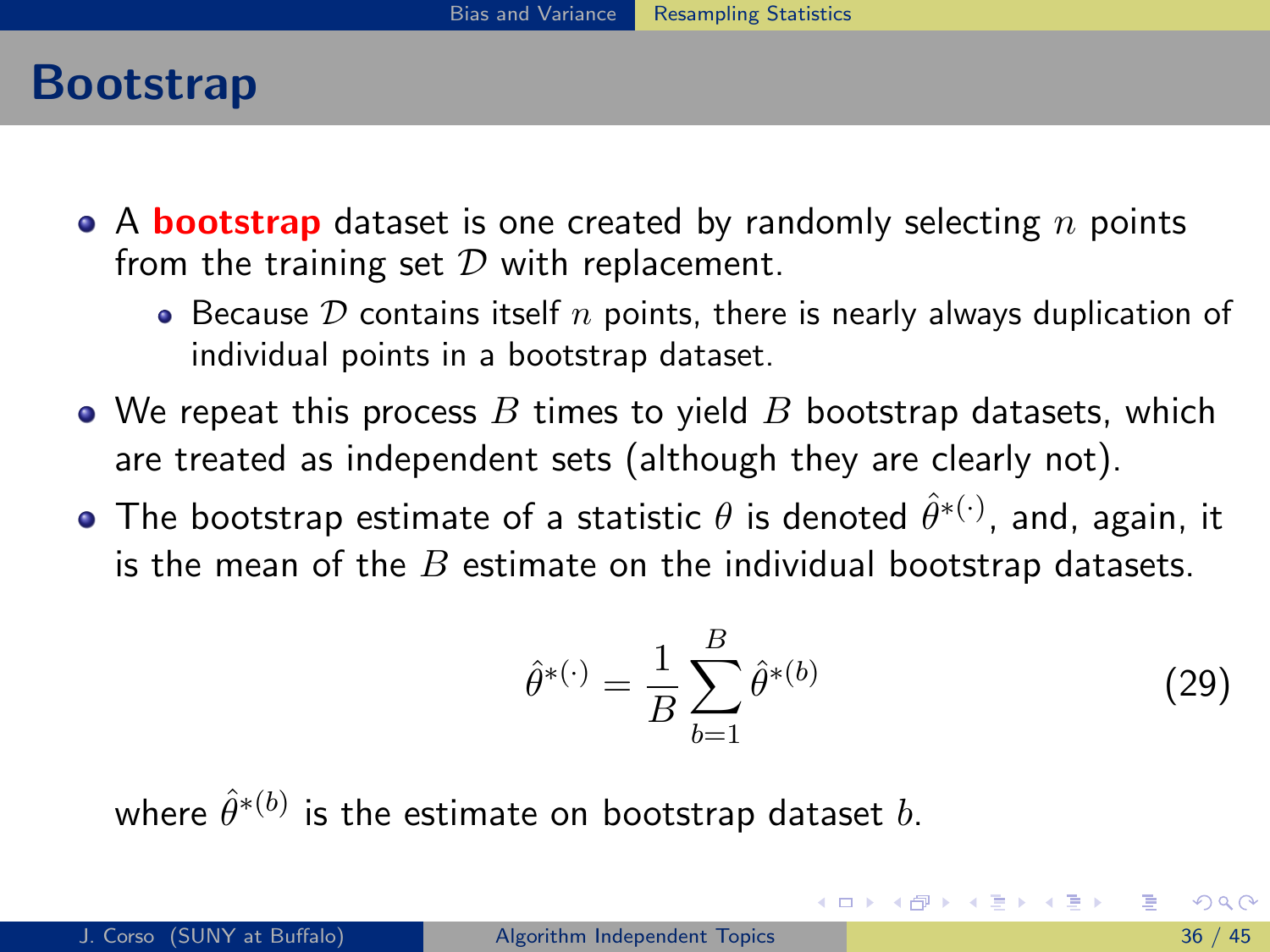# Bootstrap

- A **bootstrap** dataset is one created by randomly selecting $n$ points from the training set $\mathcal{D}$ with replacement.
  - Because $\mathcal{D}$ contains itself $n$ points, there is nearly always duplication of individual points in a bootstrap dataset.
- We repeat this process $B$ times to yield $B$ bootstrap datasets, which are treated as independent sets (although they are clearly not).
- The bootstrap estimate of a statistic $\theta$ is denoted $\hat{\theta}^{*(\cdot)}$, and, again, it is the mean of the $B$ estimate on the individual bootstrap datasets.

$$\hat{\theta}^{*(\cdot)} = \frac{1}{B} \sum_{b=1}^{B} \hat{\theta}^{*(b)} \tag{29}$$

where $\hat{\theta}^{*(b)}$ is the estimate on bootstrap dataset $b$.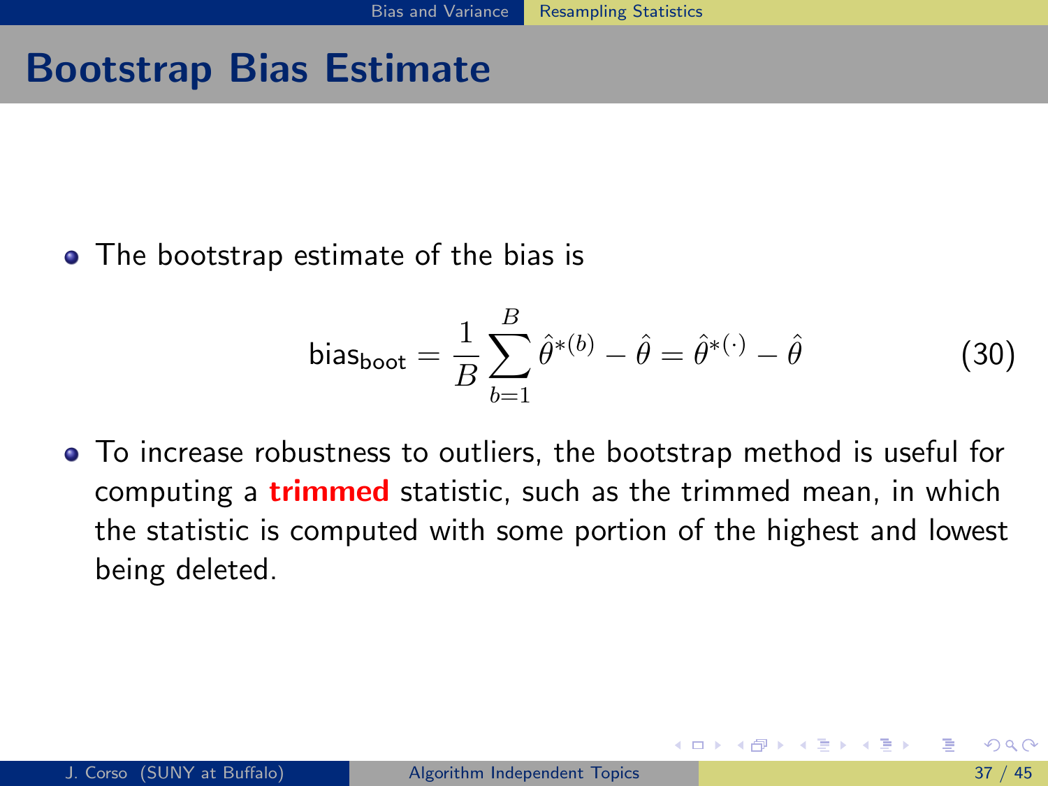# Bootstrap Bias Estimate

- The bootstrap estimate of the bias is

$$\text{bias}_{\text{boot}} = \frac{1}{B}\sum_{b=1}^{B}\hat{\theta}^{*(b)} - \hat{\theta} = \hat{\theta}^{*(\cdot)} - \hat{\theta} \tag{30}$$

- To increase robustness to outliers, the bootstrap method is useful for computing a **trimmed** statistic, such as the trimmed mean, in which the statistic is computed with some portion of the highest and lowest being deleted.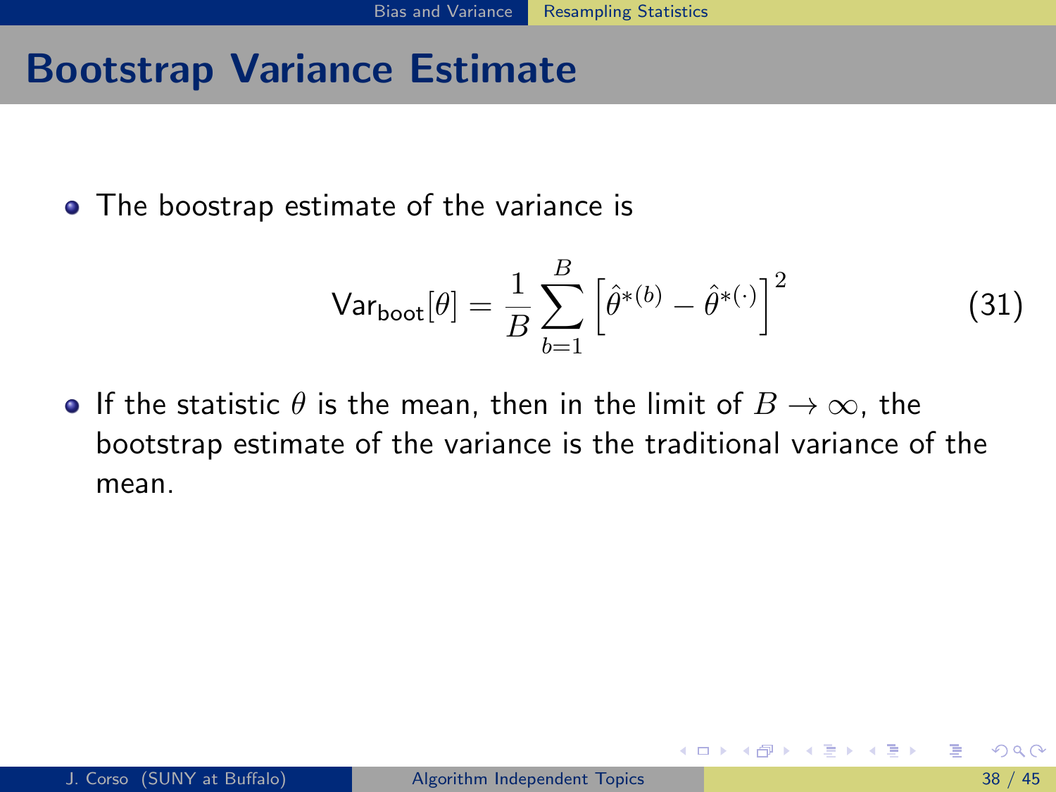# Bootstrap Variance Estimate

- The boostrap estimate of the variance is

$$\text{Var}_{\text{boot}}[\theta] = \frac{1}{B} \sum_{b=1}^{B} \left[ \hat{\theta}^{*(b)} - \hat{\theta}^{*(\cdot)} \right]^2 \tag{31}$$

- If the statistic $\theta$ is the mean, then in the limit of $B \to \infty$, the bootstrap estimate of the variance is the traditional variance of the mean.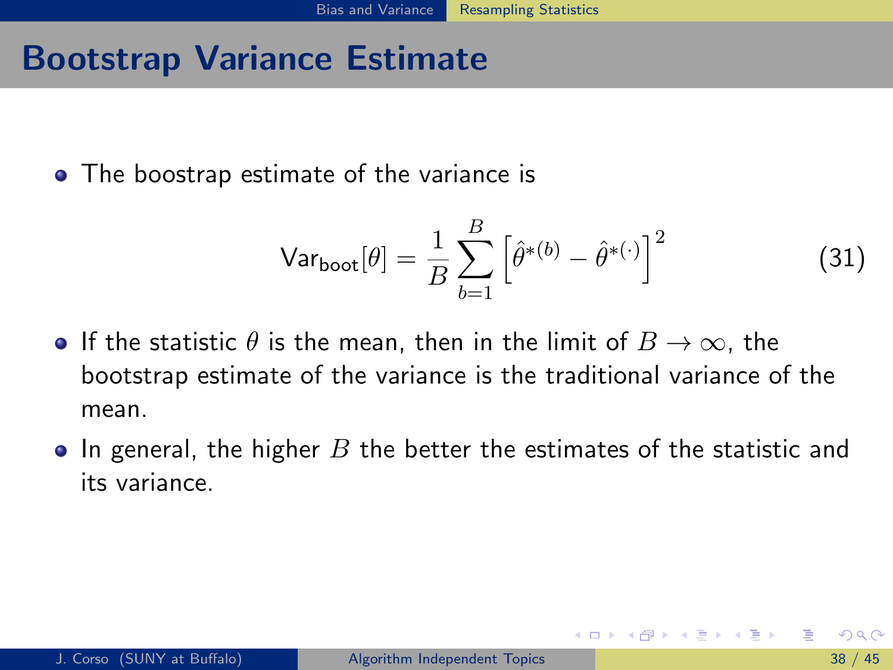## Bootstrap Variance Estimate

- The boostrap estimate of the variance is

$$\mathsf{Var}_{\mathsf{boot}}[\theta] = \frac{1}{B} \sum_{b=1}^{B} \left[ \hat{\theta}^{*(b)} - \hat{\theta}^{*(\cdot)} \right]^2 \tag{31}$$

- If the statistic $\theta$ is the mean, then in the limit of $B \to \infty$, the bootstrap estimate of the variance is the traditional variance of the mean.
- In general, the higher $B$ the better the estimates of the statistic and its variance.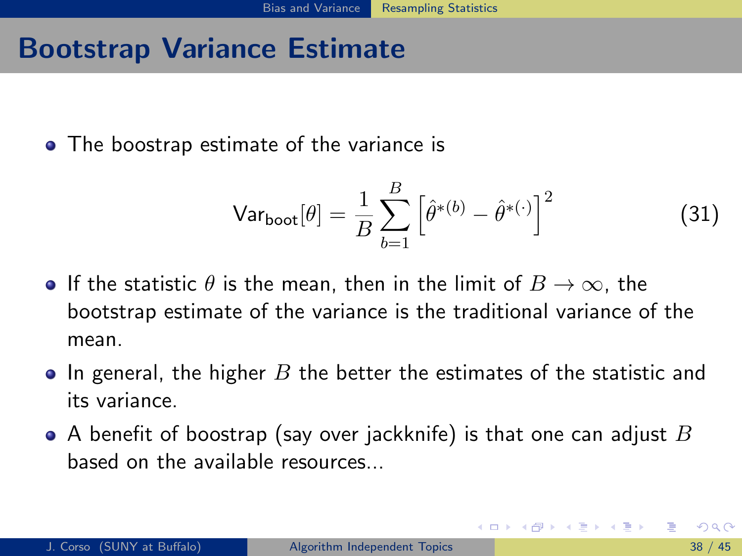# Bootstrap Variance Estimate

- The boostrap estimate of the variance is

$$\text{Var}_{\text{boot}}[\theta] = \frac{1}{B} \sum_{b=1}^{B} \left[ \hat{\theta}^{*(b)} - \hat{\theta}^{*(\cdot)} \right]^2 \tag{31}$$

- If the statistic $\theta$ is the mean, then in the limit of $B \to \infty$, the bootstrap estimate of the variance is the traditional variance of the mean.
- In general, the higher $B$ the better the estimates of the statistic and its variance.
- A benefit of boostrap (say over jackknife) is that one can adjust $B$ based on the available resources...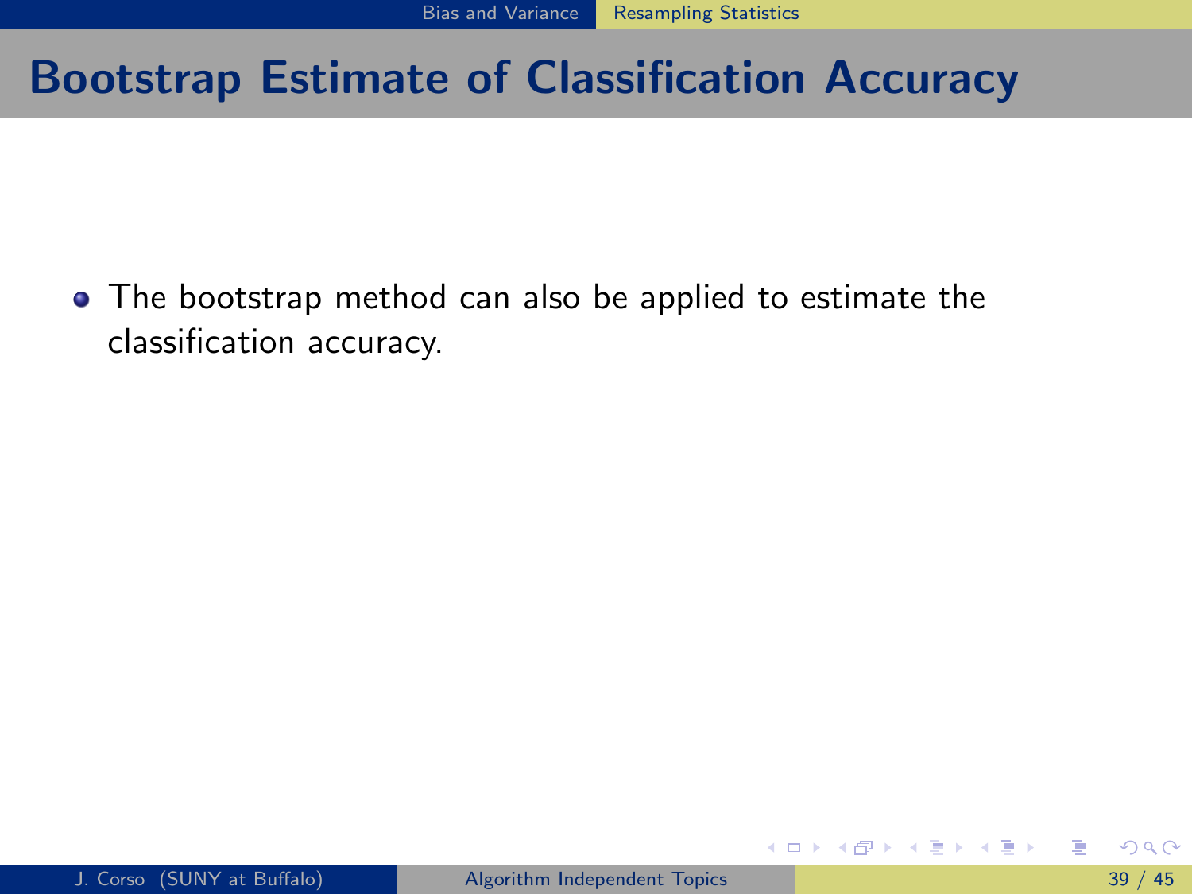## Bootstrap Estimate of Classification Accuracy

- The bootstrap method can also be applied to estimate the classification accuracy.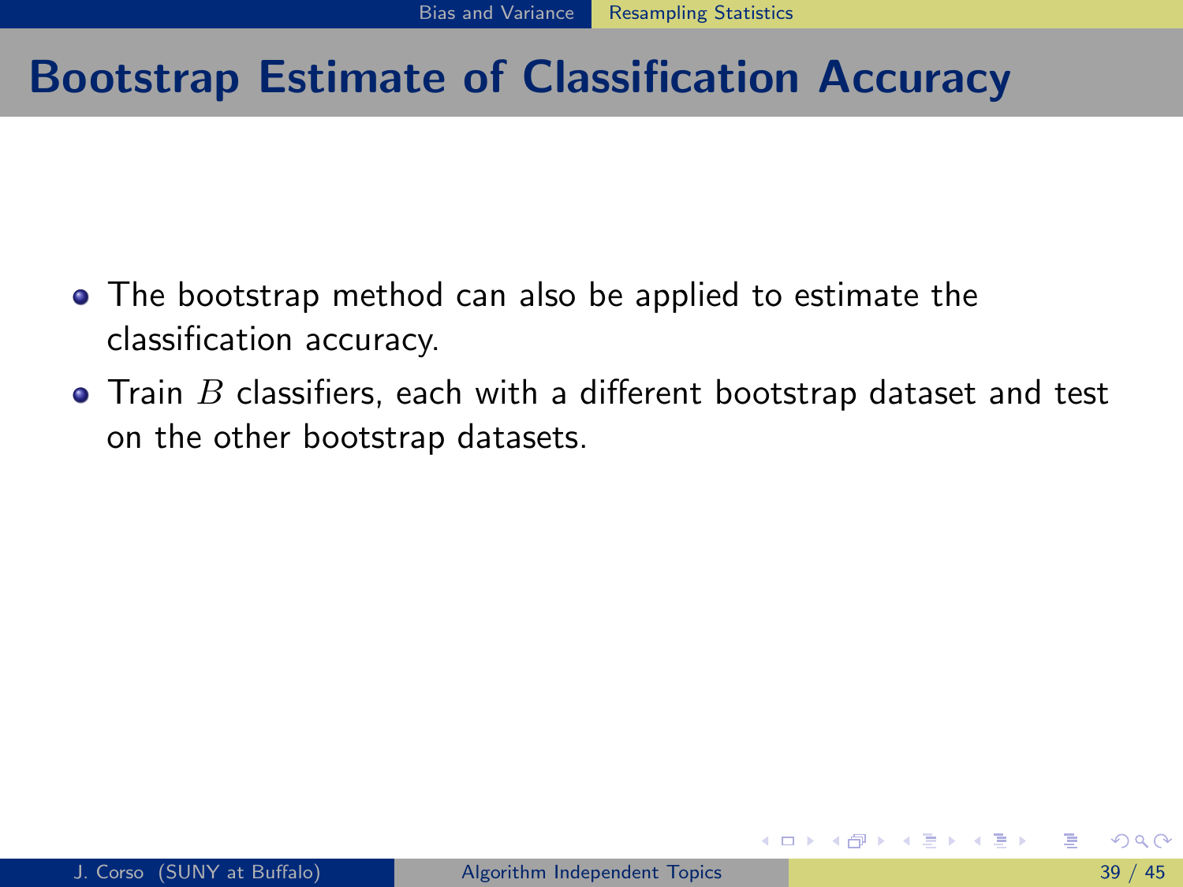# Bootstrap Estimate of Classification Accuracy

- The bootstrap method can also be applied to estimate the classification accuracy.
- Train $B$ classifiers, each with a different bootstrap dataset and test on the other bootstrap datasets.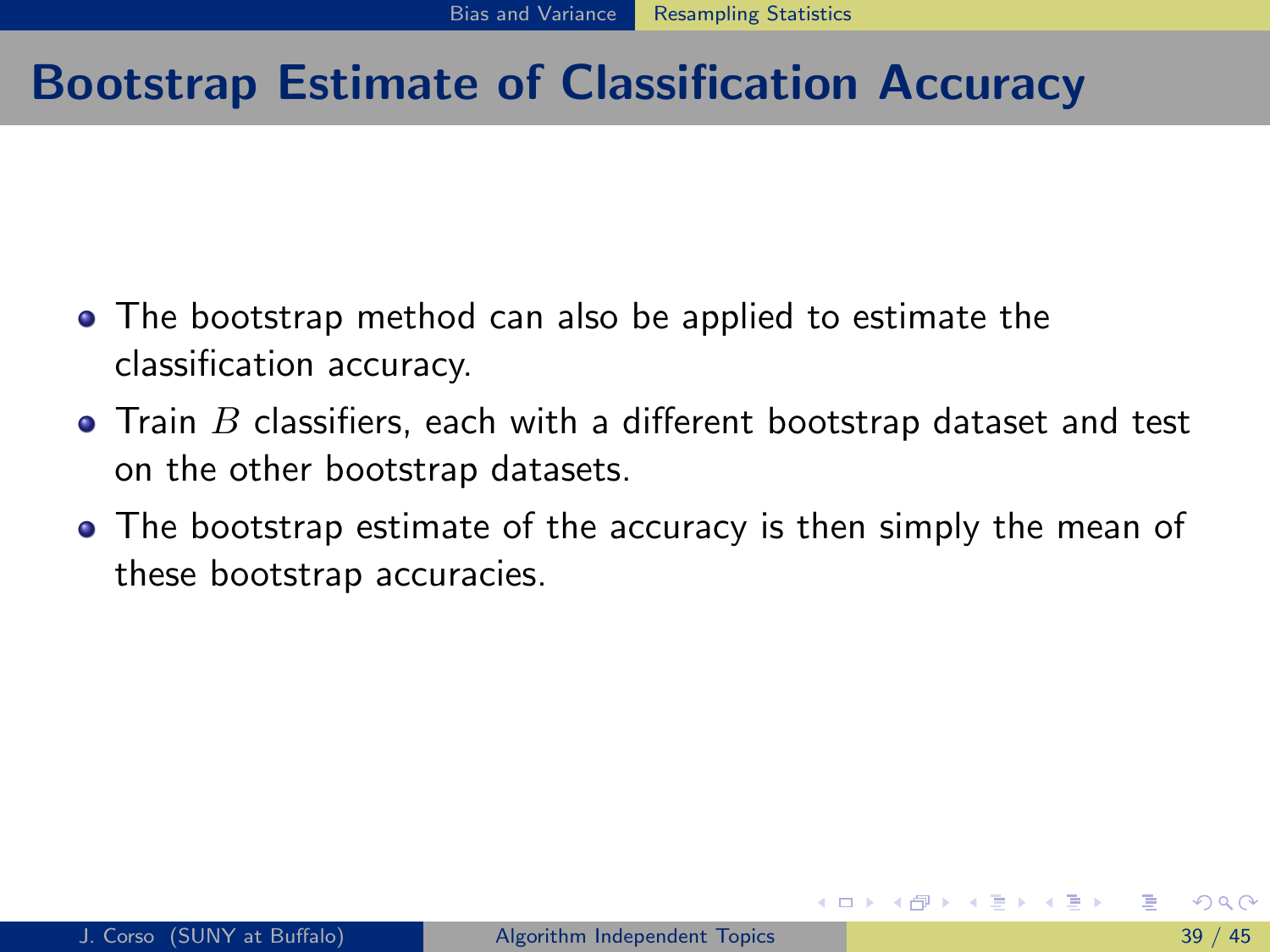# Bootstrap Estimate of Classification Accuracy

- The bootstrap method can also be applied to estimate the classification accuracy.
- Train $B$ classifiers, each with a different bootstrap dataset and test on the other bootstrap datasets.
- The bootstrap estimate of the accuracy is then simply the mean of these bootstrap accuracies.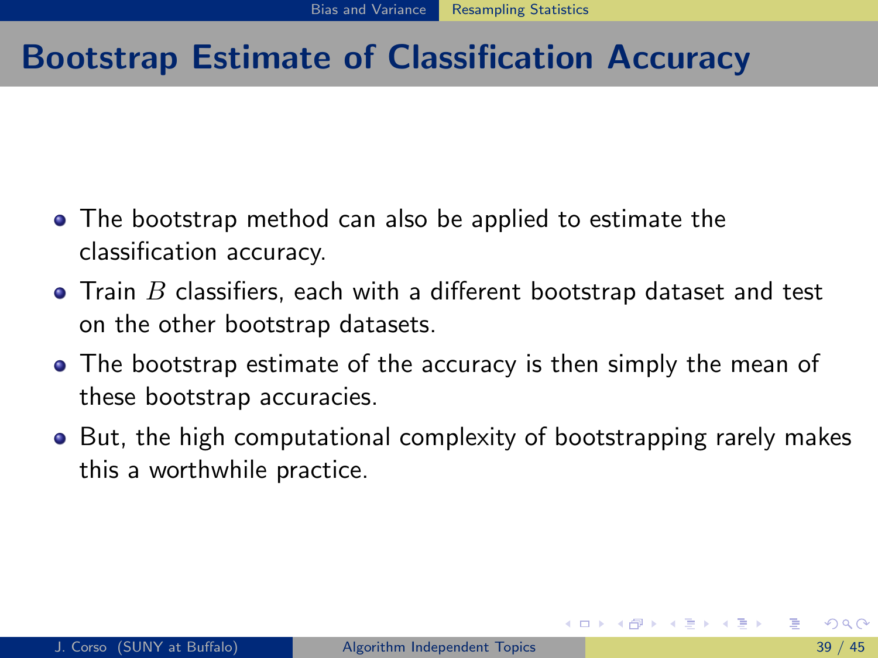# Bootstrap Estimate of Classification Accuracy

- The bootstrap method can also be applied to estimate the classification accuracy.
- Train $B$ classifiers, each with a different bootstrap dataset and test on the other bootstrap datasets.
- The bootstrap estimate of the accuracy is then simply the mean of these bootstrap accuracies.
- But, the high computational complexity of bootstrapping rarely makes this a worthwhile practice.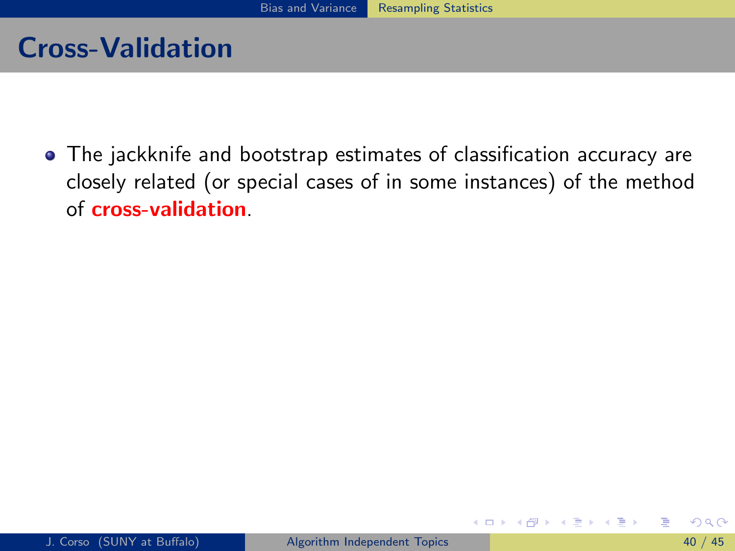# Cross-Validation

- The jackknife and bootstrap estimates of classification accuracy are closely related (or special cases of in some instances) of the method of **cross-validation**.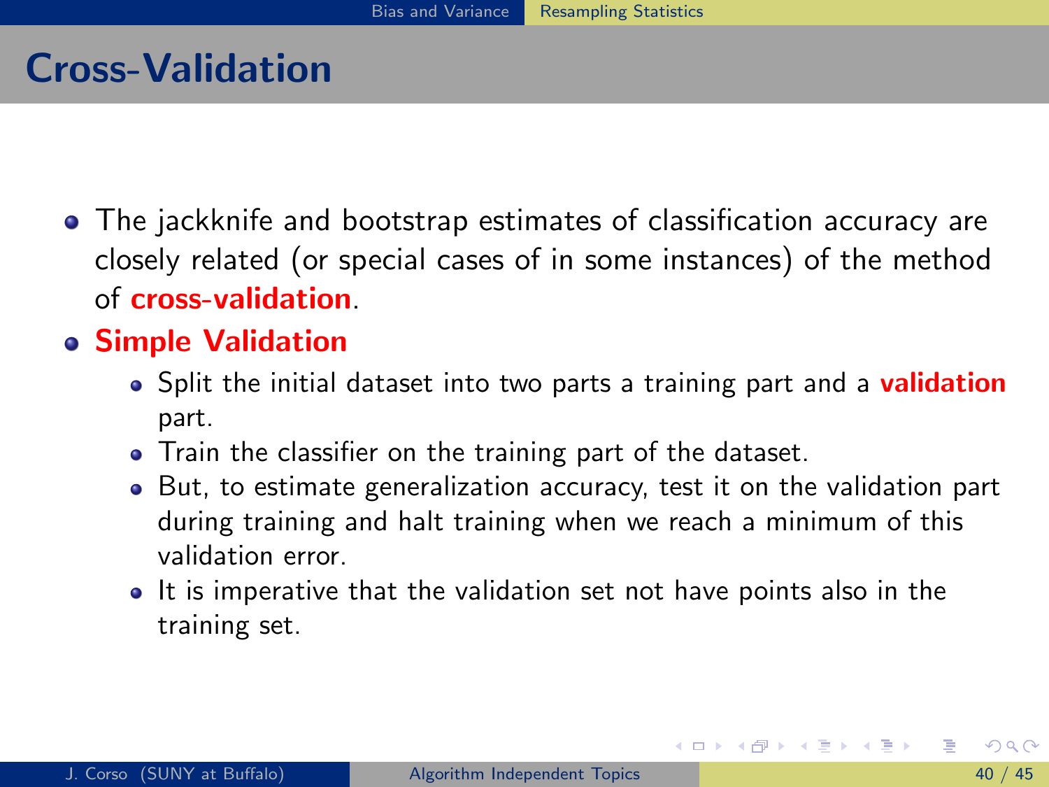# Cross-Validation

- The jackknife and bootstrap estimates of classification accuracy are closely related (or special cases of in some instances) of the method of **cross-validation**.
- **Simple Validation**
  - Split the initial dataset into two parts a training part and a **validation** part.
  - Train the classifier on the training part of the dataset.
  - But, to estimate generalization accuracy, test it on the validation part during training and halt training when we reach a minimum of this validation error.
  - It is imperative that the validation set not have points also in the training set.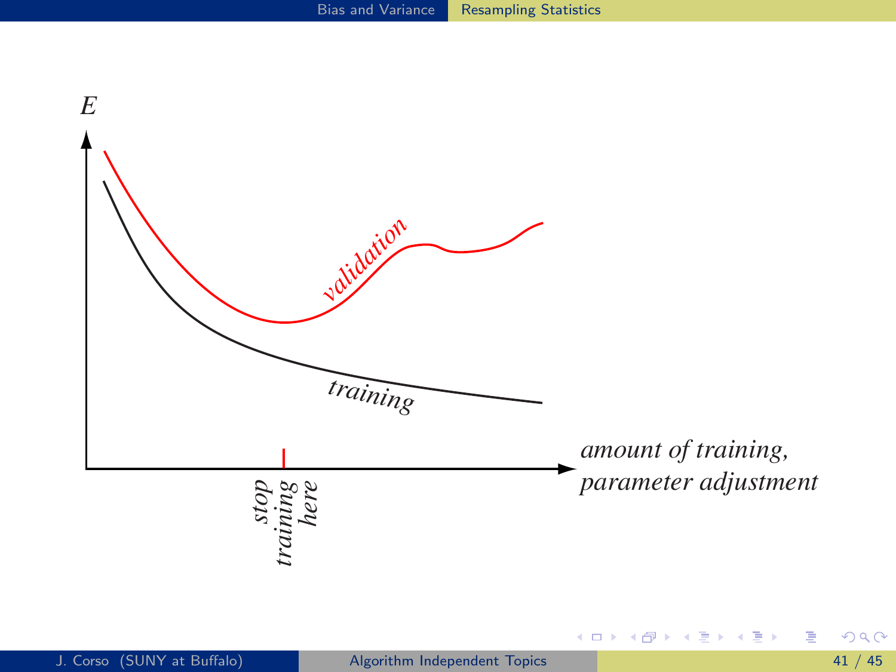E

validation

training

amount of training, parameter adjustment

stop training here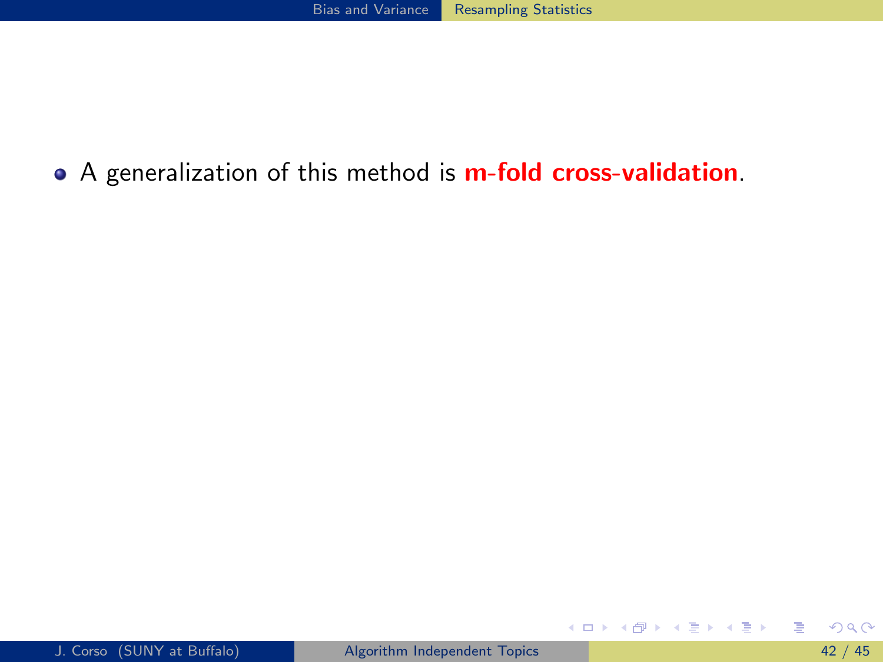- A generalization of this method is **m-fold cross-validation**.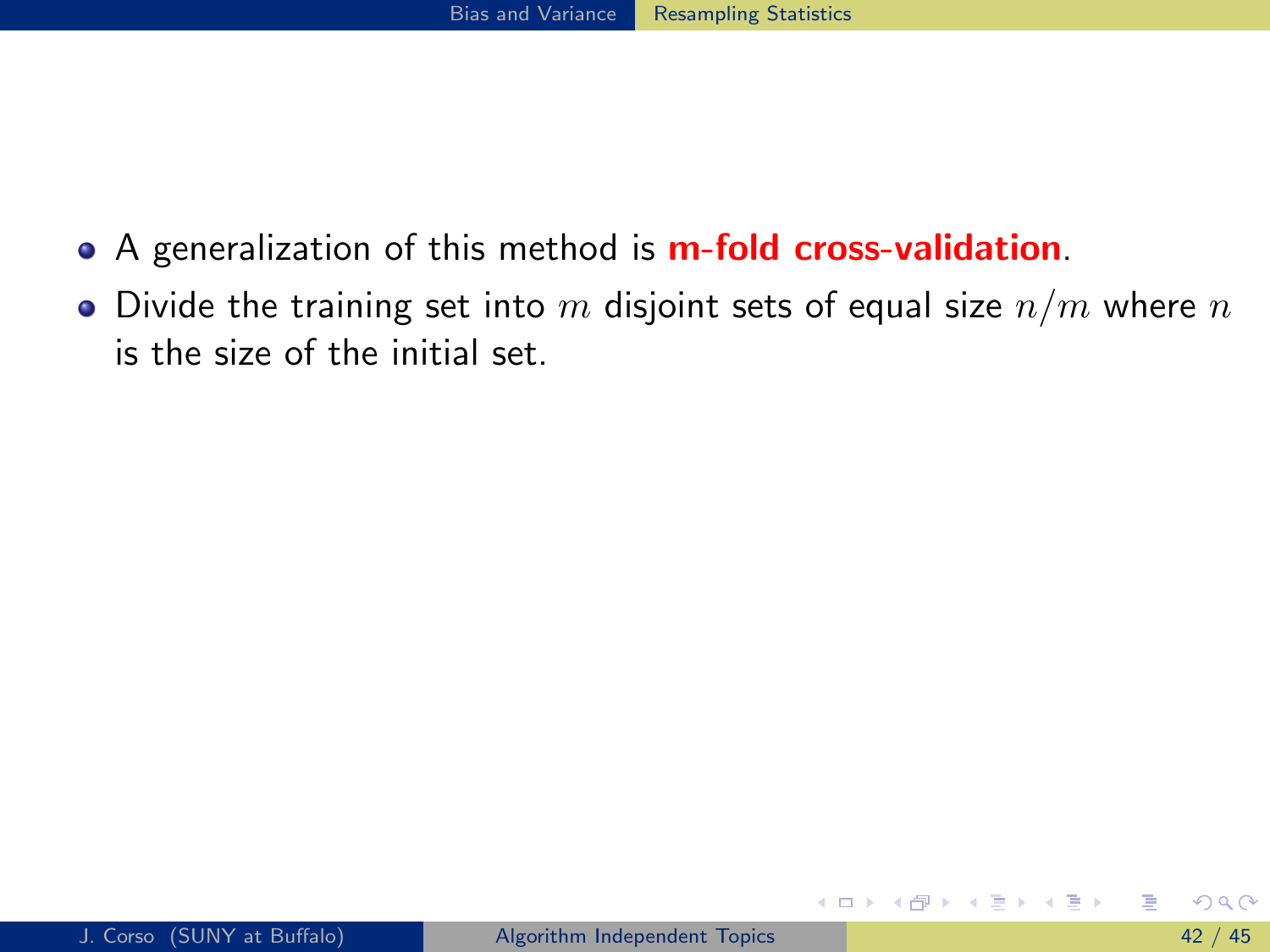- A generalization of this method is **m-fold cross-validation**.
- Divide the training set into $m$ disjoint sets of equal size $n/m$ where $n$ is the size of the initial set.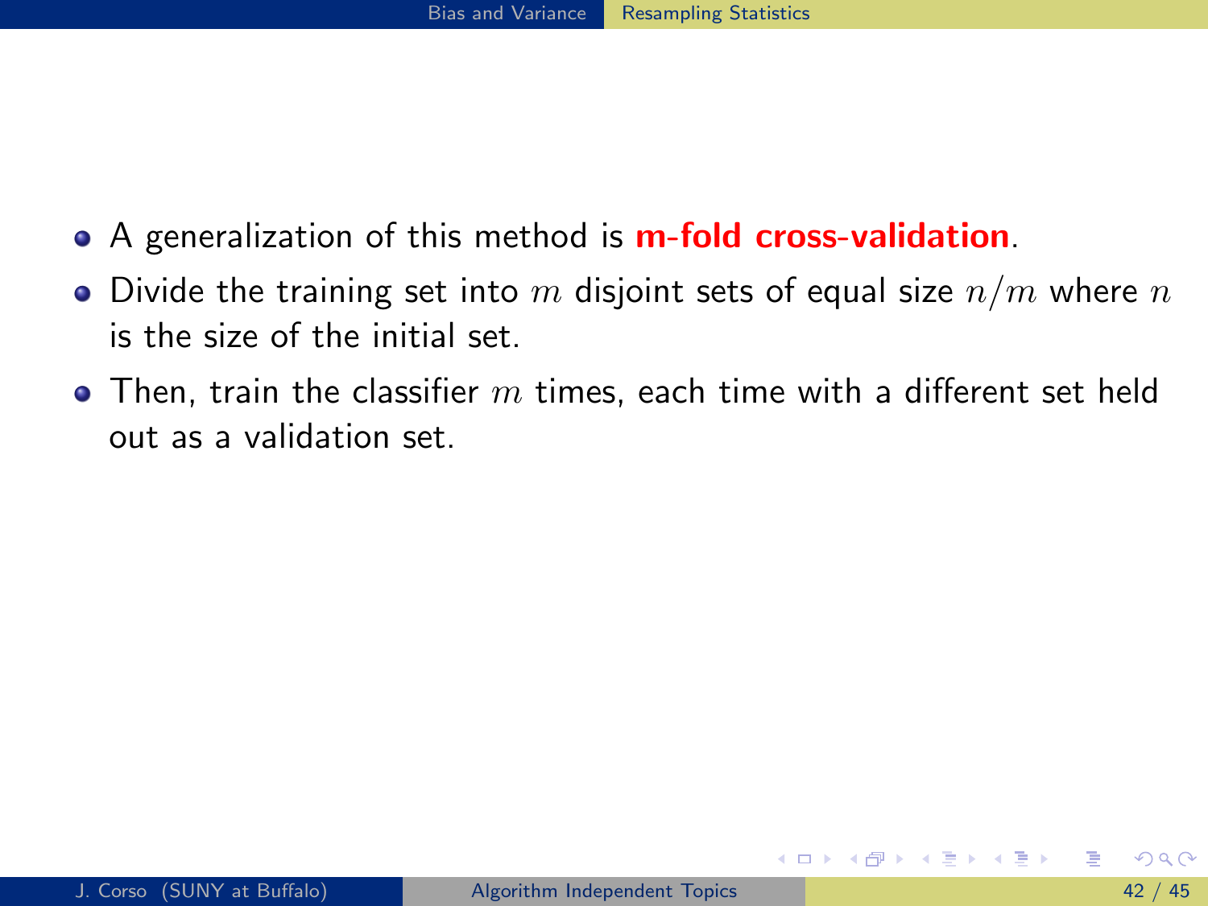- A generalization of this method is **m-fold cross-validation**.
- Divide the training set into $m$ disjoint sets of equal size $n/m$ where $n$ is the size of the initial set.
- Then, train the classifier $m$ times, each time with a different set held out as a validation set.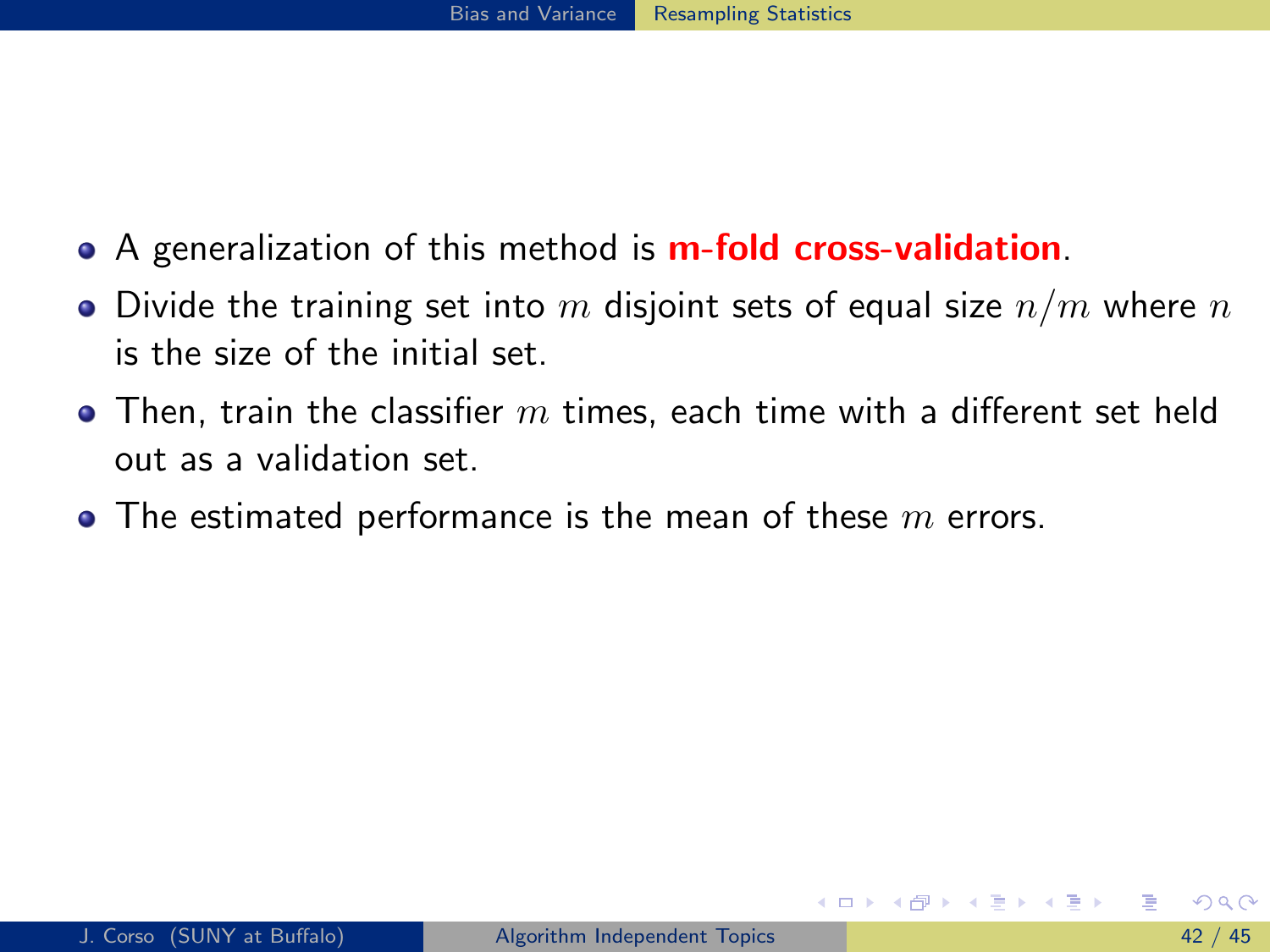- A generalization of this method is **m-fold cross-validation**.
- Divide the training set into $m$ disjoint sets of equal size $n/m$ where $n$ is the size of the initial set.
- Then, train the classifier $m$ times, each time with a different set held out as a validation set.
- The estimated performance is the mean of these $m$ errors.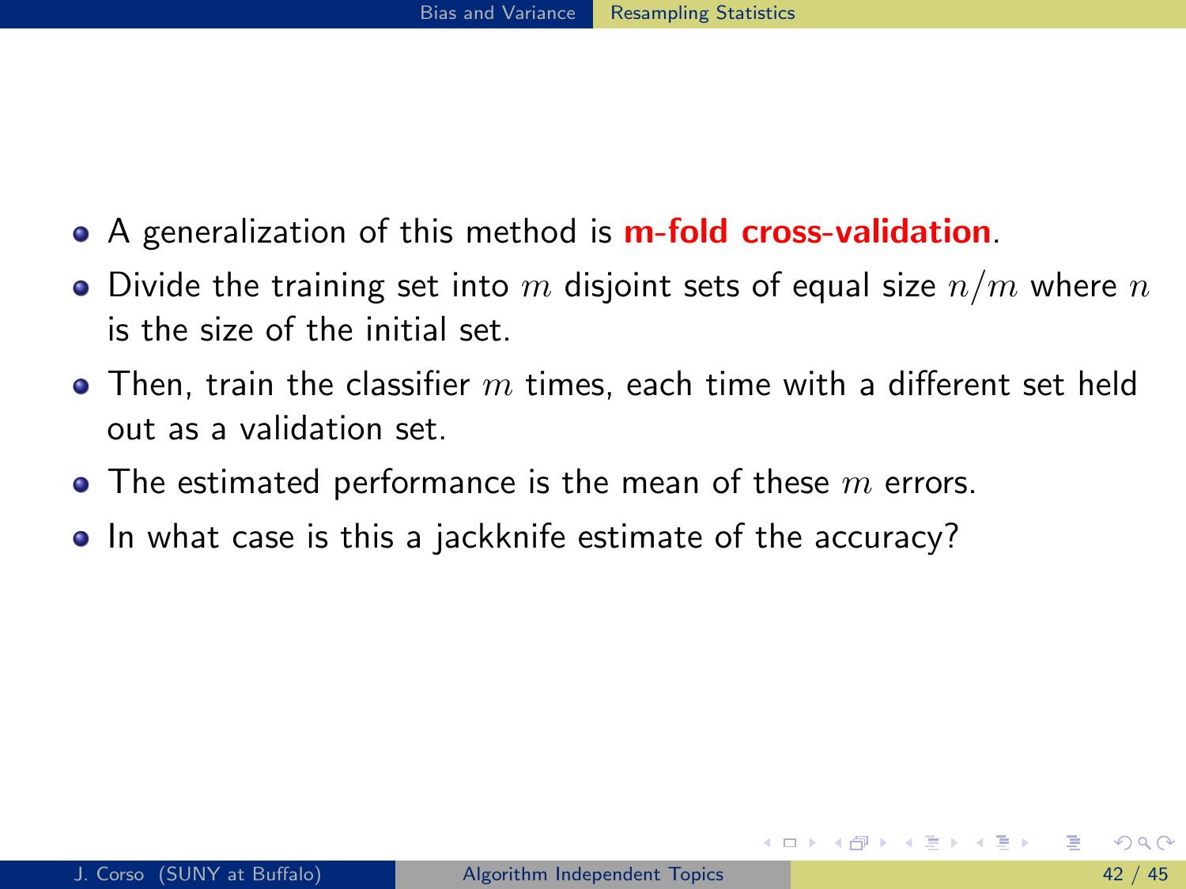- A generalization of this method is **m-fold cross-validation**.
- Divide the training set into $m$ disjoint sets of equal size $n/m$ where $n$ is the size of the initial set.
- Then, train the classifier $m$ times, each time with a different set held out as a validation set.
- The estimated performance is the mean of these $m$ errors.
- In what case is this a jackknife estimate of the accuracy?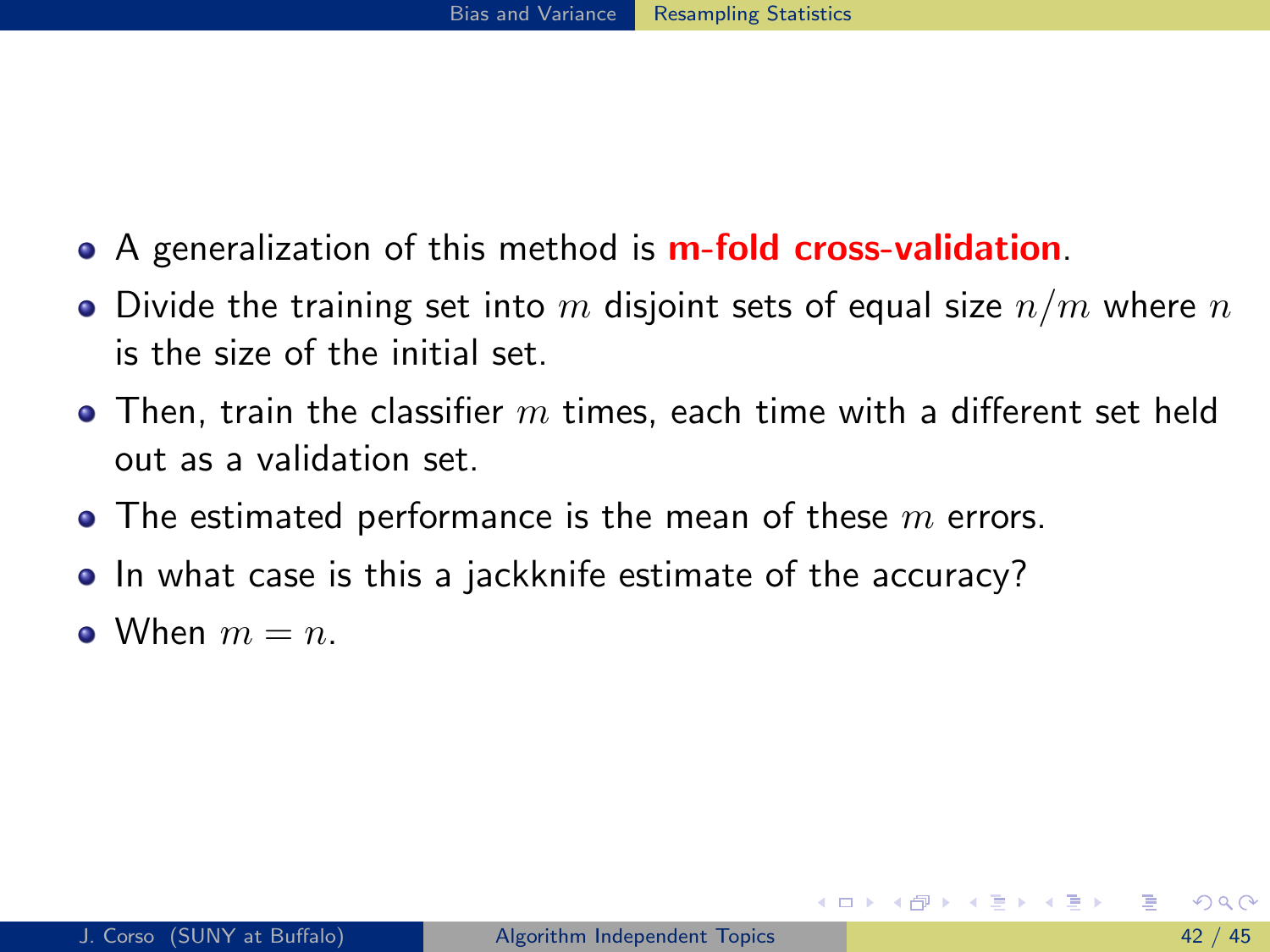- A generalization of this method is **m-fold cross-validation**.
- Divide the training set into $m$ disjoint sets of equal size $n/m$ where $n$ is the size of the initial set.
- Then, train the classifier $m$ times, each time with a different set held out as a validation set.
- The estimated performance is the mean of these $m$ errors.
- In what case is this a jackknife estimate of the accuracy?
- When $m = n$.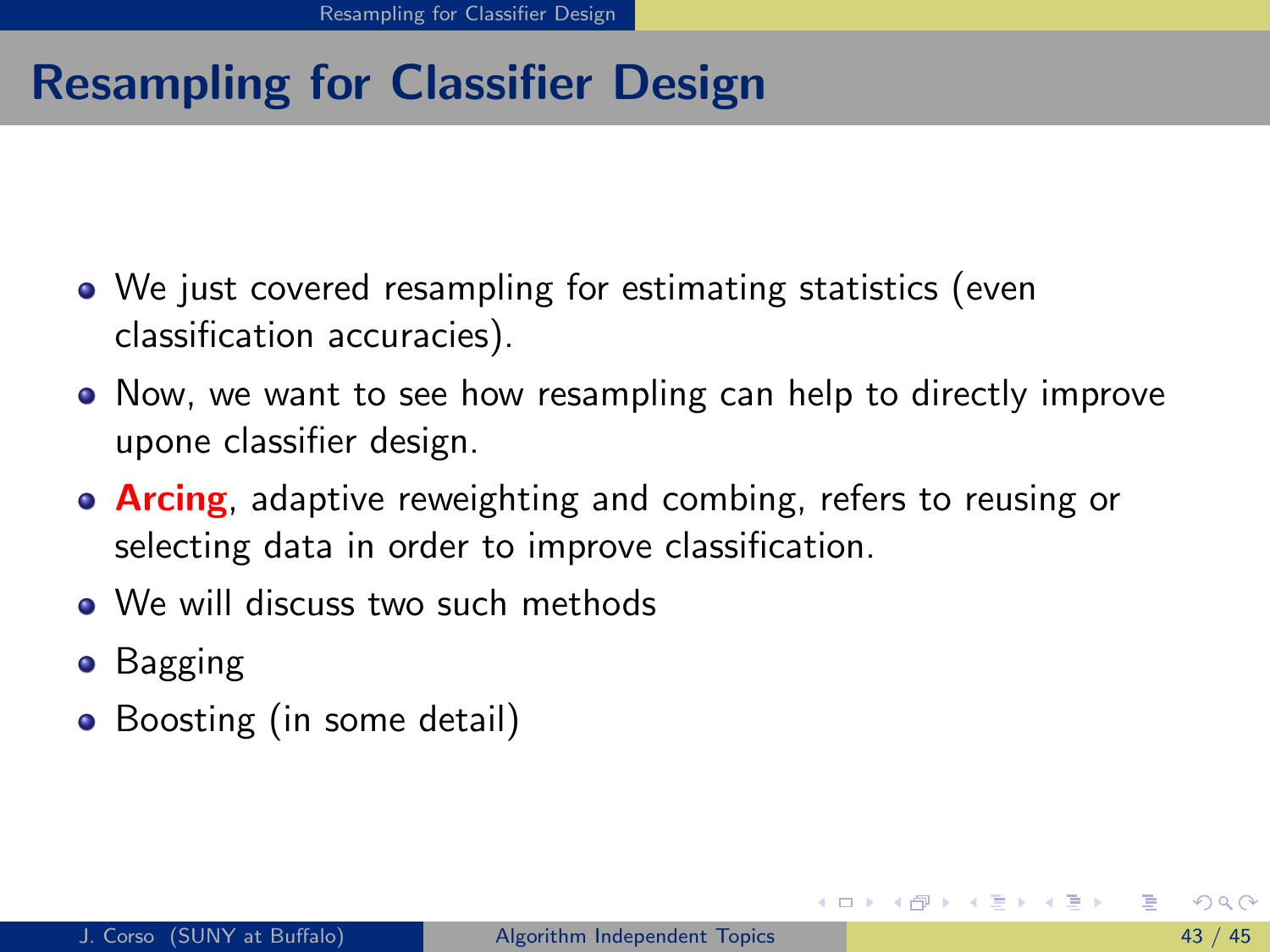# Resampling for Classifier Design

- We just covered resampling for estimating statistics (even classification accuracies).
- Now, we want to see how resampling can help to directly improve upone classifier design.
- **Arcing**, adaptive reweighting and combing, refers to reusing or selecting data in order to improve classification.
- We will discuss two such methods
- Bagging
- Boosting (in some detail)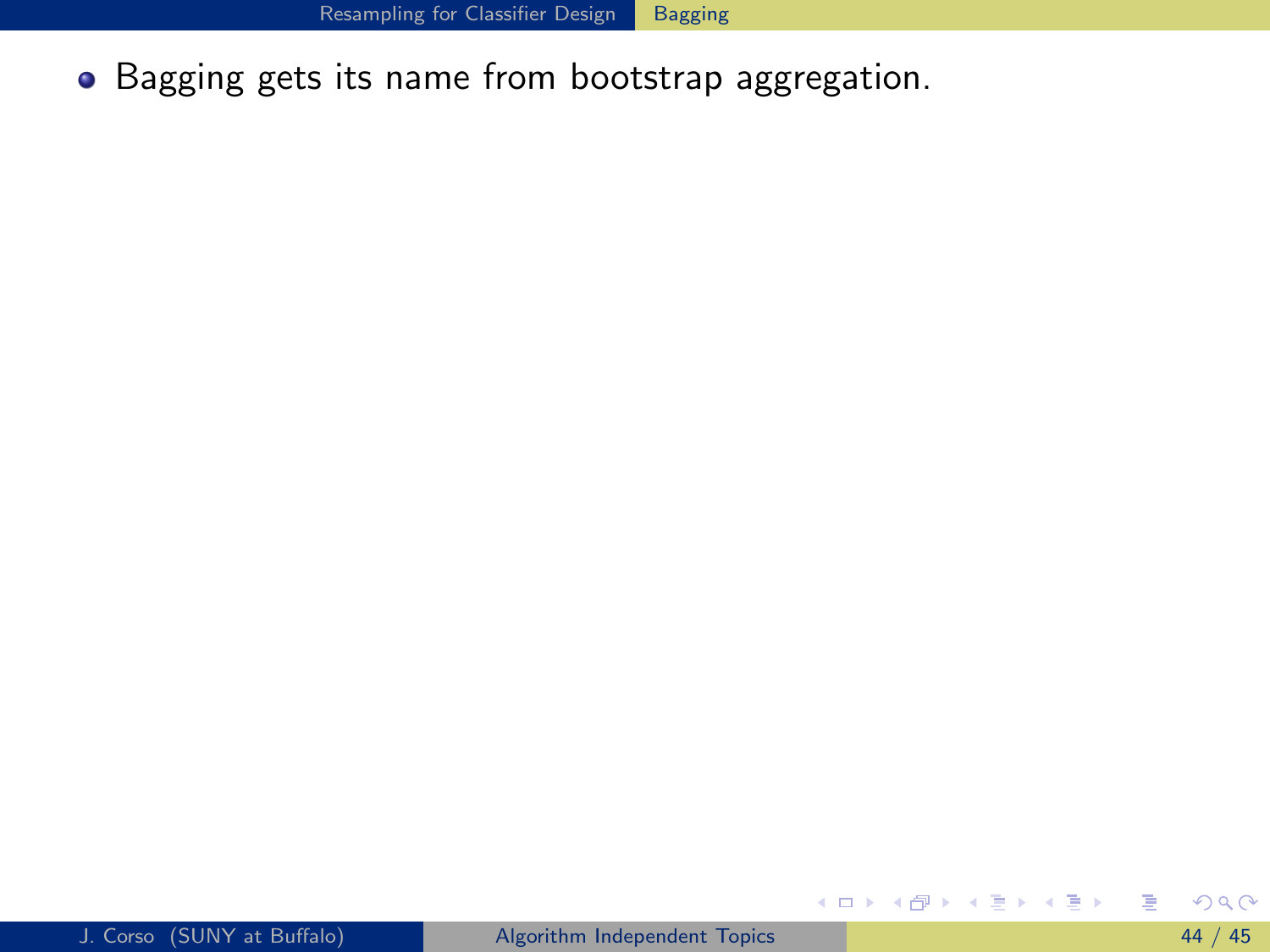- Bagging gets its name from bootstrap aggregation.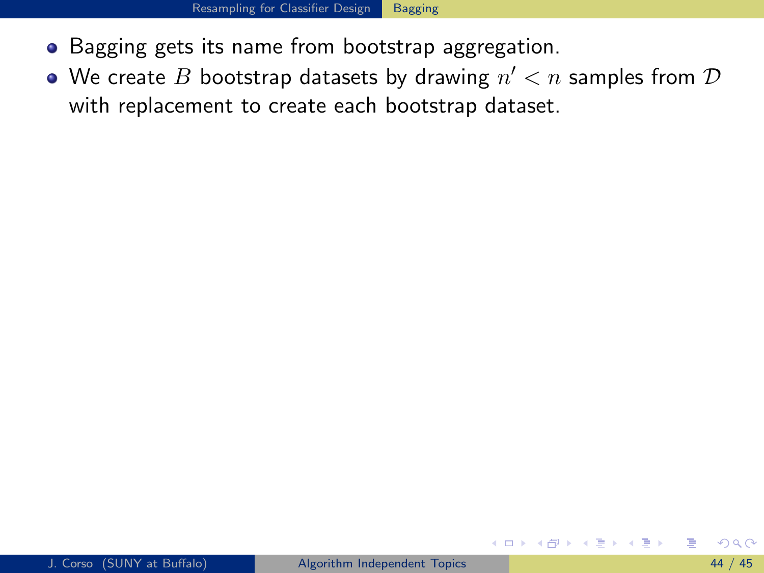- Bagging gets its name from bootstrap aggregation.
- We create $B$ bootstrap datasets by drawing $n' < n$ samples from $\mathcal{D}$ with replacement to create each bootstrap dataset.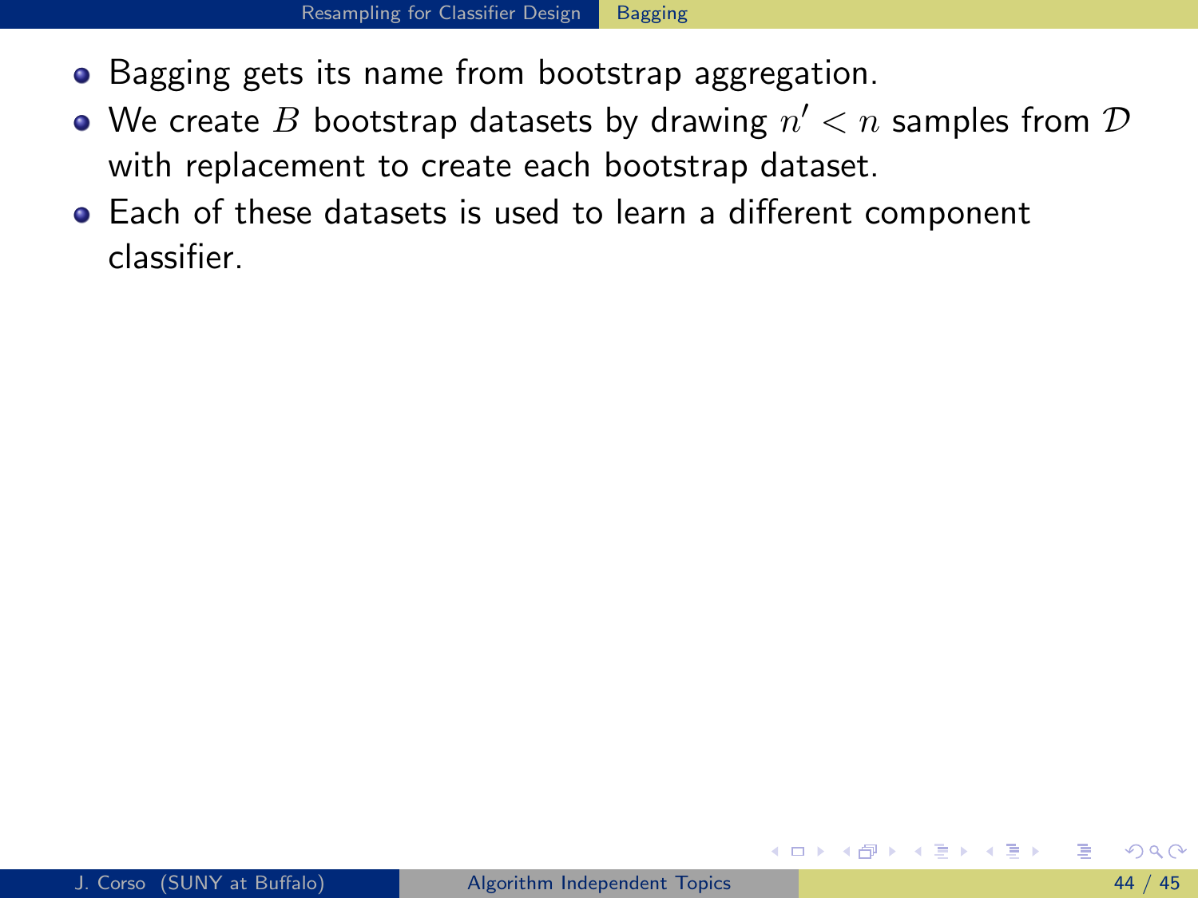- Bagging gets its name from bootstrap aggregation.
- We create $B$ bootstrap datasets by drawing $n' < n$ samples from $\mathcal{D}$ with replacement to create each bootstrap dataset.
- Each of these datasets is used to learn a different component classifier.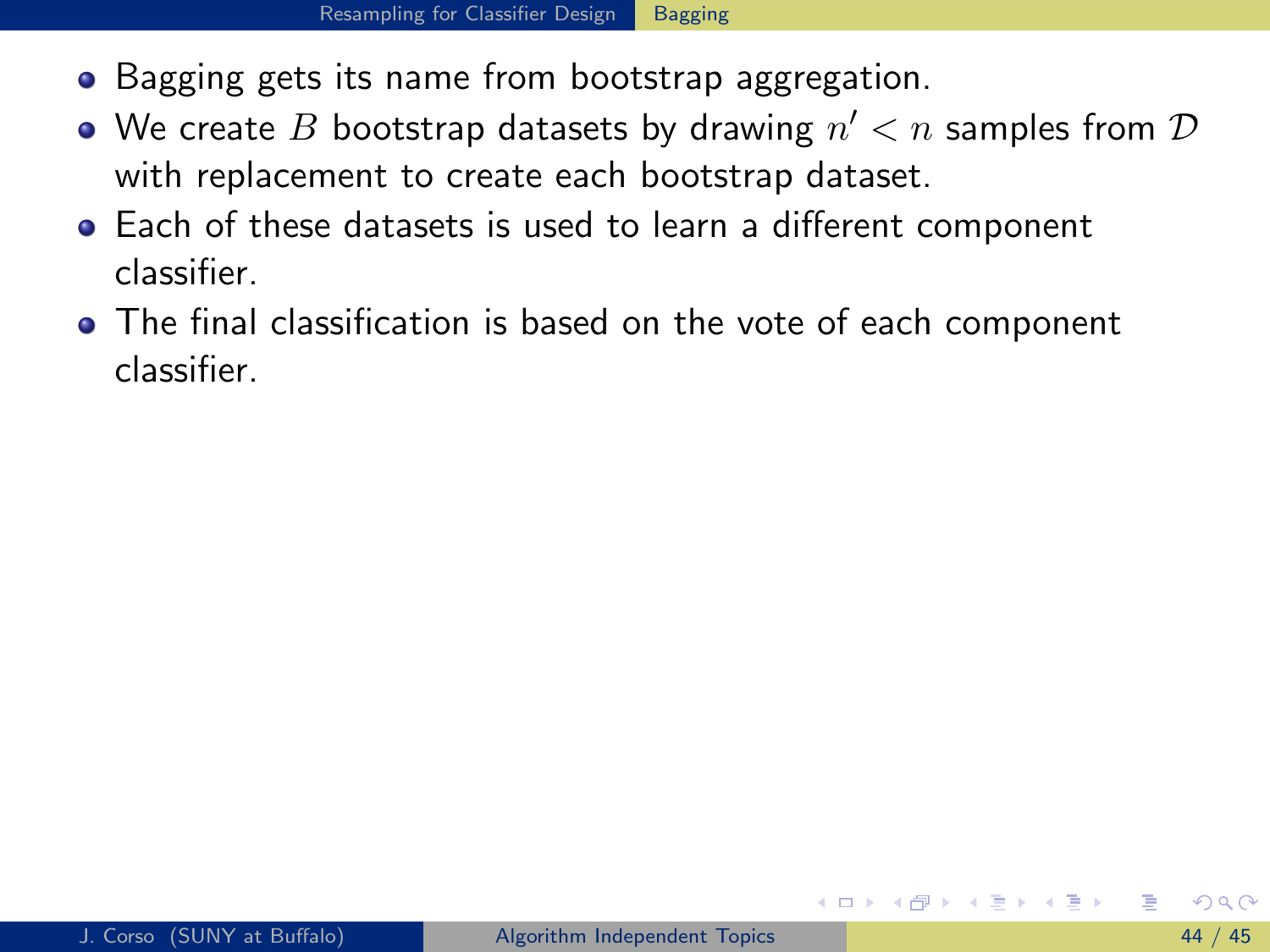- Bagging gets its name from bootstrap aggregation.
- We create $B$ bootstrap datasets by drawing $n' < n$ samples from $\mathcal{D}$ with replacement to create each bootstrap dataset.
- Each of these datasets is used to learn a different component classifier.
- The final classification is based on the vote of each component classifier.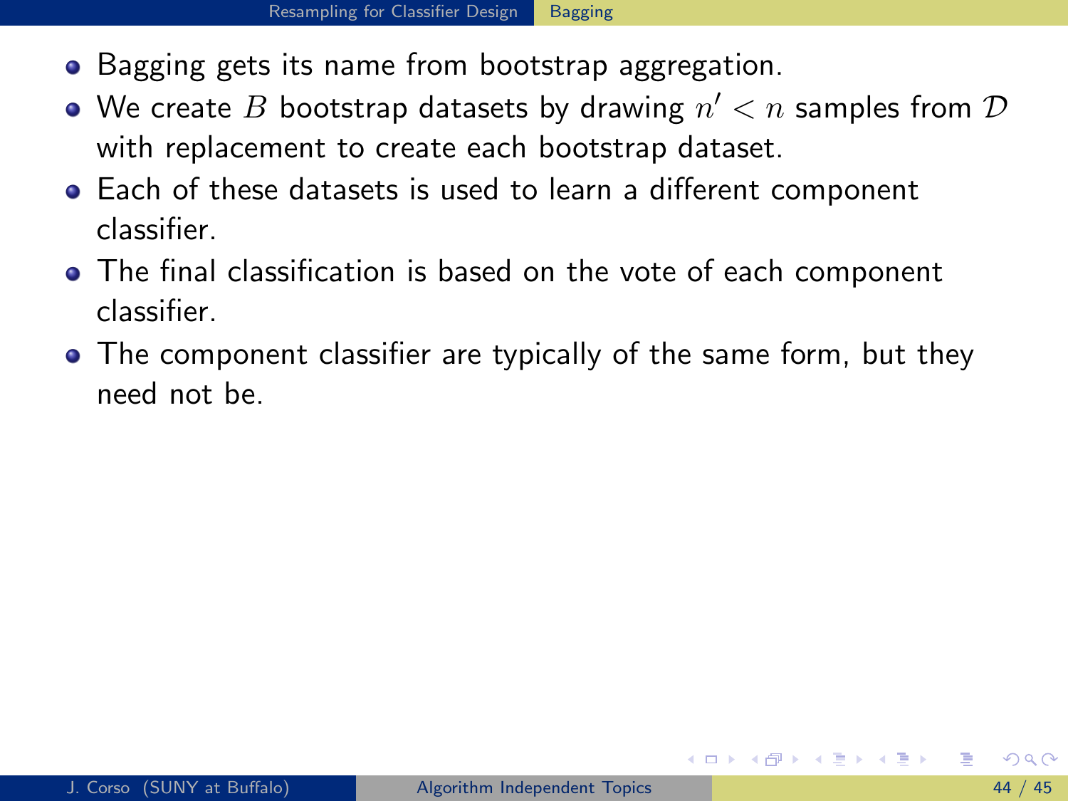- Bagging gets its name from bootstrap aggregation.
- We create $B$ bootstrap datasets by drawing $n' < n$ samples from $\mathcal{D}$ with replacement to create each bootstrap dataset.
- Each of these datasets is used to learn a different component classifier.
- The final classification is based on the vote of each component classifier.
- The component classifier are typically of the same form, but they need not be.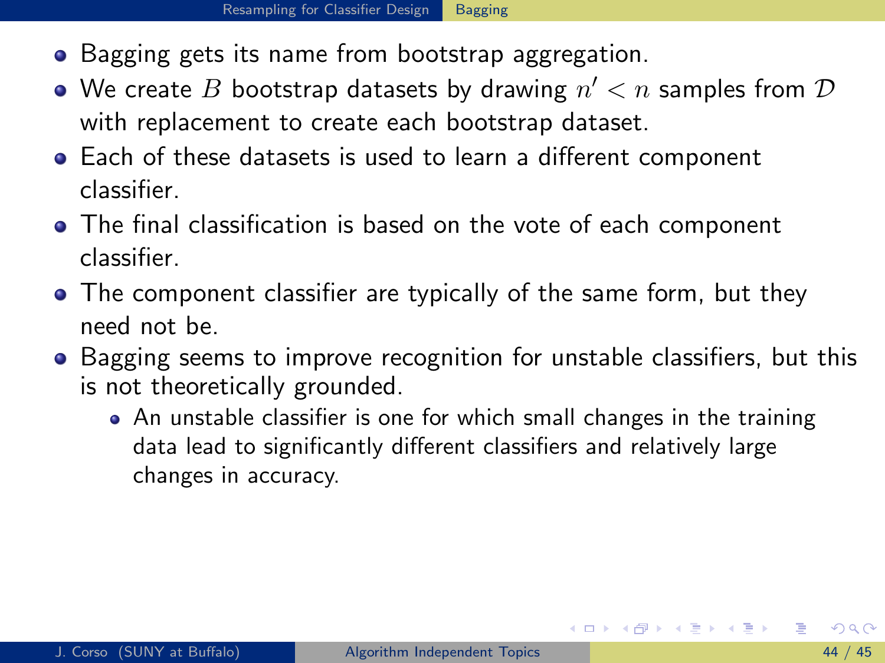- Bagging gets its name from bootstrap aggregation.
- We create $B$ bootstrap datasets by drawing $n' < n$ samples from $\mathcal{D}$ with replacement to create each bootstrap dataset.
- Each of these datasets is used to learn a different component classifier.
- The final classification is based on the vote of each component classifier.
- The component classifier are typically of the same form, but they need not be.
- Bagging seems to improve recognition for unstable classifiers, but this is not theoretically grounded.
  - An unstable classifier is one for which small changes in the training data lead to significantly different classifiers and relatively large changes in accuracy.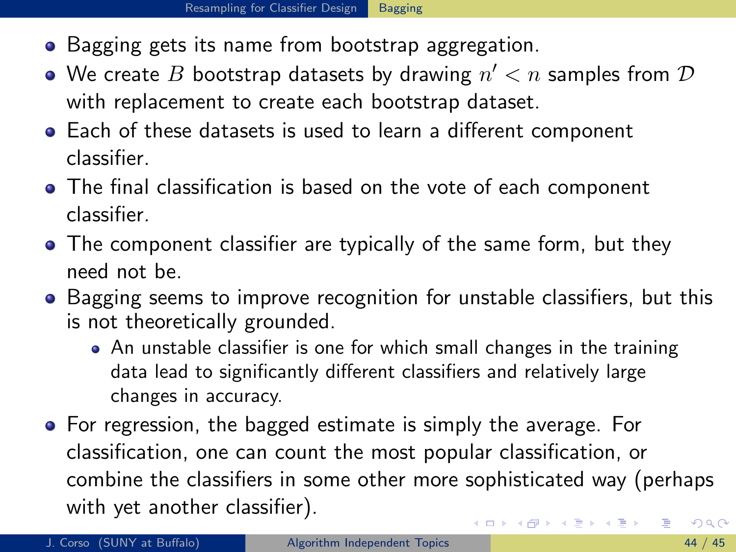- Bagging gets its name from bootstrap aggregation.
- We create $B$ bootstrap datasets by drawing $n' < n$ samples from $\mathcal{D}$ with replacement to create each bootstrap dataset.
- Each of these datasets is used to learn a different component classifier.
- The final classification is based on the vote of each component classifier.
- The component classifier are typically of the same form, but they need not be.
- Bagging seems to improve recognition for unstable classifiers, but this is not theoretically grounded.
  - An unstable classifier is one for which small changes in the training data lead to significantly different classifiers and relatively large changes in accuracy.
- For regression, the bagged estimate is simply the average. For classification, one can count the most popular classification, or combine the classifiers in some other more sophisticated way (perhaps with yet another classifier).